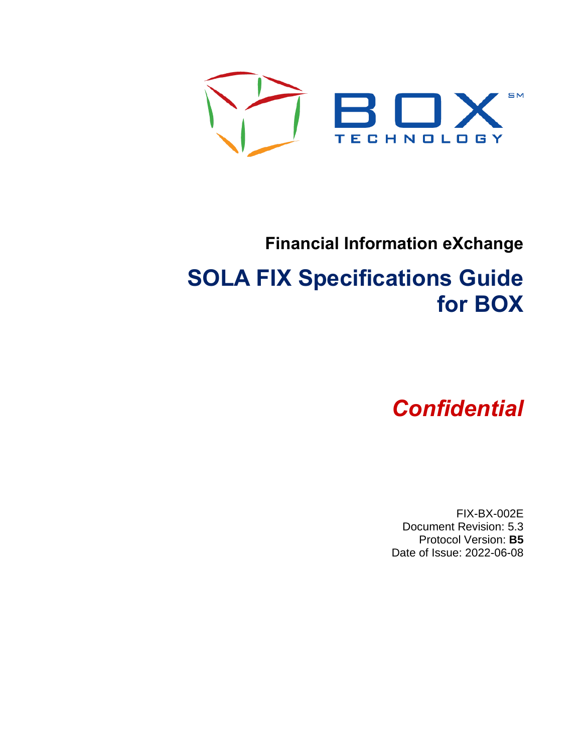BOX[SM]

TECHNOLOGY

**Financial Information eXchange**

# SOLA FIX Specifications Guide for BOX

*Confidential*

FIX-BX-002E
Document Revision: 5.3
Protocol Version: **B5**
Date of Issue: 2022-06-08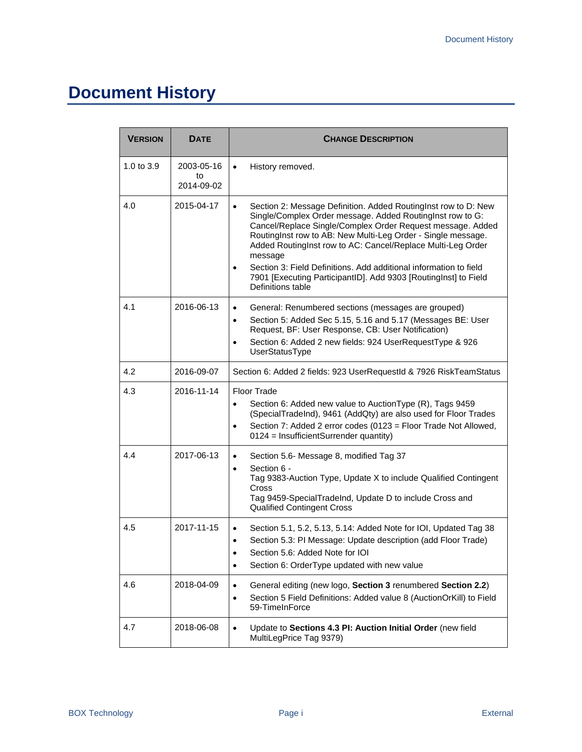# Document History

| VERSION | DATE | CHANGE DESCRIPTION |
|---|---|---|
| 1.0 to 3.9 | 2003-05-16 to 2014-09-02 | • History removed. |
| 4.0 | 2015-04-17 | • Section 2: Message Definition. Added RoutingInst row to D: New Single/Complex Order message. Added RoutingInst row to G: Cancel/Replace Single/Complex Order Request message. Added RoutingInst row to AB: New Multi-Leg Order - Single message. Added RoutingInst row to AC: Cancel/Replace Multi-Leg Order message<br>• Section 3: Field Definitions. Add additional information to field 7901 [Executing ParticipantID]. Add 9303 [RoutingInst] to Field Definitions table |
| 4.1 | 2016-06-13 | • General: Renumbered sections (messages are grouped)<br>• Section 5: Added Sec 5.15, 5.16 and 5.17 (Messages BE: User Request, BF: User Response, CB: User Notification)<br>• Section 6: Added 2 new fields: 924 UserRequestType & 926 UserStatusType |
| 4.2 | 2016-09-07 | Section 6: Added 2 fields: 923 UserRequestId & 7926 RiskTeamStatus |
| 4.3 | 2016-11-14 | Floor Trade<br>• Section 6: Added new value to AuctionType (R), Tags 9459 (SpecialTradeInd), 9461 (AddQty) are also used for Floor Trades<br>• Section 7: Added 2 error codes (0123 = Floor Trade Not Allowed, 0124 = InsufficientSurrender quantity) |
| 4.4 | 2017-06-13 | • Section 5.6- Message 8, modified Tag 37<br>• Section 6 - Tag 9383-Auction Type, Update X to include Qualified Contingent Cross Tag 9459-SpecialTradeInd, Update D to include Cross and Qualified Contingent Cross |
| 4.5 | 2017-11-15 | • Section 5.1, 5.2, 5.13, 5.14: Added Note for IOI, Updated Tag 38<br>• Section 5.3: PI Message: Update description (add Floor Trade)<br>• Section 5.6: Added Note for IOI<br>• Section 6: OrderType updated with new value |
| 4.6 | 2018-04-09 | • General editing (new logo, **Section 3** renumbered **Section 2.2**)<br>• Section 5 Field Definitions: Added value 8 (AuctionOrKill) to Field 59-TimeInForce |
| 4.7 | 2018-06-08 | • Update to **Sections 4.3 PI: Auction Initial Order** (new field MultiLegPrice Tag 9379) |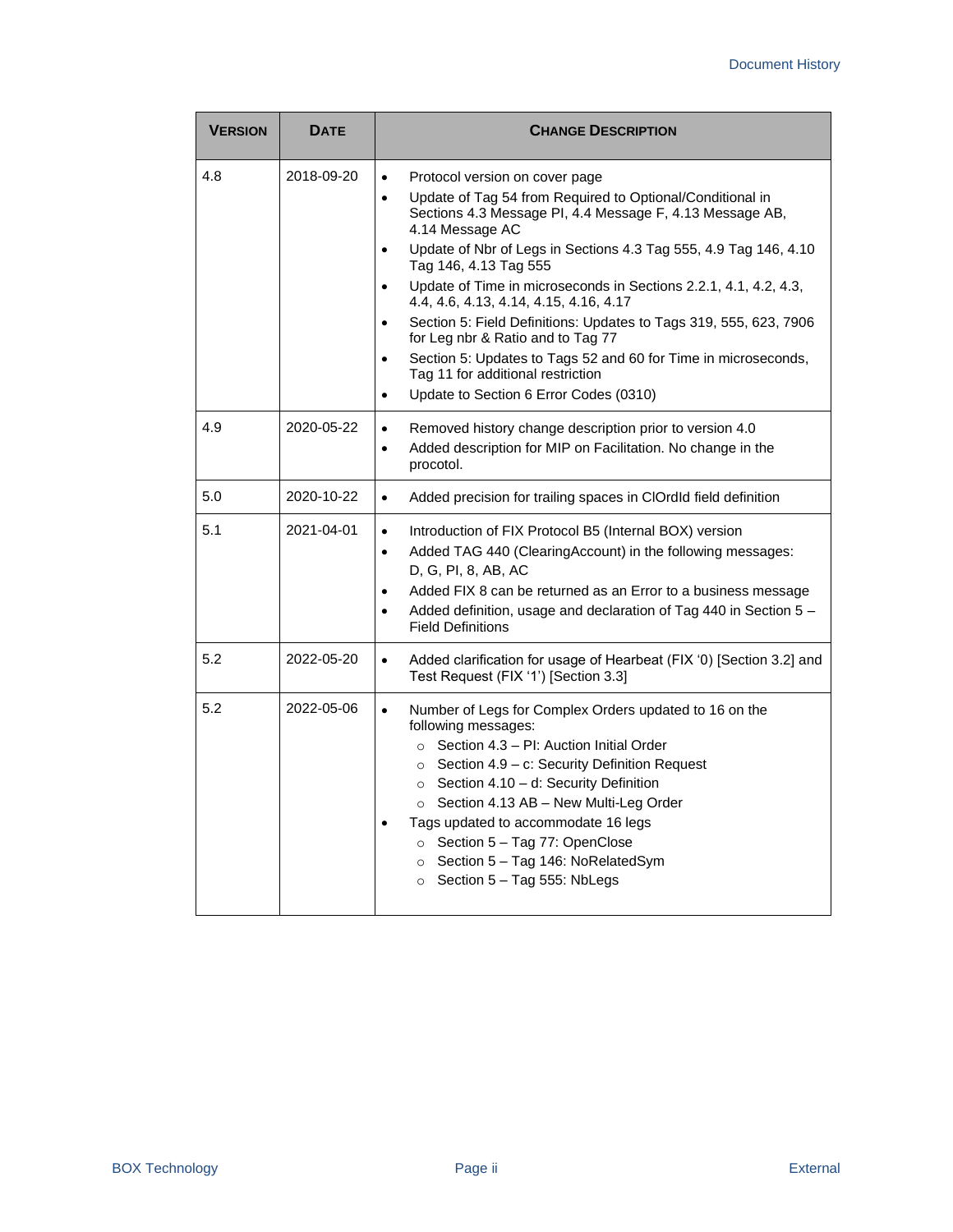| **VERSION** | **DATE** | **CHANGE DESCRIPTION** |
|---|---|---|
| 4.8 | 2018-09-20 | • Protocol version on cover page<br>• Update of Tag 54 from Required to Optional/Conditional in Sections 4.3 Message PI, 4.4 Message F, 4.13 Message AB, 4.14 Message AC<br>• Update of Nbr of Legs in Sections 4.3 Tag 555, 4.9 Tag 146, 4.10 Tag 146, 4.13 Tag 555<br>• Update of Time in microseconds in Sections 2.2.1, 4.1, 4.2, 4.3, 4.4, 4.6, 4.13, 4.14, 4.15, 4.16, 4.17<br>• Section 5: Field Definitions: Updates to Tags 319, 555, 623, 7906 for Leg nbr & Ratio and to Tag 77<br>• Section 5: Updates to Tags 52 and 60 for Time in microseconds, Tag 11 for additional restriction<br>• Update to Section 6 Error Codes (0310) |
| 4.9 | 2020-05-22 | • Removed history change description prior to version 4.0<br>• Added description for MIP on Facilitation. No change in the procotol. |
| 5.0 | 2020-10-22 | • Added precision for trailing spaces in ClOrdId field definition |
| 5.1 | 2021-04-01 | • Introduction of FIX Protocol B5 (Internal BOX) version<br>• Added TAG 440 (ClearingAccount) in the following messages: D, G, PI, 8, AB, AC<br>• Added FIX 8 can be returned as an Error to a business message<br>• Added definition, usage and declaration of Tag 440 in Section 5 – Field Definitions |
| 5.2 | 2022-05-20 | • Added clarification for usage of Hearbeat (FIX '0) [Section 3.2] and Test Request (FIX '1') [Section 3.3] |
| 5.2 | 2022-05-06 | • Number of Legs for Complex Orders updated to 16 on the following messages:<br>  ○ Section 4.3 – PI: Auction Initial Order<br>  ○ Section 4.9 – c: Security Definition Request<br>  ○ Section 4.10 – d: Security Definition<br>  ○ Section 4.13 AB – New Multi-Leg Order<br>• Tags updated to accommodate 16 legs<br>  ○ Section 5 – Tag 77: OpenClose<br>  ○ Section 5 – Tag 146: NoRelatedSym<br>  ○ Section 5 – Tag 555: NbLegs |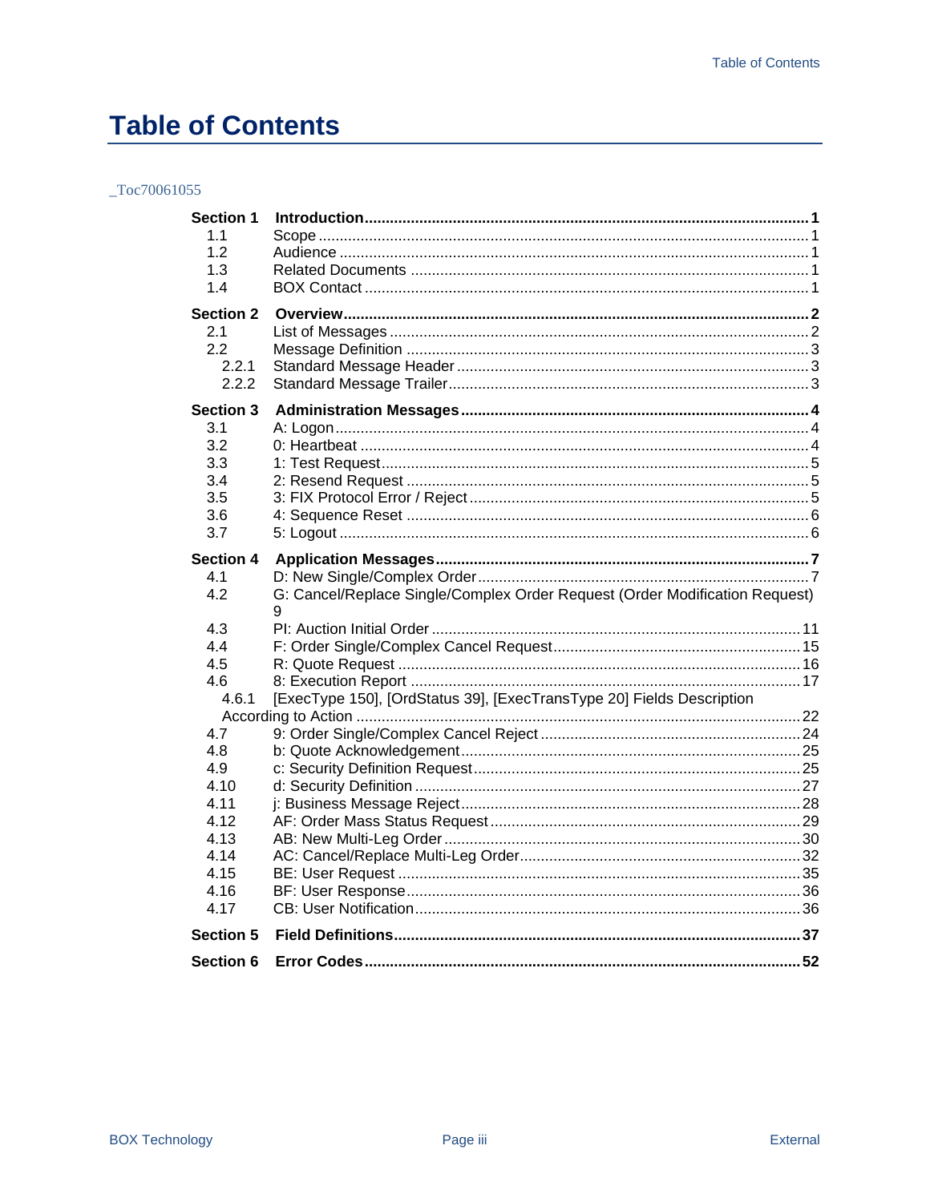# Table of Contents

_Toc70061055

**Section 1 Introduction ........ 1**
- 1.1 Scope ........ 1
- 1.2 Audience ........ 1
- 1.3 Related Documents ........ 1
- 1.4 BOX Contact ........ 1

**Section 2 Overview ........ 2**
- 2.1 List of Messages ........ 2
- 2.2 Message Definition ........ 3
  - 2.2.1 Standard Message Header ........ 3
  - 2.2.2 Standard Message Trailer ........ 3

**Section 3 Administration Messages ........ 4**
- 3.1 A: Logon ........ 4
- 3.2 0: Heartbeat ........ 4
- 3.3 1: Test Request ........ 5
- 3.4 2: Resend Request ........ 5
- 3.5 3: FIX Protocol Error / Reject ........ 5
- 3.6 4: Sequence Reset ........ 6
- 3.7 5: Logout ........ 6

**Section 4 Application Messages ........ 7**
- 4.1 D: New Single/Complex Order ........ 7
- 4.2 G: Cancel/Replace Single/Complex Order Request (Order Modification Request) 9
- 4.3 PI: Auction Initial Order ........ 11
- 4.4 F: Order Single/Complex Cancel Request ........ 15
- 4.5 R: Quote Request ........ 16
- 4.6 8: Execution Report ........ 17
  - 4.6.1 [ExecType 150], [OrdStatus 39], [ExecTransType 20] Fields Description According to Action ........ 22
- 4.7 9: Order Single/Complex Cancel Reject ........ 24
- 4.8 b: Quote Acknowledgement ........ 25
- 4.9 c: Security Definition Request ........ 25
- 4.10 d: Security Definition ........ 27
- 4.11 j: Business Message Reject ........ 28
- 4.12 AF: Order Mass Status Request ........ 29
- 4.13 AB: New Multi-Leg Order ........ 30
- 4.14 AC: Cancel/Replace Multi-Leg Order ........ 32
- 4.15 BE: User Request ........ 35
- 4.16 BF: User Response ........ 36
- 4.17 CB: User Notification ........ 36

**Section 5 Field Definitions ........ 37**

**Section 6 Error Codes ........ 52**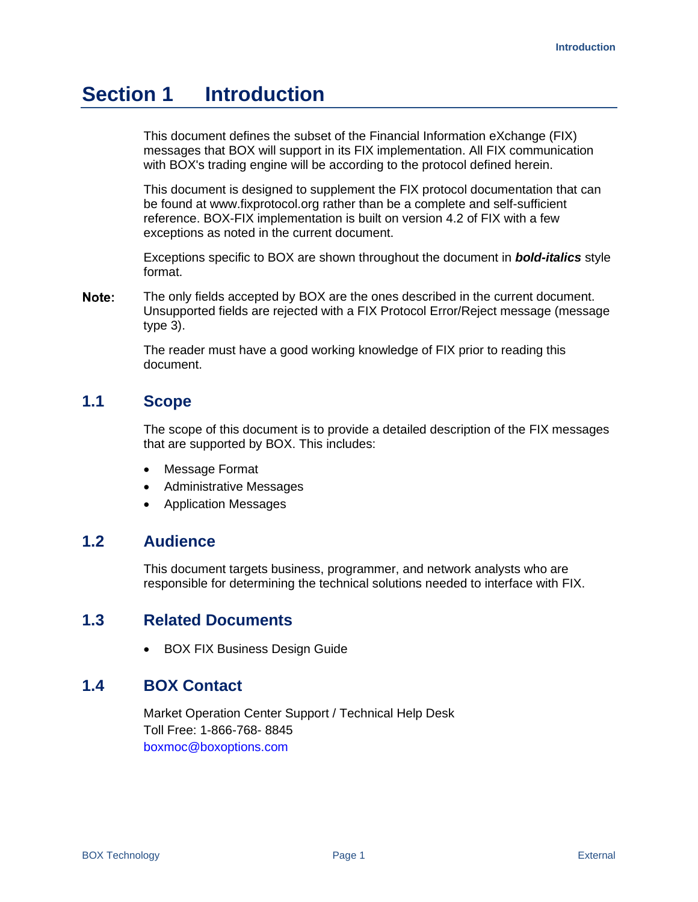# Section 1 Introduction

This document defines the subset of the Financial Information eXchange (FIX) messages that BOX will support in its FIX implementation. All FIX communication with BOX's trading engine will be according to the protocol defined herein.

This document is designed to supplement the FIX protocol documentation that can be found at www.fixprotocol.org rather than be a complete and self-sufficient reference. BOX-FIX implementation is built on version 4.2 of FIX with a few exceptions as noted in the current document.

Exceptions specific to BOX are shown throughout the document in ***bold-italics*** style format.

**Note:** The only fields accepted by BOX are the ones described in the current document. Unsupported fields are rejected with a FIX Protocol Error/Reject message (message type 3).

The reader must have a good working knowledge of FIX prior to reading this document.

## 1.1 Scope

The scope of this document is to provide a detailed description of the FIX messages that are supported by BOX. This includes:

- Message Format
- Administrative Messages
- Application Messages

## 1.2 Audience

This document targets business, programmer, and network analysts who are responsible for determining the technical solutions needed to interface with FIX.

## 1.3 Related Documents

- BOX FIX Business Design Guide

## 1.4 BOX Contact

Market Operation Center Support / Technical Help Desk
Toll Free: 1-866-768- 8845
boxmoc@boxoptions.com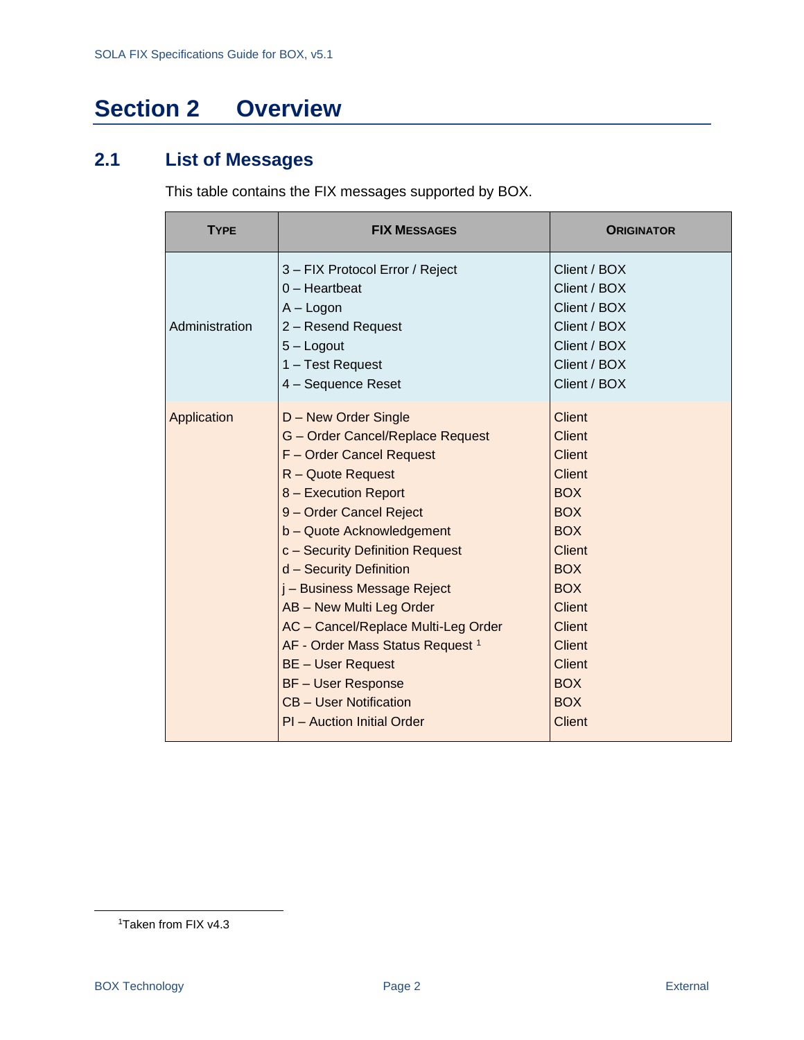# Section 2 Overview

## 2.1 List of Messages

This table contains the FIX messages supported by BOX.

| TYPE | FIX MESSAGES | ORIGINATOR |
|---|---|---|
| Administration | 3 – FIX Protocol Error / Reject | Client / BOX |
| | 0 – Heartbeat | Client / BOX |
| | A – Logon | Client / BOX |
| | 2 – Resend Request | Client / BOX |
| | 5 – Logout | Client / BOX |
| | 1 – Test Request | Client / BOX |
| | 4 – Sequence Reset | Client / BOX |
| Application | D – New Order Single | Client |
| | G – Order Cancel/Replace Request | Client |
| | F – Order Cancel Request | Client |
| | R – Quote Request | Client |
| | 8 – Execution Report | BOX |
| | 9 – Order Cancel Reject | BOX |
| | b – Quote Acknowledgement | BOX |
| | c – Security Definition Request | Client |
| | d – Security Definition | BOX |
| | j – Business Message Reject | BOX |
| | AB – New Multi Leg Order | Client |
| | AC – Cancel/Replace Multi-Leg Order | Client |
| | AF - Order Mass Status Request [1] | Client |
| | BE – User Request | Client |
| | BF – User Response | BOX |
| | CB – User Notification | BOX |
| | PI – Auction Initial Order | Client |

[1]Taken from FIX v4.3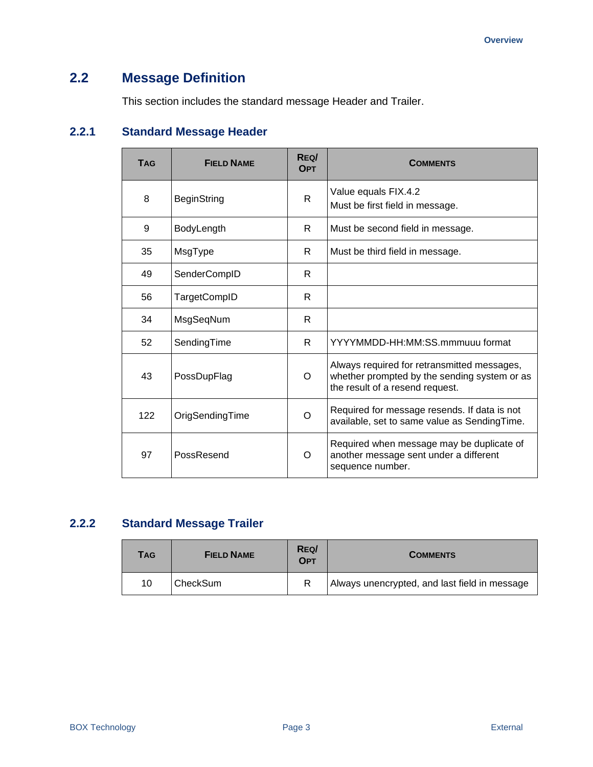## 2.2 Message Definition

This section includes the standard message Header and Trailer.

### 2.2.1 Standard Message Header

| Tag | Field Name | Req/ Opt | Comments |
|---|---|---|---|
| 8 | BeginString | R | Value equals FIX.4.2<br>Must be first field in message. |
| 9 | BodyLength | R | Must be second field in message. |
| 35 | MsgType | R | Must be third field in message. |
| 49 | SenderCompID | R | |
| 56 | TargetCompID | R | |
| 34 | MsgSeqNum | R | |
| 52 | SendingTime | R | YYYYMMDD-HH:MM:SS.mmmuuu format |
| 43 | PossDupFlag | O | Always required for retransmitted messages, whether prompted by the sending system or as the result of a resend request. |
| 122 | OrigSendingTime | O | Required for message resends. If data is not available, set to same value as SendingTime. |
| 97 | PossResend | O | Required when message may be duplicate of another message sent under a different sequence number. |

### 2.2.2 Standard Message Trailer

| Tag | Field Name | Req/ Opt | Comments |
|---|---|---|---|
| 10 | CheckSum | R | Always unencrypted, and last field in message |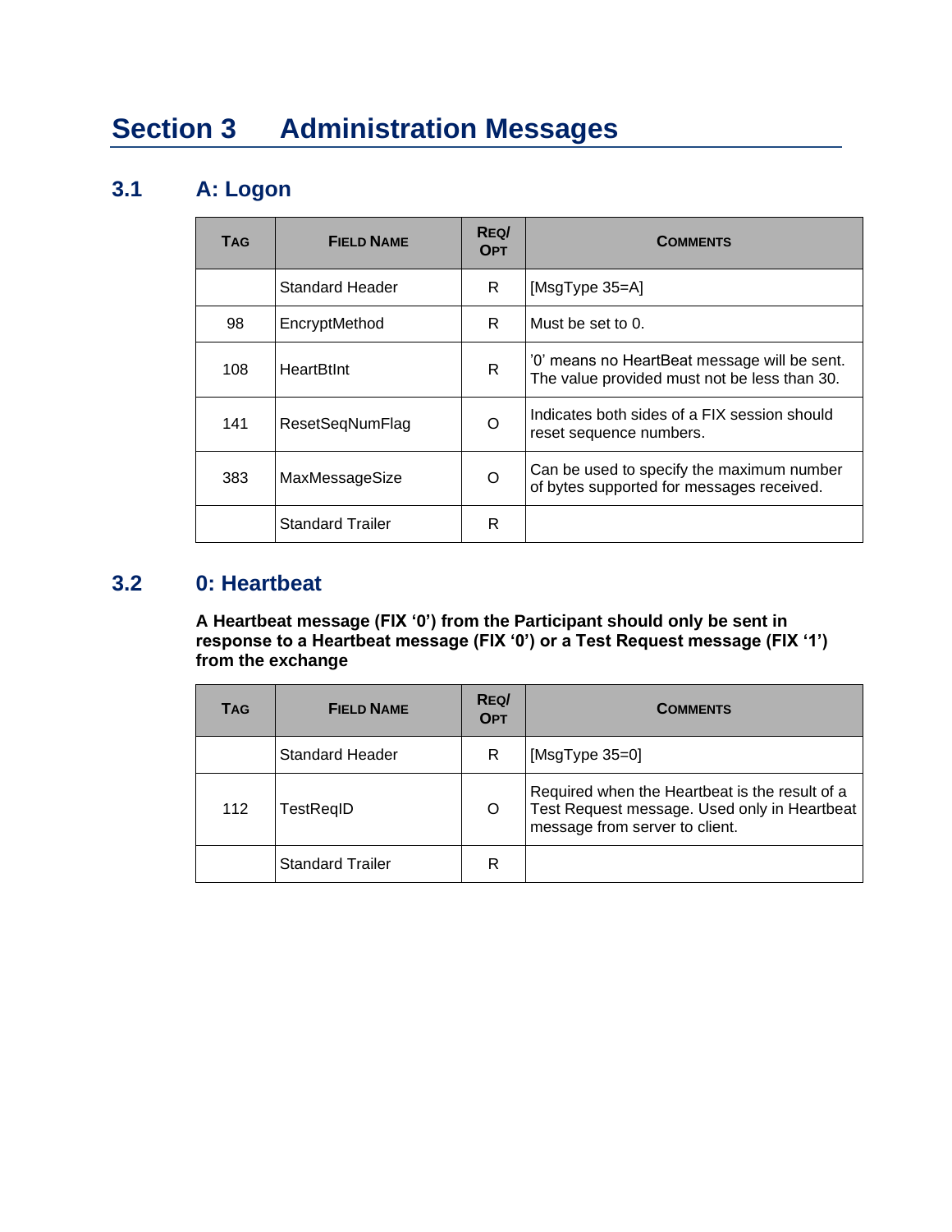# Section 3 Administration Messages

## 3.1 A: Logon

| TAG | FIELD NAME | REQ/ OPT | COMMENTS |
|---|---|---|---|
| | Standard Header | R | [MsgType 35=A] |
| 98 | EncryptMethod | R | Must be set to 0. |
| 108 | HeartBtInt | R | '0' means no HeartBeat message will be sent. The value provided must not be less than 30. |
| 141 | ResetSeqNumFlag | O | Indicates both sides of a FIX session should reset sequence numbers. |
| 383 | MaxMessageSize | O | Can be used to specify the maximum number of bytes supported for messages received. |
| | Standard Trailer | R | |

## 3.2 0: Heartbeat

**A Heartbeat message (FIX '0') from the Participant should only be sent in response to a Heartbeat message (FIX '0') or a Test Request message (FIX '1') from the exchange**

| TAG | FIELD NAME | REQ/ OPT | COMMENTS |
|---|---|---|---|
| | Standard Header | R | [MsgType 35=0] |
| 112 | TestReqID | O | Required when the Heartbeat is the result of a Test Request message. Used only in Heartbeat message from server to client. |
| | Standard Trailer | R | |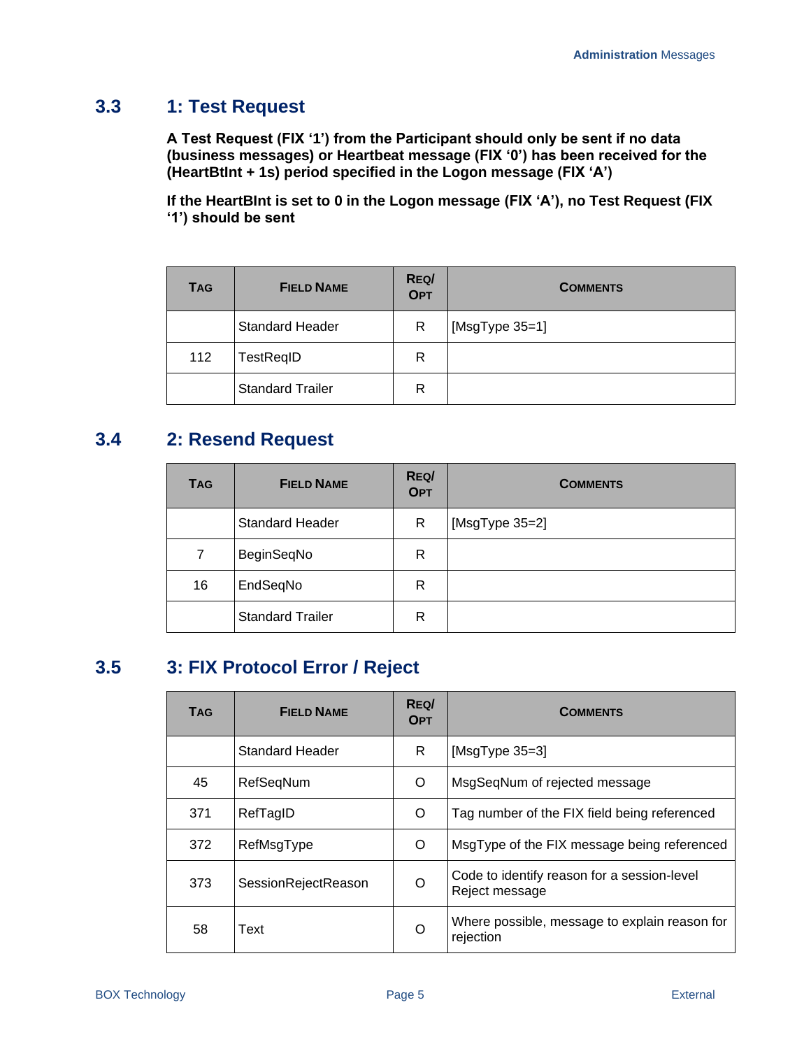## 3.3 1: Test Request

**A Test Request (FIX ‘1’) from the Participant should only be sent if no data (business messages) or Heartbeat message (FIX ‘0’) has been received for the (HeartBtInt + 1s) period specified in the Logon message (FIX ‘A’)**

**If the HeartBInt is set to 0 in the Logon message (FIX ‘A’), no Test Request (FIX ‘1’) should be sent**

| TAG | FIELD NAME | REQ/ OPT | COMMENTS |
|---|---|---|---|
| | Standard Header | R | [MsgType 35=1] |
| 112 | TestReqID | R | |
| | Standard Trailer | R | |

## 3.4 2: Resend Request

| TAG | FIELD NAME | REQ/ OPT | COMMENTS |
|---|---|---|---|
| | Standard Header | R | [MsgType 35=2] |
| 7 | BeginSeqNo | R | |
| 16 | EndSeqNo | R | |
| | Standard Trailer | R | |

## 3.5 3: FIX Protocol Error / Reject

| TAG | FIELD NAME | REQ/ OPT | COMMENTS |
|---|---|---|---|
| | Standard Header | R | [MsgType 35=3] |
| 45 | RefSeqNum | O | MsgSeqNum of rejected message |
| 371 | RefTagID | O | Tag number of the FIX field being referenced |
| 372 | RefMsgType | O | MsgType of the FIX message being referenced |
| 373 | SessionRejectReason | O | Code to identify reason for a session-level Reject message |
| 58 | Text | O | Where possible, message to explain reason for rejection |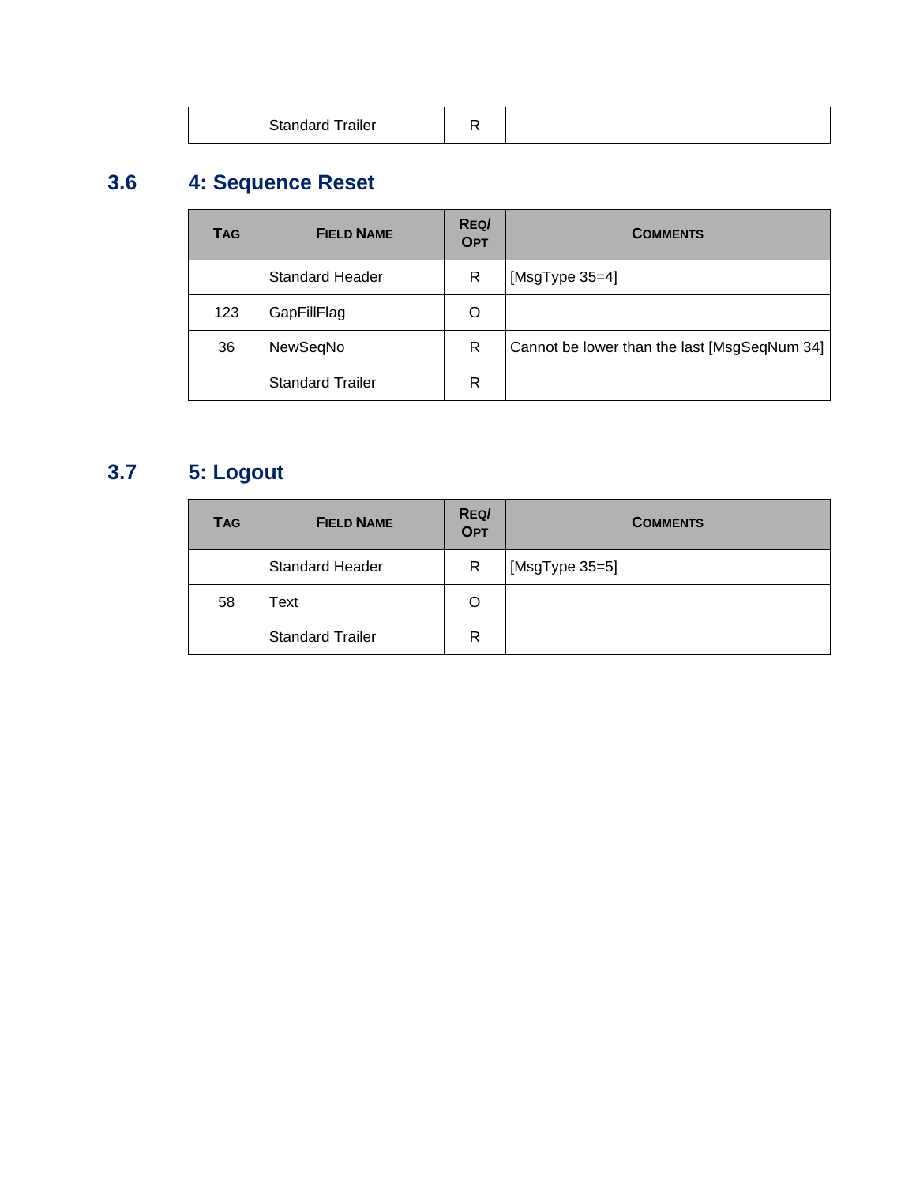| | | | |
|---|---|---|---|
| | Standard Trailer | R | |

## 3.6 4: Sequence Reset

| TAG | FIELD NAME | REQ/ OPT | COMMENTS |
|---|---|---|---|
| | Standard Header | R | [MsgType 35=4] |
| 123 | GapFillFlag | O | |
| 36 | NewSeqNo | R | Cannot be lower than the last [MsgSeqNum 34] |
| | Standard Trailer | R | |

## 3.7 5: Logout

| TAG | FIELD NAME | REQ/ OPT | COMMENTS |
|---|---|---|---|
| | Standard Header | R | [MsgType 35=5] |
| 58 | Text | O | |
| | Standard Trailer | R | |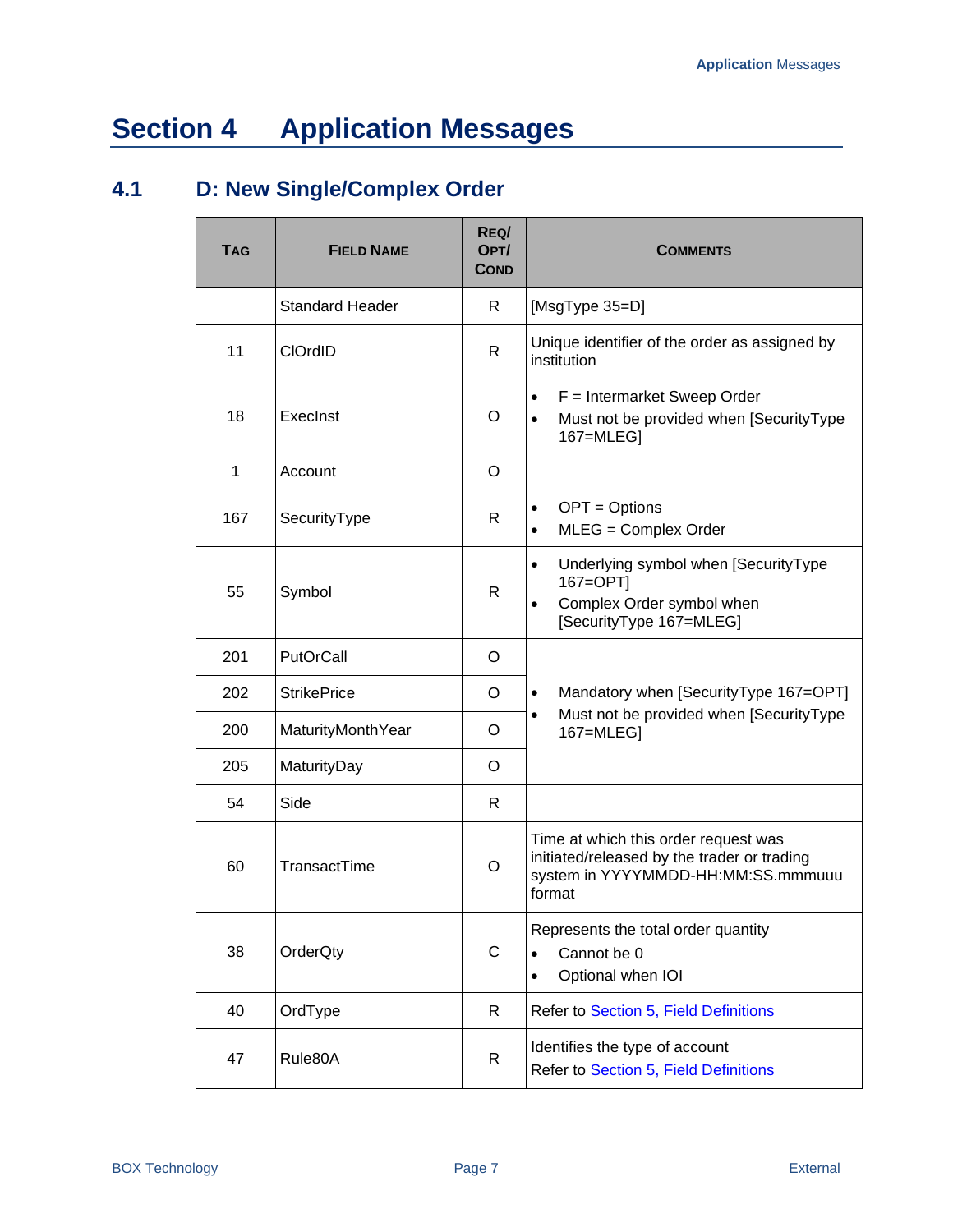# Section 4 Application Messages

## 4.1 D: New Single/Complex Order

| TAG | FIELD NAME | REQ/ OPT/ COND | COMMENTS |
|---|---|---|---|
| | Standard Header | R | [MsgType 35=D] |
| 11 | ClOrdID | R | Unique identifier of the order as assigned by institution |
| 18 | ExecInst | O | • F = Intermarket Sweep Order<br>• Must not be provided when [SecurityType 167=MLEG] |
| 1 | Account | O | |
| 167 | SecurityType | R | • OPT = Options<br>• MLEG = Complex Order |
| 55 | Symbol | R | • Underlying symbol when [SecurityType 167=OPT]<br>• Complex Order symbol when [SecurityType 167=MLEG] |
| 201 | PutOrCall | O | • Mandatory when [SecurityType 167=OPT]<br>• Must not be provided when [SecurityType 167=MLEG] |
| 202 | StrikePrice | O | |
| 200 | MaturityMonthYear | O | |
| 205 | MaturityDay | O | |
| 54 | Side | R | |
| 60 | TransactTime | O | Time at which this order request was initiated/released by the trader or trading system in YYYYMMDD-HH:MM:SS.mmmuuu format |
| 38 | OrderQty | C | Represents the total order quantity<br>• Cannot be 0<br>• Optional when IOI |
| 40 | OrdType | R | Refer to Section 5, Field Definitions |
| 47 | Rule80A | R | Identifies the type of account<br>Refer to Section 5, Field Definitions |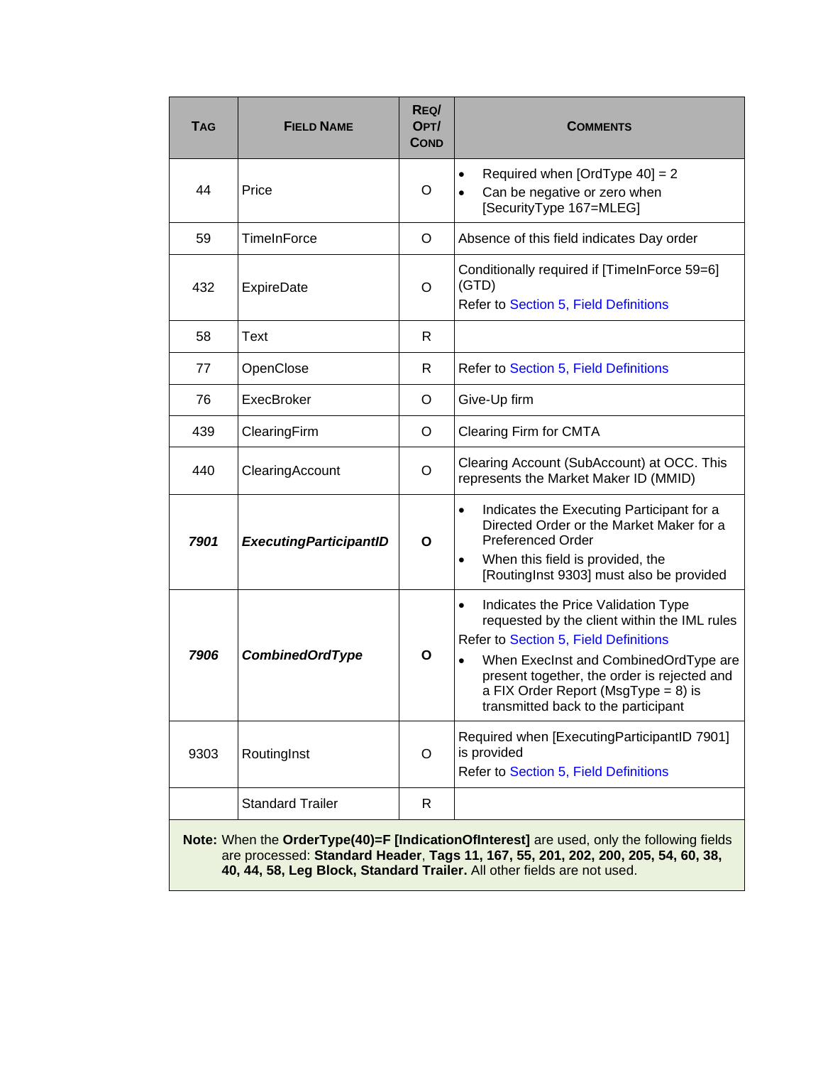| TAG | FIELD NAME | REQ/ OPT/ COND | COMMENTS |
|---|---|---|---|
| 44 | Price | O | • Required when [OrdType 40] = 2<br>• Can be negative or zero when [SecurityType 167=MLEG] |
| 59 | TimeInForce | O | Absence of this field indicates Day order |
| 432 | ExpireDate | O | Conditionally required if [TimeInForce 59=6] (GTD)<br>Refer to Section 5, Field Definitions |
| 58 | Text | R | |
| 77 | OpenClose | R | Refer to Section 5, Field Definitions |
| 76 | ExecBroker | O | Give-Up firm |
| 439 | ClearingFirm | O | Clearing Firm for CMTA |
| 440 | ClearingAccount | O | Clearing Account (SubAccount) at OCC. This represents the Market Maker ID (MMID) |
| ***7901*** | ***ExecutingParticipantID*** | **O** | • Indicates the Executing Participant for a Directed Order or the Market Maker for a Preferenced Order<br>• When this field is provided, the [RoutingInst 9303] must also be provided |
| ***7906*** | ***CombinedOrdType*** | **O** | • Indicates the Price Validation Type requested by the client within the IML rules<br>Refer to Section 5, Field Definitions<br>• When ExecInst and CombinedOrdType are present together, the order is rejected and a FIX Order Report (MsgType = 8) is transmitted back to the participant |
| 9303 | RoutingInst | O | Required when [ExecutingParticipantID 7901] is provided<br>Refer to Section 5, Field Definitions |
| | Standard Trailer | R | |

**Note:** When the **OrderType(40)=F [IndicationOfInterest]** are used, only the following fields are processed: **Standard Header**, **Tags 11, 167, 55, 201, 202, 200, 205, 54, 60, 38, 40, 44, 58, Leg Block, Standard Trailer.** All other fields are not used.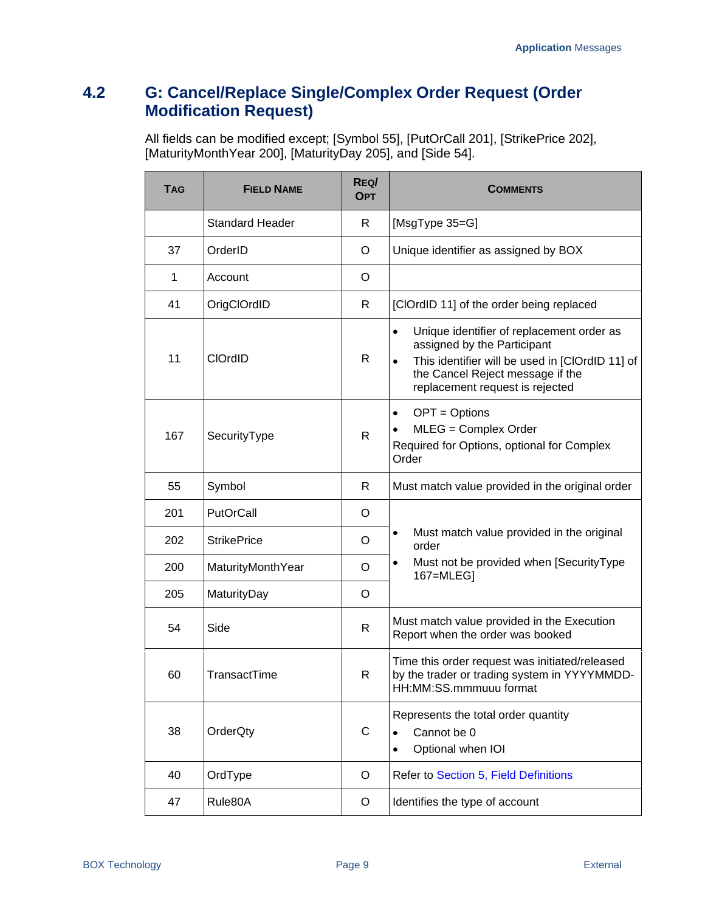## 4.2 G: Cancel/Replace Single/Complex Order Request (Order Modification Request)

All fields can be modified except; [Symbol 55], [PutOrCall 201], [StrikePrice 202], [MaturityMonthYear 200], [MaturityDay 205], and [Side 54].

| TAG | FIELD NAME | REQ/ OPT | COMMENTS |
|---|---|---|---|
| | Standard Header | R | [MsgType 35=G] |
| 37 | OrderID | O | Unique identifier as assigned by BOX |
| 1 | Account | O | |
| 41 | OrigClOrdID | R | [ClOrdID 11] of the order being replaced |
| 11 | ClOrdID | R | • Unique identifier of replacement order as assigned by the Participant<br>• This identifier will be used in [ClOrdID 11] of the Cancel Reject message if the replacement request is rejected |
| 167 | SecurityType | R | • OPT = Options<br>• MLEG = Complex Order<br>Required for Options, optional for Complex Order |
| 55 | Symbol | R | Must match value provided in the original order |
| 201 | PutOrCall | O | • Must match value provided in the original order<br>• Must not be provided when [SecurityType 167=MLEG] |
| 202 | StrikePrice | O | |
| 200 | MaturityMonthYear | O | |
| 205 | MaturityDay | O | |
| 54 | Side | R | Must match value provided in the Execution Report when the order was booked |
| 60 | TransactTime | R | Time this order request was initiated/released by the trader or trading system in YYYYMMDD-HH:MM:SS.mmmuuu format |
| 38 | OrderQty | C | Represents the total order quantity<br>• Cannot be 0<br>• Optional when IOI |
| 40 | OrdType | O | Refer to Section 5, Field Definitions |
| 47 | Rule80A | O | Identifies the type of account |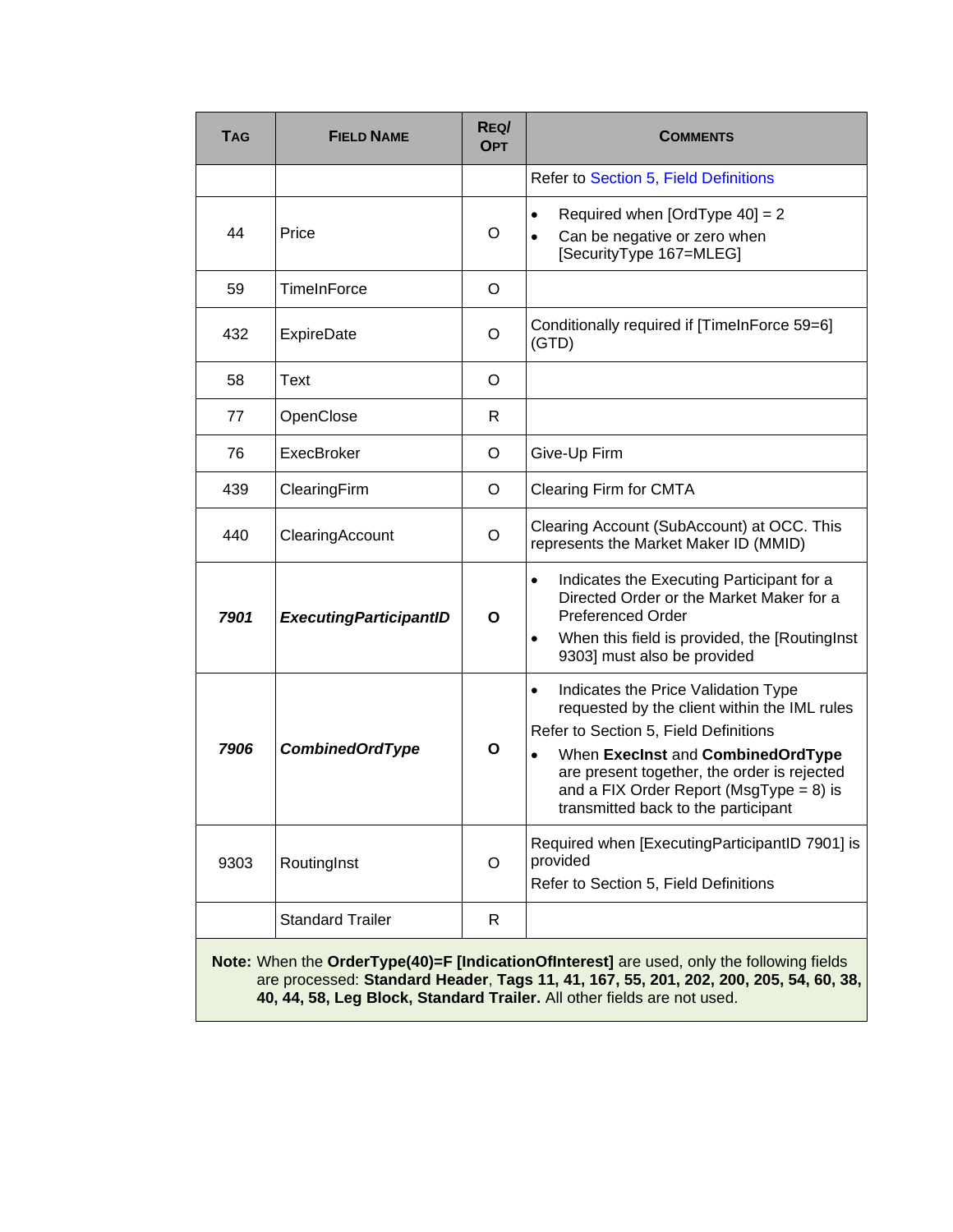| Tag | Field Name | Req/ Opt | Comments |
|---|---|---|---|
| | | | Refer to Section 5, Field Definitions |
| 44 | Price | O | • Required when [OrdType 40] = 2<br>• Can be negative or zero when [SecurityType 167=MLEG] |
| 59 | TimeInForce | O | |
| 432 | ExpireDate | O | Conditionally required if [TimeInForce 59=6] (GTD) |
| 58 | Text | O | |
| 77 | OpenClose | R | |
| 76 | ExecBroker | O | Give-Up Firm |
| 439 | ClearingFirm | O | Clearing Firm for CMTA |
| 440 | ClearingAccount | O | Clearing Account (SubAccount) at OCC. This represents the Market Maker ID (MMID) |
| ***7901*** | ***ExecutingParticipantID*** | **O** | • Indicates the Executing Participant for a Directed Order or the Market Maker for a Preferenced Order<br>• When this field is provided, the [RoutingInst 9303] must also be provided |
| ***7906*** | ***CombinedOrdType*** | **O** | • Indicates the Price Validation Type requested by the client within the IML rules<br>Refer to Section 5, Field Definitions<br>• When **ExecInst** and **CombinedOrdType** are present together, the order is rejected and a FIX Order Report (MsgType = 8) is transmitted back to the participant |
| 9303 | RoutingInst | O | Required when [ExecutingParticipantID 7901] is provided<br>Refer to Section 5, Field Definitions |
| | Standard Trailer | R | |

**Note:** When the **OrderType(40)=F [IndicationOfInterest]** are used, only the following fields are processed: **Standard Header**, **Tags 11, 41, 167, 55, 201, 202, 200, 205, 54, 60, 38, 40, 44, 58, Leg Block, Standard Trailer.** All other fields are not used.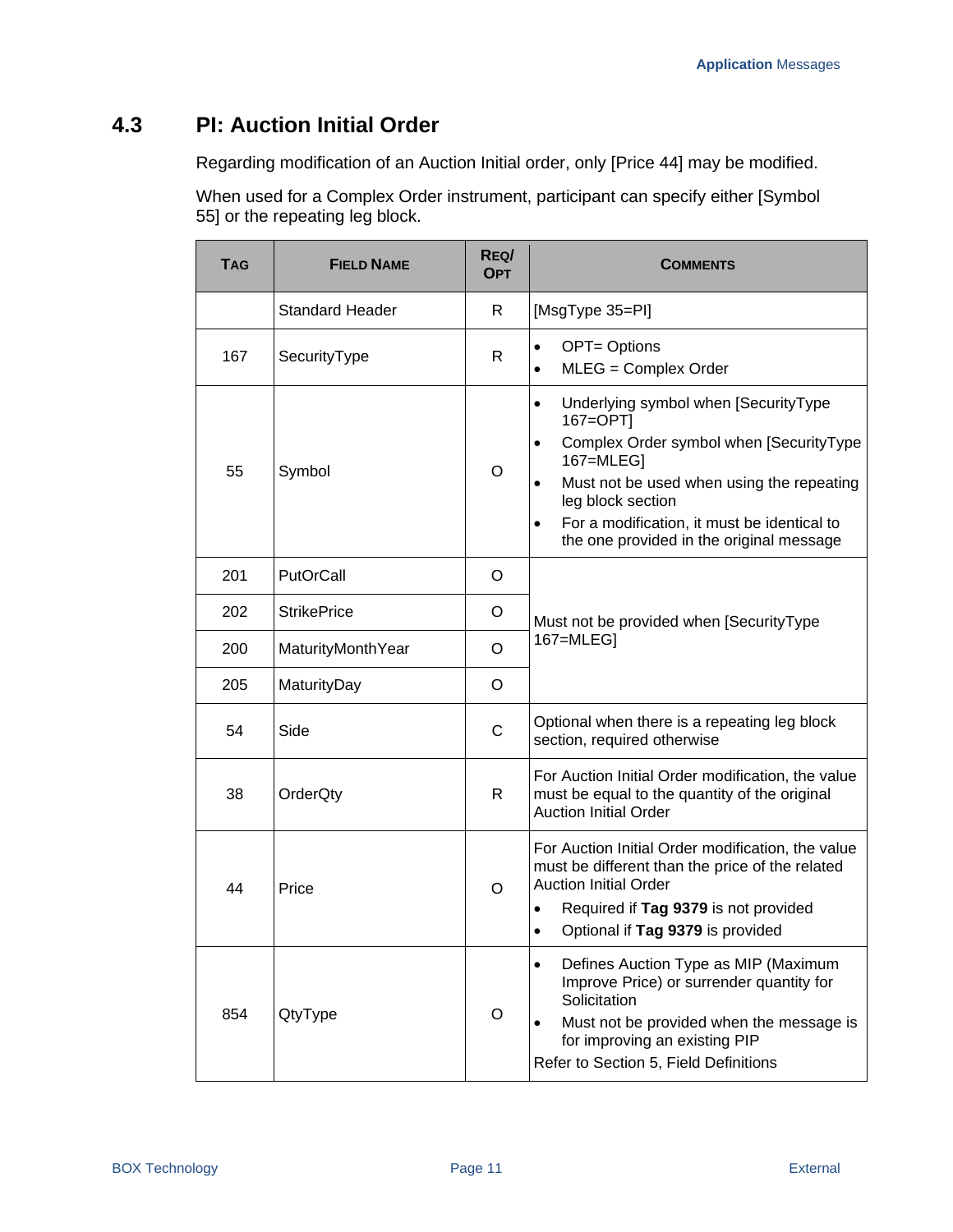## 4.3 PI: Auction Initial Order

Regarding modification of an Auction Initial order, only [Price 44] may be modified.

When used for a Complex Order instrument, participant can specify either [Symbol 55] or the repeating leg block.

| TAG | FIELD NAME | REQ/ OPT | COMMENTS |
|---|---|---|---|
| | Standard Header | R | [MsgType 35=PI] |
| 167 | SecurityType | R | • OPT= Options<br>• MLEG = Complex Order |
| 55 | Symbol | O | • Underlying symbol when [SecurityType 167=OPT]<br>• Complex Order symbol when [SecurityType 167=MLEG]<br>• Must not be used when using the repeating leg block section<br>• For a modification, it must be identical to the one provided in the original message |
| 201 | PutOrCall | O | Must not be provided when [SecurityType 167=MLEG] |
| 202 | StrikePrice | O | |
| 200 | MaturityMonthYear | O | |
| 205 | MaturityDay | O | |
| 54 | Side | C | Optional when there is a repeating leg block section, required otherwise |
| 38 | OrderQty | R | For Auction Initial Order modification, the value must be equal to the quantity of the original Auction Initial Order |
| 44 | Price | O | For Auction Initial Order modification, the value must be different than the price of the related Auction Initial Order<br>• Required if **Tag 9379** is not provided<br>• Optional if **Tag 9379** is provided |
| 854 | QtyType | O | • Defines Auction Type as MIP (Maximum Improve Price) or surrender quantity for Solicitation<br>• Must not be provided when the message is for improving an existing PIP<br>Refer to Section 5, Field Definitions |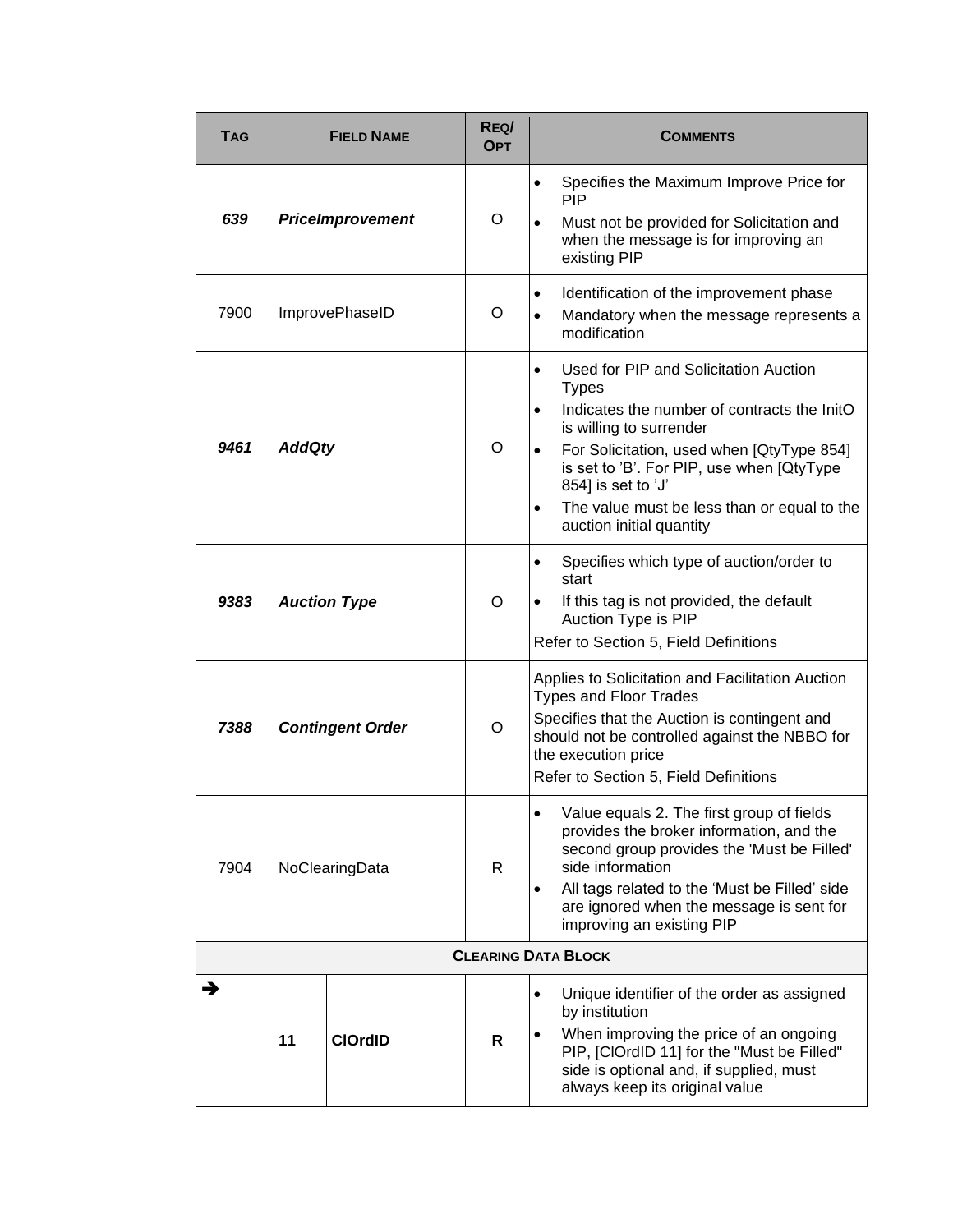| Tag | Field Name | | Req/ Opt | Comments |
|---|---|---|---|---|
| ***639*** | ***PriceImprovement*** | | O | • Specifies the Maximum Improve Price for PIP<br>• Must not be provided for Solicitation and when the message is for improving an existing PIP |
| 7900 | ImprovePhaseID | | O | • Identification of the improvement phase<br>• Mandatory when the message represents a modification |
| ***9461*** | ***AddQty*** | | O | • Used for PIP and Solicitation Auction Types<br>• Indicates the number of contracts the InitO is willing to surrender<br>• For Solicitation, used when [QtyType 854] is set to 'B'. For PIP, use when [QtyType 854] is set to 'J'<br>• The value must be less than or equal to the auction initial quantity |
| ***9383*** | ***Auction Type*** | | O | • Specifies which type of auction/order to start<br>• If this tag is not provided, the default Auction Type is PIP<br>Refer to Section 5, Field Definitions |
| ***7388*** | ***Contingent Order*** | | O | Applies to Solicitation and Facilitation Auction Types and Floor Trades<br>Specifies that the Auction is contingent and should not be controlled against the NBBO for the execution price<br>Refer to Section 5, Field Definitions |
| 7904 | NoClearingData | | R | • Value equals 2. The first group of fields provides the broker information, and the second group provides the 'Must be Filled' side information<br>• All tags related to the 'Must be Filled' side are ignored when the message is sent for improving an existing PIP |
| **Clearing Data Block** | | | | |
| ➔ | **11** | **ClOrdID** | **R** | • Unique identifier of the order as assigned by institution<br>• When improving the price of an ongoing PIP, [ClOrdID 11] for the "Must be Filled" side is optional and, if supplied, must always keep its original value |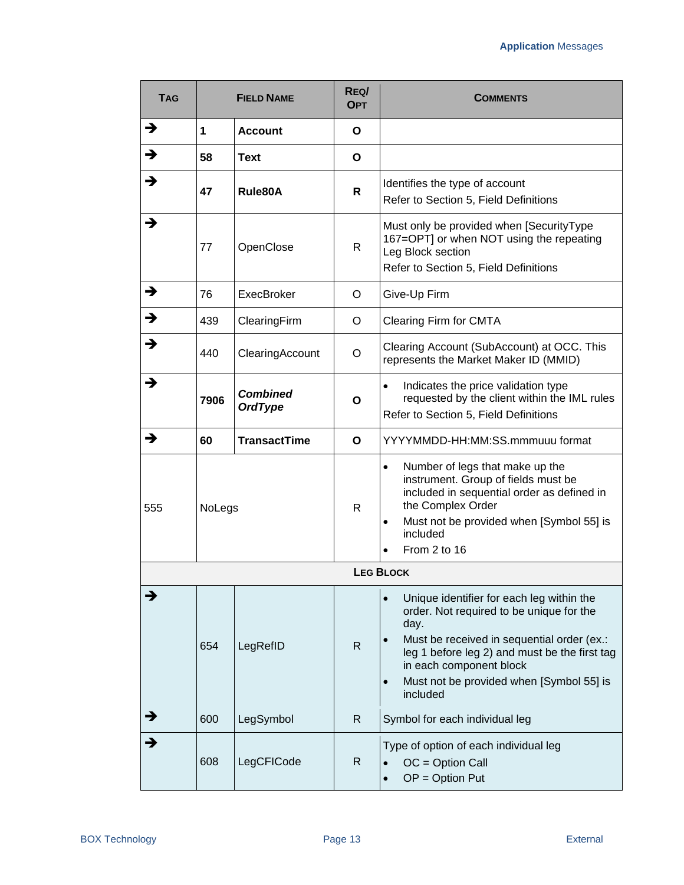| TAG | FIELD NAME | | REQ/ OPT | COMMENTS |
|---|---|---|---|---|
| → | **1** | **Account** | **O** | |
| → | **58** | **Text** | **O** | |
| → | **47** | **Rule80A** | **R** | Identifies the type of account<br>Refer to Section 5, Field Definitions |
| → | 77 | OpenClose | R | Must only be provided when [SecurityType 167=OPT] or when NOT using the repeating Leg Block section<br>Refer to Section 5, Field Definitions |
| → | 76 | ExecBroker | O | Give-Up Firm |
| → | 439 | ClearingFirm | O | Clearing Firm for CMTA |
| → | 440 | ClearingAccount | O | Clearing Account (SubAccount) at OCC. This represents the Market Maker ID (MMID) |
| → | **7906** | ***Combined OrdType*** | **O** | • Indicates the price validation type requested by the client within the IML rules<br>Refer to Section 5, Field Definitions |
| → | **60** | **TransactTime** | **O** | YYYYMMDD-HH:MM:SS.mmmuuu format |
| 555 | NoLegs | | R | • Number of legs that make up the instrument. Group of fields must be included in sequential order as defined in the Complex Order<br>• Must not be provided when [Symbol 55] is included<br>• From 2 to 16 |
| | | **LEG BLOCK** | | |
| → | 654 | LegRefID | R | • Unique identifier for each leg within the order. Not required to be unique for the day.<br>• Must be received in sequential order (ex.: leg 1 before leg 2) and must be the first tag in each component block<br>• Must not be provided when [Symbol 55] is included |
| → | 600 | LegSymbol | R | Symbol for each individual leg |
| → | 608 | LegCFICode | R | Type of option of each individual leg<br>• OC = Option Call<br>• OP = Option Put |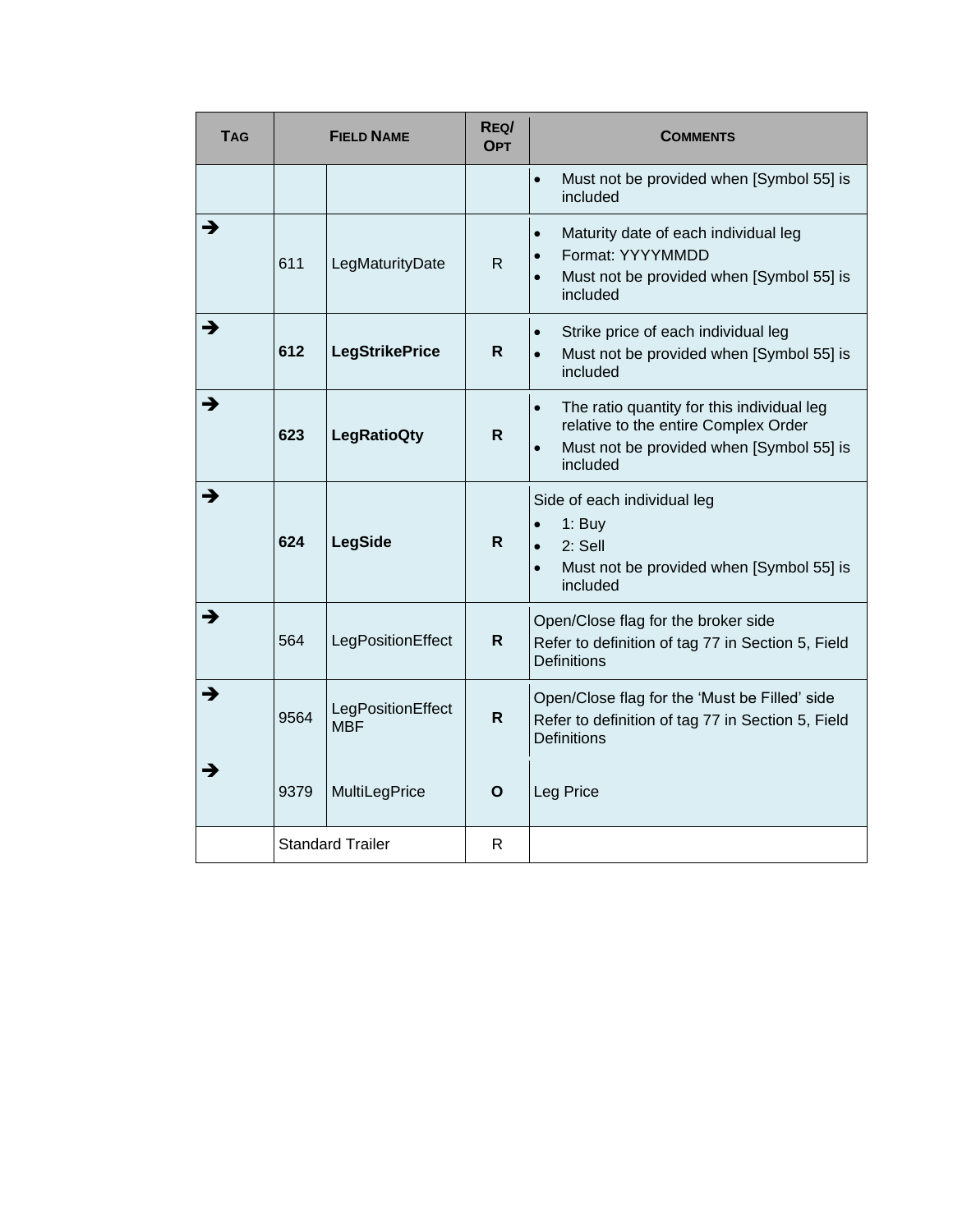| Tag | Field Name | | Req/ Opt | Comments |
|---|---|---|---|---|
| | | | | • Must not be provided when [Symbol 55] is included |
| → | 611 | LegMaturityDate | R | • Maturity date of each individual leg<br>• Format: YYYYMMDD<br>• Must not be provided when [Symbol 55] is included |
| → | **612** | **LegStrikePrice** | **R** | • Strike price of each individual leg<br>• Must not be provided when [Symbol 55] is included |
| → | **623** | **LegRatioQty** | **R** | • The ratio quantity for this individual leg relative to the entire Complex Order<br>• Must not be provided when [Symbol 55] is included |
| → | **624** | **LegSide** | **R** | Side of each individual leg<br>• 1: Buy<br>• 2: Sell<br>• Must not be provided when [Symbol 55] is included |
| → | 564 | LegPositionEffect | **R** | Open/Close flag for the broker side<br>Refer to definition of tag 77 in Section 5, Field Definitions |
| → | 9564 | LegPositionEffect MBF | **R** | Open/Close flag for the 'Must be Filled' side<br>Refer to definition of tag 77 in Section 5, Field Definitions |
| → | 9379 | MultiLegPrice | **O** | Leg Price |
| | Standard Trailer | | R | |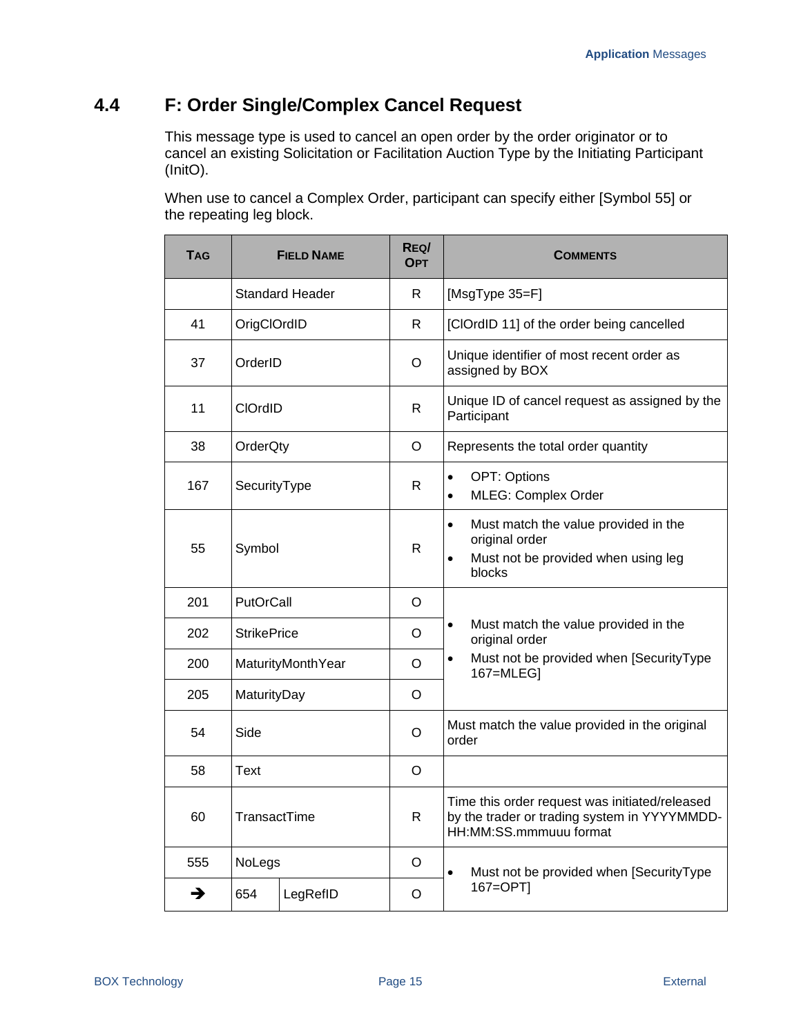## 4.4 F: Order Single/Complex Cancel Request

This message type is used to cancel an open order by the order originator or to cancel an existing Solicitation or Facilitation Auction Type by the Initiating Participant (InitO).

When use to cancel a Complex Order, participant can specify either [Symbol 55] or the repeating leg block.

| Tag | Field Name | | Req/ Opt | Comments |
|---|---|---|---|---|
| | Standard Header | | R | [MsgType 35=F] |
| 41 | OrigClOrdID | | R | [ClOrdID 11] of the order being cancelled |
| 37 | OrderID | | O | Unique identifier of most recent order as assigned by BOX |
| 11 | ClOrdID | | R | Unique ID of cancel request as assigned by the Participant |
| 38 | OrderQty | | O | Represents the total order quantity |
| 167 | SecurityType | | R | • OPT: Options<br>• MLEG: Complex Order |
| 55 | Symbol | | R | • Must match the value provided in the original order<br>• Must not be provided when using leg blocks |
| 201 | PutOrCall | | O | • Must match the value provided in the original order<br>• Must not be provided when [SecurityType 167=MLEG] |
| 202 | StrikePrice | | O | |
| 200 | MaturityMonthYear | | O | |
| 205 | MaturityDay | | O | |
| 54 | Side | | O | Must match the value provided in the original order |
| 58 | Text | | O | |
| 60 | TransactTime | | R | Time this order request was initiated/released by the trader or trading system in YYYYMMDD-HH:MM:SS.mmmuuu format |
| 555 | NoLegs | | O | • Must not be provided when [SecurityType 167=OPT] |
| → | 654 | LegRefID | O | |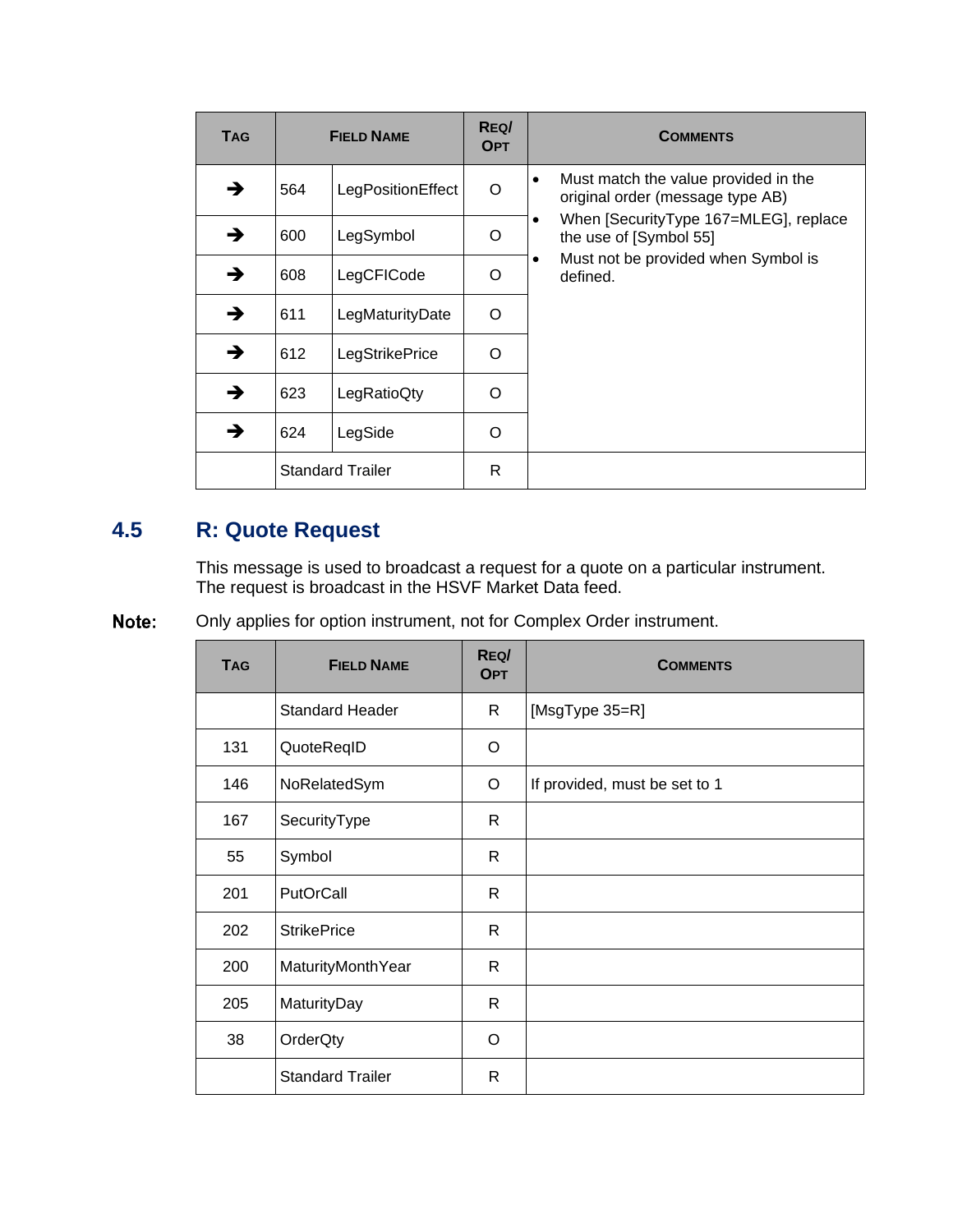| Tag | Field Name | | Req/ Opt | Comments |
|---|---|---|---|---|
| ➔ | 564 | LegPositionEffect | O | • Must match the value provided in the original order (message type AB)<br>• When [SecurityType 167=MLEG], replace the use of [Symbol 55]<br>• Must not be provided when Symbol is defined. |
| ➔ | 600 | LegSymbol | O | |
| ➔ | 608 | LegCFICode | O | |
| ➔ | 611 | LegMaturityDate | O | |
| ➔ | 612 | LegStrikePrice | O | |
| ➔ | 623 | LegRatioQty | O | |
| ➔ | 624 | LegSide | O | |
| | Standard Trailer | | R | |

## 4.5 R: Quote Request

This message is used to broadcast a request for a quote on a particular instrument. The request is broadcast in the HSVF Market Data feed.

**Note:** Only applies for option instrument, not for Complex Order instrument.

| Tag | Field Name | Req/ Opt | Comments |
|---|---|---|---|
| | Standard Header | R | [MsgType 35=R] |
| 131 | QuoteReqID | O | |
| 146 | NoRelatedSym | O | If provided, must be set to 1 |
| 167 | SecurityType | R | |
| 55 | Symbol | R | |
| 201 | PutOrCall | R | |
| 202 | StrikePrice | R | |
| 200 | MaturityMonthYear | R | |
| 205 | MaturityDay | R | |
| 38 | OrderQty | O | |
| | Standard Trailer | R | |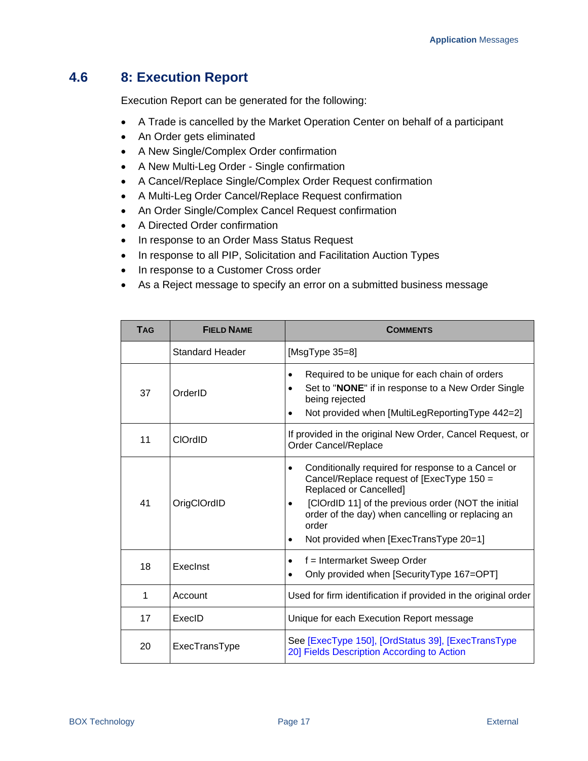## 4.6 8: Execution Report

Execution Report can be generated for the following:

- A Trade is cancelled by the Market Operation Center on behalf of a participant
- An Order gets eliminated
- A New Single/Complex Order confirmation
- A New Multi-Leg Order - Single confirmation
- A Cancel/Replace Single/Complex Order Request confirmation
- A Multi-Leg Order Cancel/Replace Request confirmation
- An Order Single/Complex Cancel Request confirmation
- A Directed Order confirmation
- In response to an Order Mass Status Request
- In response to all PIP, Solicitation and Facilitation Auction Types
- In response to a Customer Cross order
- As a Reject message to specify an error on a submitted business message

| TAG | FIELD NAME | COMMENTS |
|---|---|---|
| | Standard Header | [MsgType 35=8] |
| 37 | OrderID | • Required to be unique for each chain of orders<br>• Set to "**NONE**" if in response to a New Order Single being rejected<br>• Not provided when [MultiLegReportingType 442=2] |
| 11 | ClOrdID | If provided in the original New Order, Cancel Request, or Order Cancel/Replace |
| 41 | OrigClOrdID | • Conditionally required for response to a Cancel or Cancel/Replace request of [ExecType 150 = Replaced or Cancelled]<br>• [ClOrdID 11] of the previous order (NOT the initial order of the day) when cancelling or replacing an order<br>• Not provided when [ExecTransType 20=1] |
| 18 | ExecInst | • f = Intermarket Sweep Order<br>• Only provided when [SecurityType 167=OPT] |
| 1 | Account | Used for firm identification if provided in the original order |
| 17 | ExecID | Unique for each Execution Report message |
| 20 | ExecTransType | See [ExecType 150], [OrdStatus 39], [ExecTransType 20] Fields Description According to Action |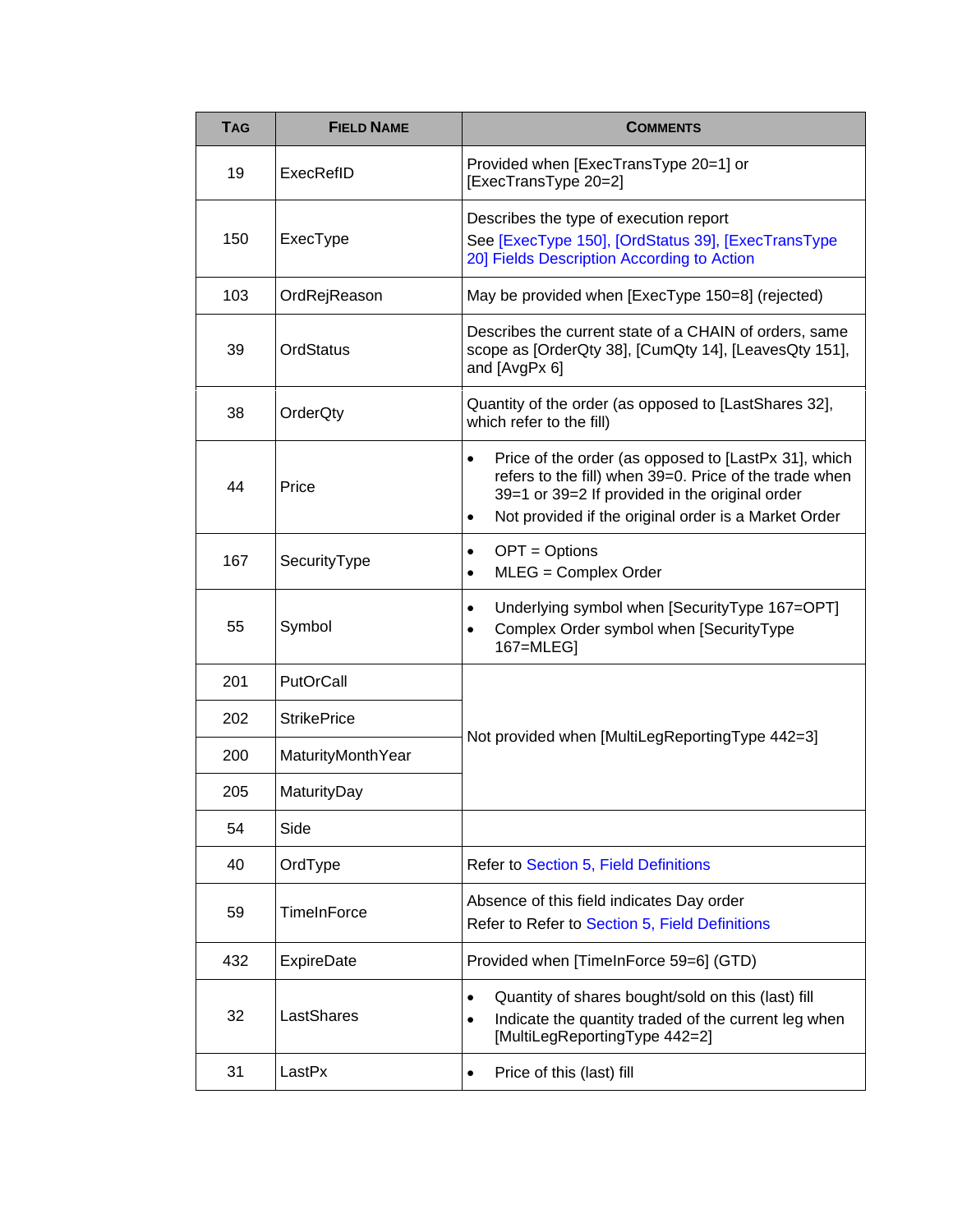| Tag | Field Name | Comments |
|---|---|---|
| 19 | ExecRefID | Provided when [ExecTransType 20=1] or [ExecTransType 20=2] |
| 150 | ExecType | Describes the type of execution report<br>See [ExecType 150], [OrdStatus 39], [ExecTransType 20] Fields Description According to Action |
| 103 | OrdRejReason | May be provided when [ExecType 150=8] (rejected) |
| 39 | OrdStatus | Describes the current state of a CHAIN of orders, same scope as [OrderQty 38], [CumQty 14], [LeavesQty 151], and [AvgPx 6] |
| 38 | OrderQty | Quantity of the order (as opposed to [LastShares 32], which refer to the fill) |
| 44 | Price | • Price of the order (as opposed to [LastPx 31], which refers to the fill) when 39=0. Price of the trade when 39=1 or 39=2 If provided in the original order<br>• Not provided if the original order is a Market Order |
| 167 | SecurityType | • OPT = Options<br>• MLEG = Complex Order |
| 55 | Symbol | • Underlying symbol when [SecurityType 167=OPT]<br>• Complex Order symbol when [SecurityType 167=MLEG] |
| 201 | PutOrCall | Not provided when [MultiLegReportingType 442=3] |
| 202 | StrikePrice | |
| 200 | MaturityMonthYear | |
| 205 | MaturityDay | |
| 54 | Side | |
| 40 | OrdType | Refer to Section 5, Field Definitions |
| 59 | TimeInForce | Absence of this field indicates Day order<br>Refer to Refer to Section 5, Field Definitions |
| 432 | ExpireDate | Provided when [TimeInForce 59=6] (GTD) |
| 32 | LastShares | • Quantity of shares bought/sold on this (last) fill<br>• Indicate the quantity traded of the current leg when [MultiLegReportingType 442=2] |
| 31 | LastPx | • Price of this (last) fill |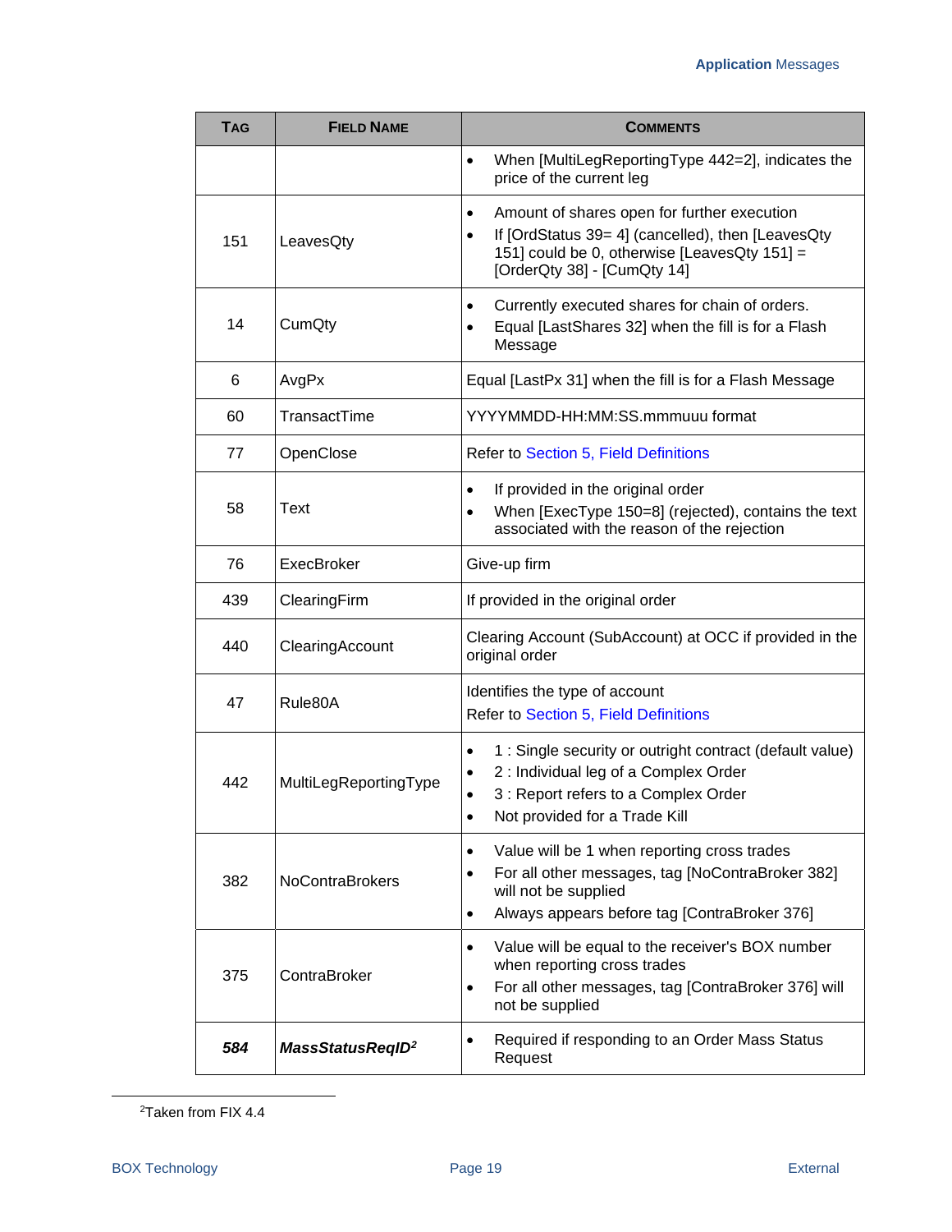| Tag | Field Name | Comments |
|---|---|---|
| | | • When [MultiLegReportingType 442=2], indicates the price of the current leg |
| 151 | LeavesQty | • Amount of shares open for further execution<br>• If [OrdStatus 39= 4] (cancelled), then [LeavesQty 151] could be 0, otherwise [LeavesQty 151] = [OrderQty 38] - [CumQty 14] |
| 14 | CumQty | • Currently executed shares for chain of orders.<br>• Equal [LastShares 32] when the fill is for a Flash Message |
| 6 | AvgPx | Equal [LastPx 31] when the fill is for a Flash Message |
| 60 | TransactTime | YYYYMMDD-HH:MM:SS.mmmuuu format |
| 77 | OpenClose | Refer to Section 5, Field Definitions |
| 58 | Text | • If provided in the original order<br>• When [ExecType 150=8] (rejected), contains the text associated with the reason of the rejection |
| 76 | ExecBroker | Give-up firm |
| 439 | ClearingFirm | If provided in the original order |
| 440 | ClearingAccount | Clearing Account (SubAccount) at OCC if provided in the original order |
| 47 | Rule80A | Identifies the type of account<br>Refer to Section 5, Field Definitions |
| 442 | MultiLegReportingType | • 1 : Single security or outright contract (default value)<br>• 2 : Individual leg of a Complex Order<br>• 3 : Report refers to a Complex Order<br>• Not provided for a Trade Kill |
| 382 | NoContraBrokers | • Value will be 1 when reporting cross trades<br>• For all other messages, tag [NoContraBroker 382] will not be supplied<br>• Always appears before tag [ContraBroker 376] |
| 375 | ContraBroker | • Value will be equal to the receiver's BOX number when reporting cross trades<br>• For all other messages, tag [ContraBroker 376] will not be supplied |
| ***584*** | ***MassStatusReqID***[2] | • Required if responding to an Order Mass Status Request |

[2]Taken from FIX 4.4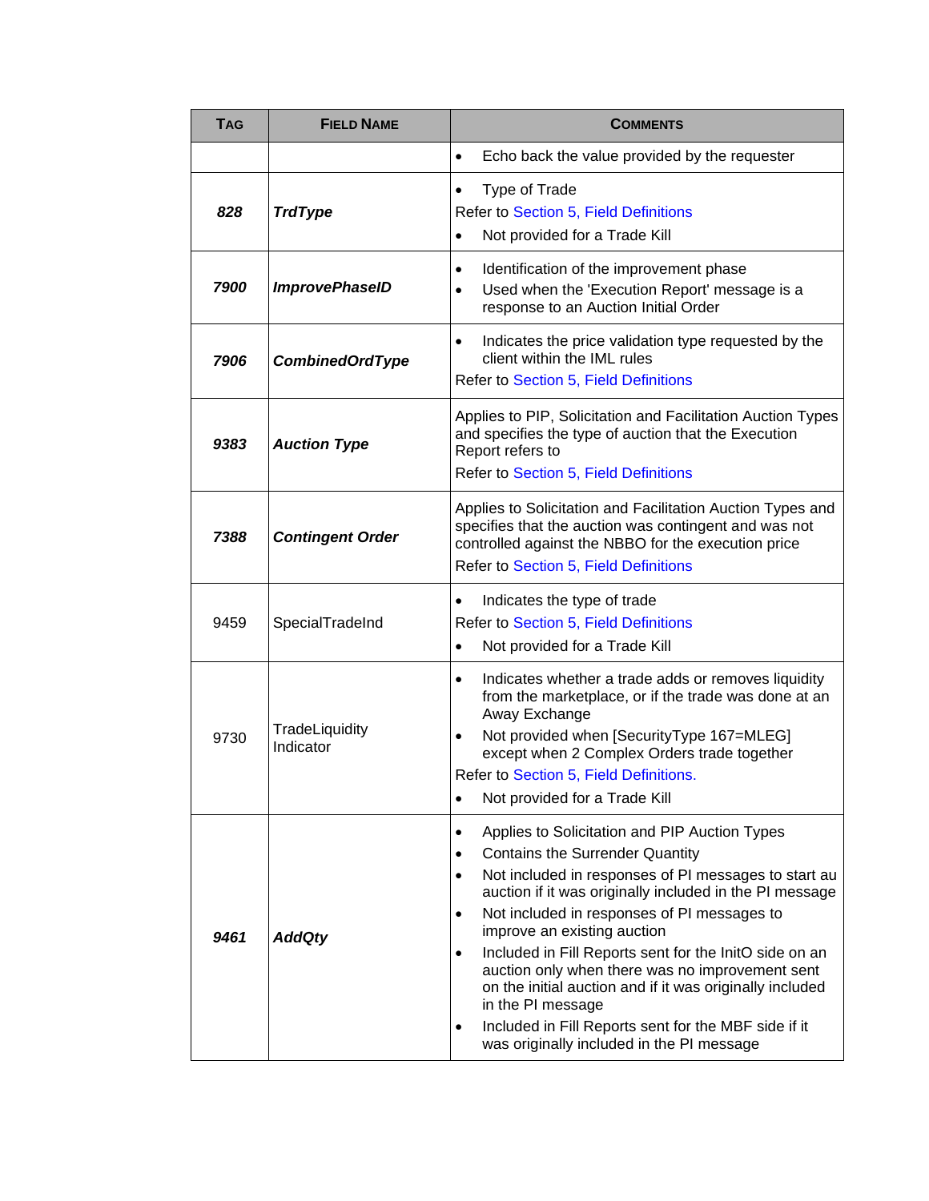| **TAG** | **FIELD NAME** | **COMMENTS** |
|---|---|---|
| | | • Echo back the value provided by the requester |
| ***828*** | ***TrdType*** | • Type of Trade<br>Refer to Section 5, Field Definitions<br>• Not provided for a Trade Kill |
| ***7900*** | ***ImprovePhaseID*** | • Identification of the improvement phase<br>• Used when the 'Execution Report' message is a response to an Auction Initial Order |
| ***7906*** | ***CombinedOrdType*** | • Indicates the price validation type requested by the client within the IML rules<br>Refer to Section 5, Field Definitions |
| ***9383*** | ***Auction Type*** | Applies to PIP, Solicitation and Facilitation Auction Types and specifies the type of auction that the Execution Report refers to<br>Refer to Section 5, Field Definitions |
| ***7388*** | ***Contingent Order*** | Applies to Solicitation and Facilitation Auction Types and specifies that the auction was contingent and was not controlled against the NBBO for the execution price<br>Refer to Section 5, Field Definitions |
| 9459 | SpecialTradeInd | • Indicates the type of trade<br>Refer to Section 5, Field Definitions<br>• Not provided for a Trade Kill |
| 9730 | TradeLiquidity Indicator | • Indicates whether a trade adds or removes liquidity from the marketplace, or if the trade was done at an Away Exchange<br>• Not provided when [SecurityType 167=MLEG] except when 2 Complex Orders trade together<br>Refer to Section 5, Field Definitions.<br>• Not provided for a Trade Kill |
| ***9461*** | ***AddQty*** | • Applies to Solicitation and PIP Auction Types<br>• Contains the Surrender Quantity<br>• Not included in responses of PI messages to start au auction if it was originally included in the PI message<br>• Not included in responses of PI messages to improve an existing auction<br>• Included in Fill Reports sent for the InitO side on an auction only when there was no improvement sent on the initial auction and if it was originally included in the PI message<br>• Included in Fill Reports sent for the MBF side if it was originally included in the PI message |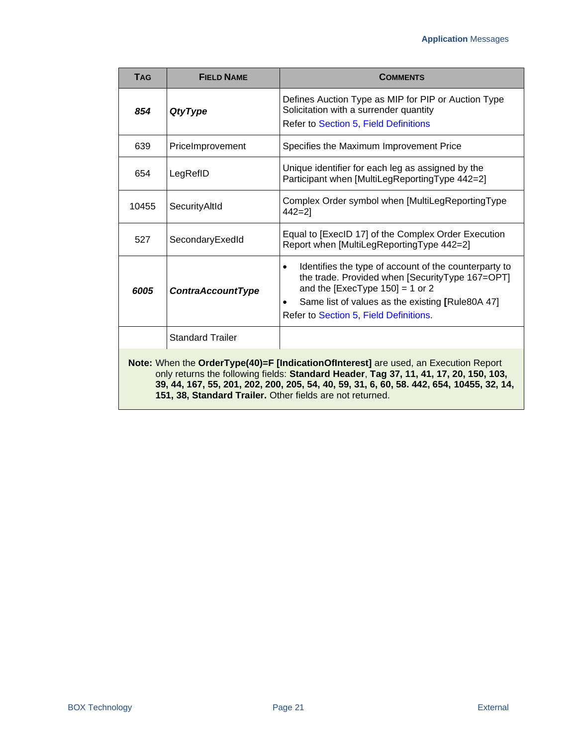| TAG | FIELD NAME | COMMENTS |
|---|---|---|
| ***854*** | ***QtyType*** | Defines Auction Type as MIP for PIP or Auction Type Solicitation with a surrender quantity<br>Refer to Section 5, Field Definitions |
| 639 | PriceImprovement | Specifies the Maximum Improvement Price |
| 654 | LegRefID | Unique identifier for each leg as assigned by the Participant when [MultiLegReportingType 442=2] |
| 10455 | SecurityAltId | Complex Order symbol when [MultiLegReportingType 442=2] |
| 527 | SecondaryExedId | Equal to [ExecID 17] of the Complex Order Execution Report when [MultiLegReportingType 442=2] |
| ***6005*** | ***ContraAccountType*** | • Identifies the type of account of the counterparty to the trade. Provided when [SecurityType 167=OPT] and the [ExecType 150] = 1 or 2<br>• Same list of values as the existing **[**Rule80A 47]<br>Refer to Section 5, Field Definitions. |
| | Standard Trailer | |

**Note:** When the **OrderType(40)=F [IndicationOfInterest]** are used, an Execution Report only returns the following fields: **Standard Header**, **Tag 37, 11, 41, 17, 20, 150, 103, 39, 44, 167, 55, 201, 202, 200, 205, 54, 40, 59, 31, 6, 60, 58. 442, 654, 10455, 32, 14, 151, 38, Standard Trailer.** Other fields are not returned.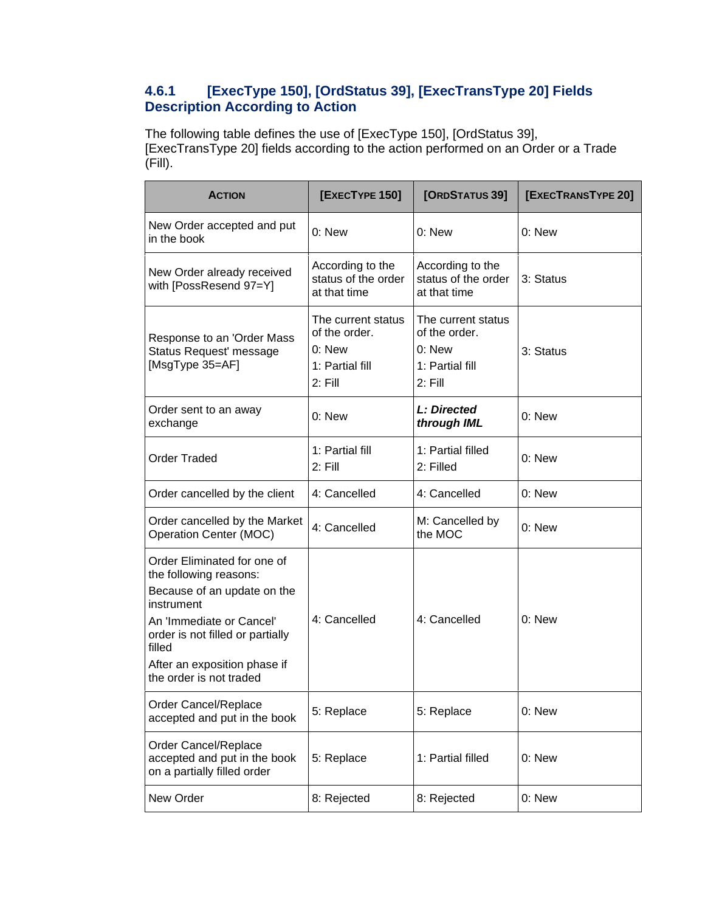### 4.6.1 [ExecType 150], [OrdStatus 39], [ExecTransType 20] Fields Description According to Action

The following table defines the use of [ExecType 150], [OrdStatus 39], [ExecTransType 20] fields according to the action performed on an Order or a Trade (Fill).

| ACTION | [EXECTYPE 150] | [ORDSTATUS 39] | [EXECTRANSTYPE 20] |
|---|---|---|---|
| New Order accepted and put in the book | 0: New | 0: New | 0: New |
| New Order already received with [PossResend 97=Y] | According to the status of the order at that time | According to the status of the order at that time | 3: Status |
| Response to an 'Order Mass Status Request' message [MsgType 35=AF] | The current status of the order.<br>0: New<br>1: Partial fill<br>2: Fill | The current status of the order.<br>0: New<br>1: Partial fill<br>2: Fill | 3: Status |
| Order sent to an away exchange | 0: New | ***L: Directed through IML*** | 0: New |
| Order Traded | 1: Partial fill<br>2: Fill | 1: Partial filled<br>2: Filled | 0: New |
| Order cancelled by the client | 4: Cancelled | 4: Cancelled | 0: New |
| Order cancelled by the Market Operation Center (MOC) | 4: Cancelled | M: Cancelled by the MOC | 0: New |
| Order Eliminated for one of the following reasons:<br>Because of an update on the instrument<br>An 'Immediate or Cancel' order is not filled or partially filled<br>After an exposition phase if the order is not traded | 4: Cancelled | 4: Cancelled | 0: New |
| Order Cancel/Replace accepted and put in the book | 5: Replace | 5: Replace | 0: New |
| Order Cancel/Replace accepted and put in the book on a partially filled order | 5: Replace | 1: Partial filled | 0: New |
| New Order | 8: Rejected | 8: Rejected | 0: New |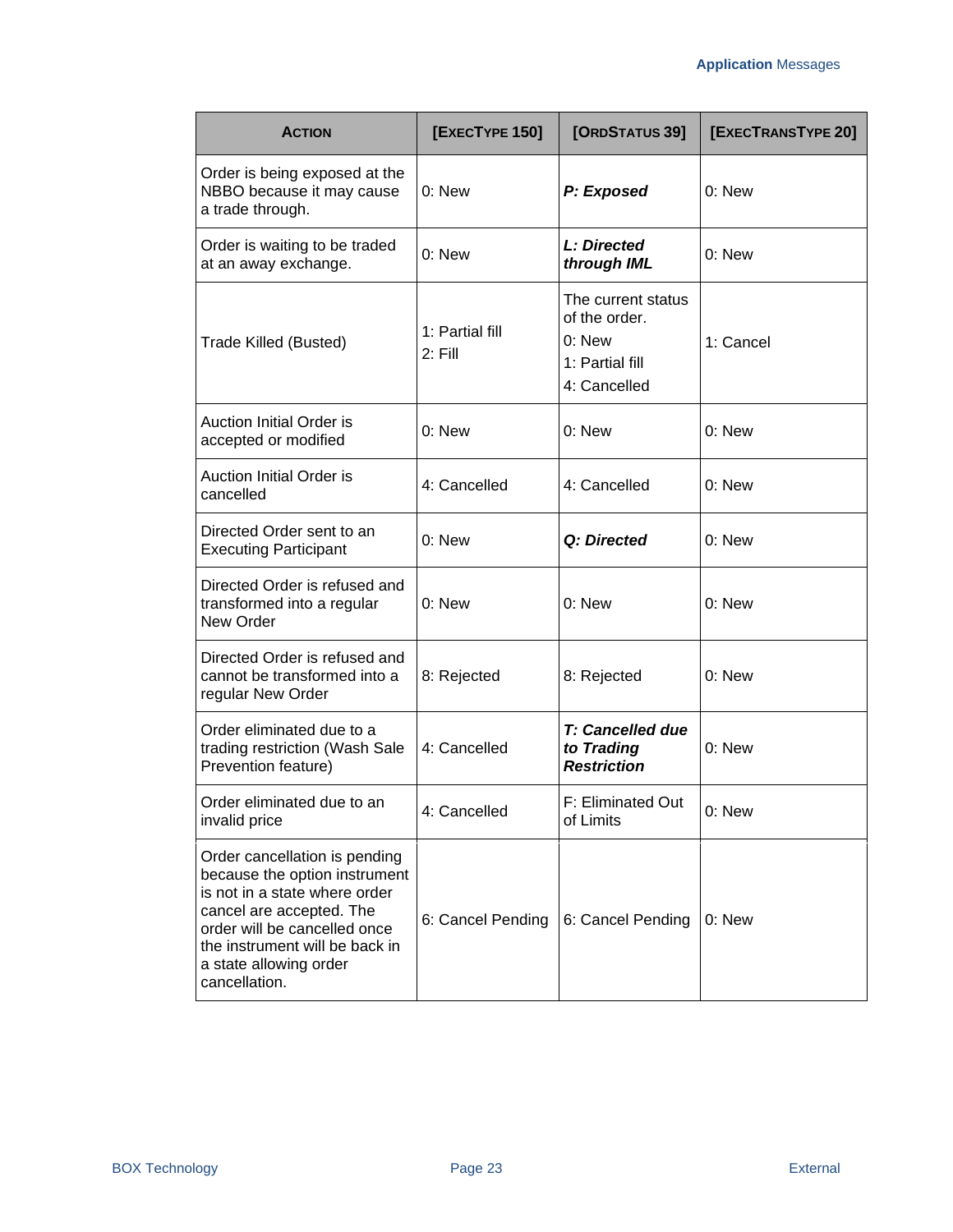| ACTION | [EXECTYPE 150] | [ORDSTATUS 39] | [EXECTRANSTYPE 20] |
|---|---|---|---|
| Order is being exposed at the NBBO because it may cause a trade through. | 0: New | ***P: Exposed*** | 0: New |
| Order is waiting to be traded at an away exchange. | 0: New | ***L: Directed through IML*** | 0: New |
| Trade Killed (Busted) | 1: Partial fill<br>2: Fill | The current status of the order.<br>0: New<br>1: Partial fill<br>4: Cancelled | 1: Cancel |
| Auction Initial Order is accepted or modified | 0: New | 0: New | 0: New |
| Auction Initial Order is cancelled | 4: Cancelled | 4: Cancelled | 0: New |
| Directed Order sent to an Executing Participant | 0: New | ***Q: Directed*** | 0: New |
| Directed Order is refused and transformed into a regular New Order | 0: New | 0: New | 0: New |
| Directed Order is refused and cannot be transformed into a regular New Order | 8: Rejected | 8: Rejected | 0: New |
| Order eliminated due to a trading restriction (Wash Sale Prevention feature) | 4: Cancelled | ***T: Cancelled due to Trading Restriction*** | 0: New |
| Order eliminated due to an invalid price | 4: Cancelled | F: Eliminated Out of Limits | 0: New |
| Order cancellation is pending because the option instrument is not in a state where order cancel are accepted. The order will be cancelled once the instrument will be back in a state allowing order cancellation. | 6: Cancel Pending | 6: Cancel Pending | 0: New |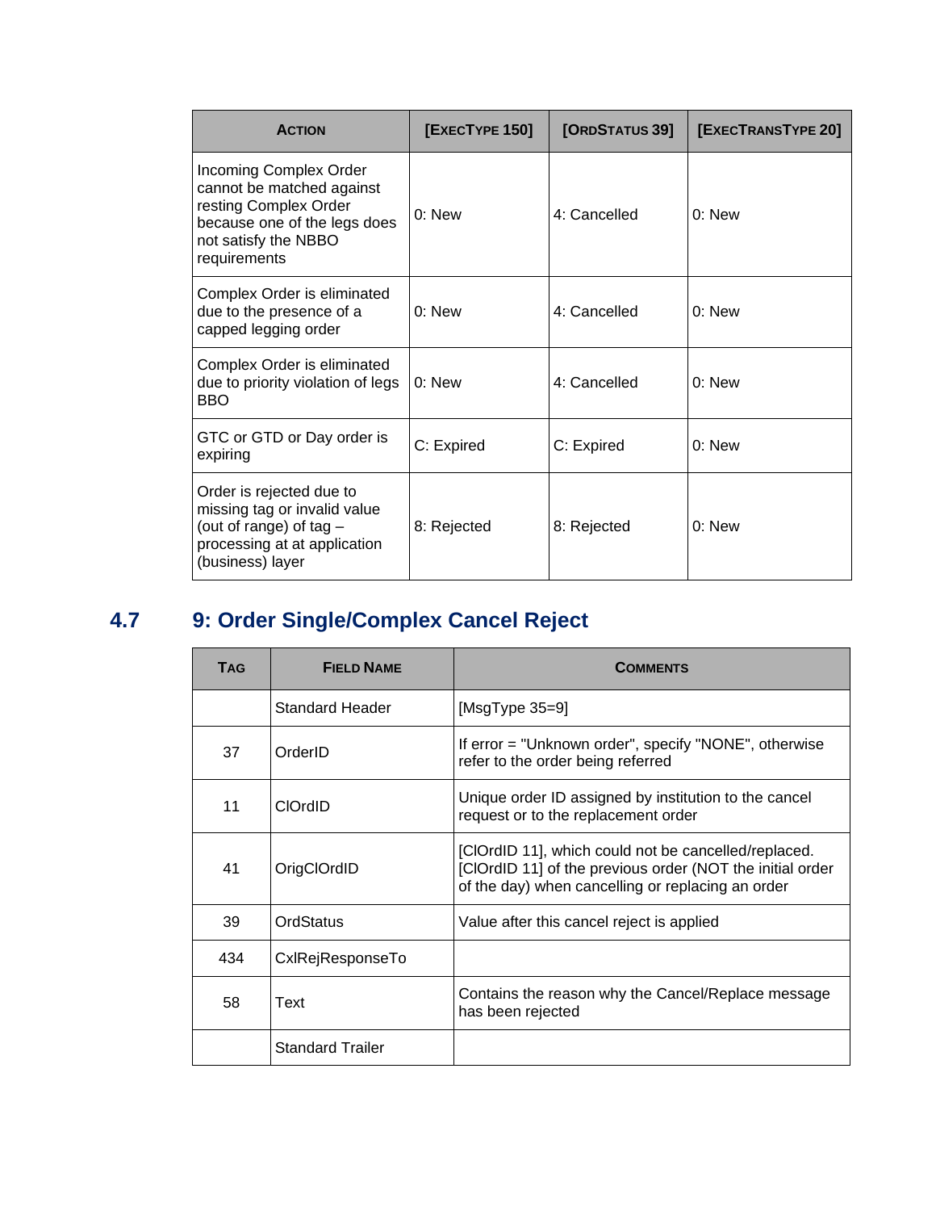| ACTION | [EXECTYPE 150] | [ORDSTATUS 39] | [EXECTRANSTYPE 20] |
|---|---|---|---|
| Incoming Complex Order cannot be matched against resting Complex Order because one of the legs does not satisfy the NBBO requirements | 0: New | 4: Cancelled | 0: New |
| Complex Order is eliminated due to the presence of a capped legging order | 0: New | 4: Cancelled | 0: New |
| Complex Order is eliminated due to priority violation of legs BBO | 0: New | 4: Cancelled | 0: New |
| GTC or GTD or Day order is expiring | C: Expired | C: Expired | 0: New |
| Order is rejected due to missing tag or invalid value (out of range) of tag – processing at at application (business) layer | 8: Rejected | 8: Rejected | 0: New |

## 4.7 9: Order Single/Complex Cancel Reject

| TAG | FIELD NAME | COMMENTS |
|---|---|---|
| | Standard Header | [MsgType 35=9] |
| 37 | OrderID | If error = "Unknown order", specify "NONE", otherwise refer to the order being referred |
| 11 | ClOrdID | Unique order ID assigned by institution to the cancel request or to the replacement order |
| 41 | OrigClOrdID | [ClOrdID 11], which could not be cancelled/replaced. [ClOrdID 11] of the previous order (NOT the initial order of the day) when cancelling or replacing an order |
| 39 | OrdStatus | Value after this cancel reject is applied |
| 434 | CxlRejResponseTo | |
| 58 | Text | Contains the reason why the Cancel/Replace message has been rejected |
| | Standard Trailer | |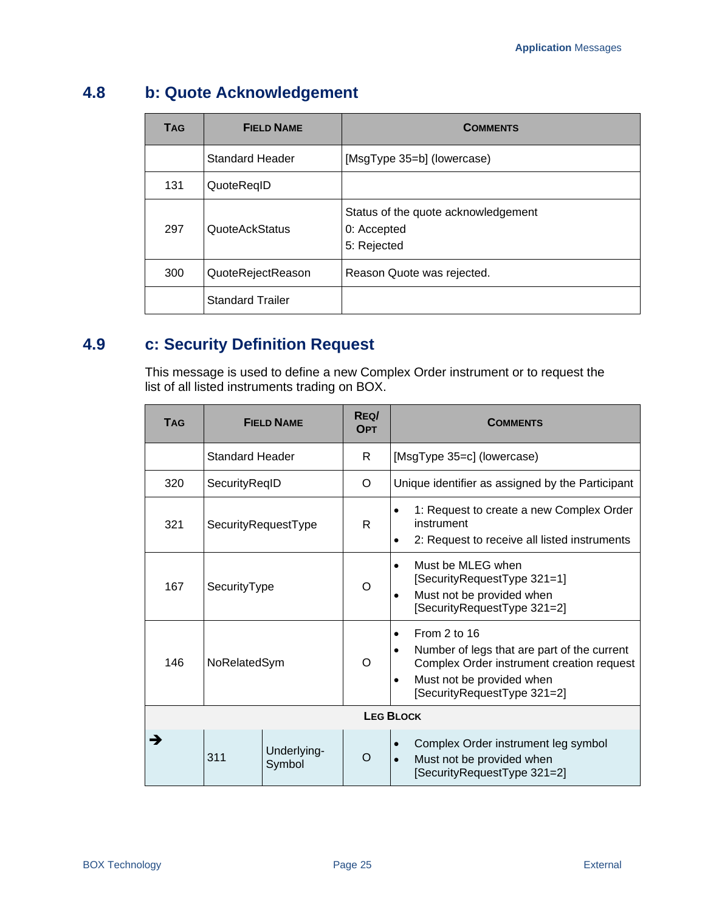## 4.8 b: Quote Acknowledgement

| TAG | FIELD NAME | COMMENTS |
|---|---|---|
| | Standard Header | [MsgType 35=b] (lowercase) |
| 131 | QuoteReqID | |
| 297 | QuoteAckStatus | Status of the quote acknowledgement<br>0: Accepted<br>5: Rejected |
| 300 | QuoteRejectReason | Reason Quote was rejected. |
| | Standard Trailer | |

## 4.9 c: Security Definition Request

This message is used to define a new Complex Order instrument or to request the list of all listed instruments trading on BOX.

| TAG | FIELD NAME | | REQ/ OPT | COMMENTS |
|---|---|---|---|---|
| | Standard Header | | R | [MsgType 35=c] (lowercase) |
| 320 | SecurityReqID | | O | Unique identifier as assigned by the Participant |
| 321 | SecurityRequestType | | R | • 1: Request to create a new Complex Order instrument<br>• 2: Request to receive all listed instruments |
| 167 | SecurityType | | O | • Must be MLEG when [SecurityRequestType 321=1]<br>• Must not be provided when [SecurityRequestType 321=2] |
| 146 | NoRelatedSym | | O | • From 2 to 16<br>• Number of legs that are part of the current Complex Order instrument creation request<br>• Must not be provided when [SecurityRequestType 321=2] |
| LEG BLOCK | | | | |
| ➔ | 311 | Underlying-Symbol | O | • Complex Order instrument leg symbol<br>• Must not be provided when [SecurityRequestType 321=2] |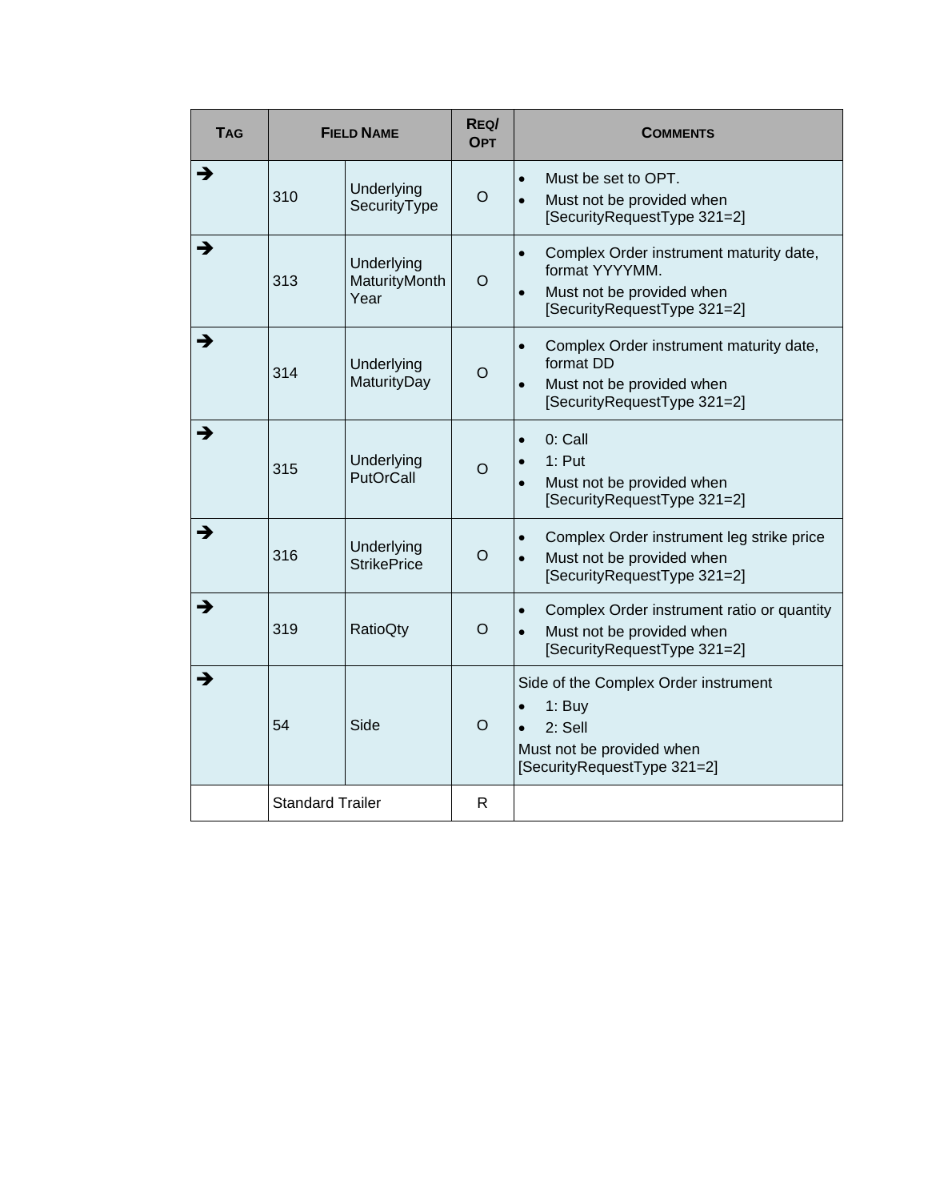| Tag | | Field Name | Req/ Opt | Comments |
|---|---|---|---|---|
| → | 310 | Underlying SecurityType | O | • Must be set to OPT.<br>• Must not be provided when [SecurityRequestType 321=2] |
| → | 313 | Underlying MaturityMonth Year | O | • Complex Order instrument maturity date, format YYYYMM.<br>• Must not be provided when [SecurityRequestType 321=2] |
| → | 314 | Underlying MaturityDay | O | • Complex Order instrument maturity date, format DD<br>• Must not be provided when [SecurityRequestType 321=2] |
| → | 315 | Underlying PutOrCall | O | • 0: Call<br>• 1: Put<br>• Must not be provided when [SecurityRequestType 321=2] |
| → | 316 | Underlying StrikePrice | O | • Complex Order instrument leg strike price<br>• Must not be provided when [SecurityRequestType 321=2] |
| → | 319 | RatioQty | O | • Complex Order instrument ratio or quantity<br>• Must not be provided when [SecurityRequestType 321=2] |
| → | 54 | Side | O | Side of the Complex Order instrument<br>• 1: Buy<br>• 2: Sell<br>Must not be provided when [SecurityRequestType 321=2] |
| | Standard Trailer | | R | |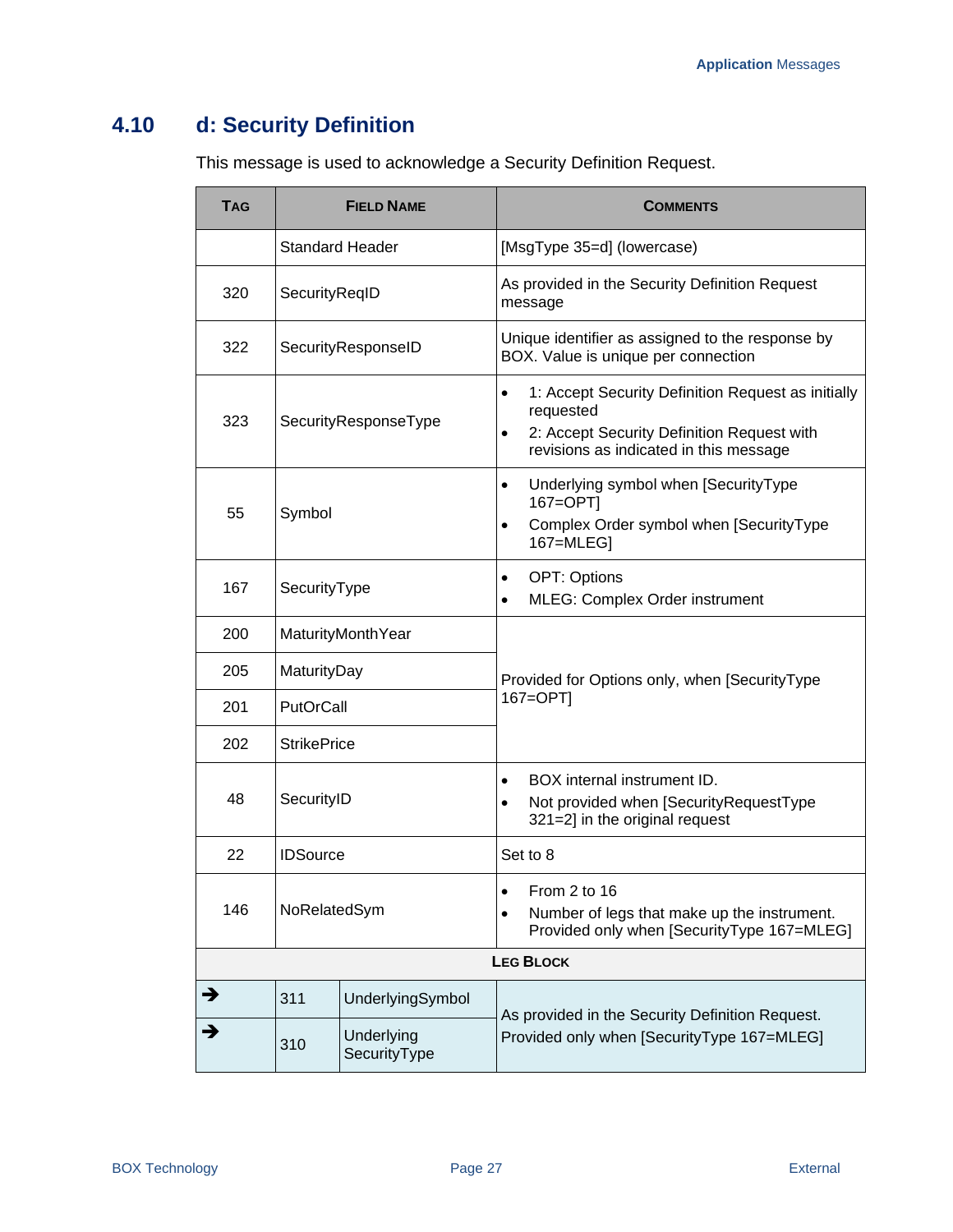## 4.10 d: Security Definition

This message is used to acknowledge a Security Definition Request.

| TAG | FIELD NAME | | COMMENTS |
|---|---|---|---|
| | Standard Header | | [MsgType 35=d] (lowercase) |
| 320 | SecurityReqID | | As provided in the Security Definition Request message |
| 322 | SecurityResponseID | | Unique identifier as assigned to the response by BOX. Value is unique per connection |
| 323 | SecurityResponseType | | • 1: Accept Security Definition Request as initially requested<br>• 2: Accept Security Definition Request with revisions as indicated in this message |
| 55 | Symbol | | • Underlying symbol when [SecurityType 167=OPT]<br>• Complex Order symbol when [SecurityType 167=MLEG] |
| 167 | SecurityType | | • OPT: Options<br>• MLEG: Complex Order instrument |
| 200 | MaturityMonthYear | | Provided for Options only, when [SecurityType 167=OPT] |
| 205 | MaturityDay | | |
| 201 | PutOrCall | | |
| 202 | StrikePrice | | |
| 48 | SecurityID | | • BOX internal instrument ID.<br>• Not provided when [SecurityRequestType 321=2] in the original request |
| 22 | IDSource | | Set to 8 |
| 146 | NoRelatedSym | | • From 2 to 16<br>• Number of legs that make up the instrument. Provided only when [SecurityType 167=MLEG] |
| **LEG BLOCK** | | | |
| ➔ | 311 | UnderlyingSymbol | As provided in the Security Definition Request.<br>Provided only when [SecurityType 167=MLEG] |
| ➔ | 310 | Underlying SecurityType | |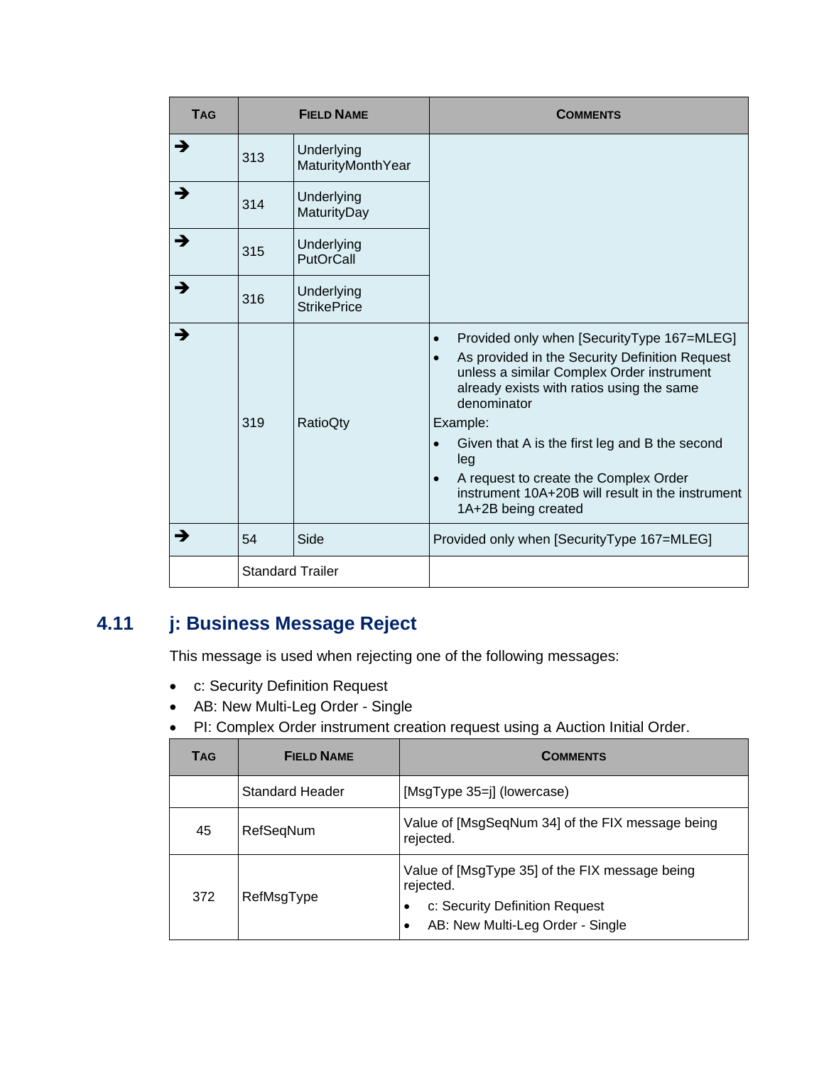| TAG | FIELD NAME | | COMMENTS |
|---|---|---|---|
| → | 313 | Underlying MaturityMonthYear | |
| → | 314 | Underlying MaturityDay | |
| → | 315 | Underlying PutOrCall | |
| → | 316 | Underlying StrikePrice | |
| → | 319 | RatioQty | • Provided only when [SecurityType 167=MLEG]<br>• As provided in the Security Definition Request unless a similar Complex Order instrument already exists with ratios using the same denominator<br>Example:<br>• Given that A is the first leg and B the second leg<br>• A request to create the Complex Order instrument 10A+20B will result in the instrument 1A+2B being created |
| → | 54 | Side | Provided only when [SecurityType 167=MLEG] |
| | Standard Trailer | | |

## 4.11 j: Business Message Reject

This message is used when rejecting one of the following messages:

- c: Security Definition Request
- AB: New Multi-Leg Order - Single
- PI: Complex Order instrument creation request using a Auction Initial Order.

| TAG | FIELD NAME | COMMENTS |
|---|---|---|
| | Standard Header | [MsgType 35=j] (lowercase) |
| 45 | RefSeqNum | Value of [MsgSeqNum 34] of the FIX message being rejected. |
| 372 | RefMsgType | Value of [MsgType 35] of the FIX message being rejected.<br>• c: Security Definition Request<br>• AB: New Multi-Leg Order - Single |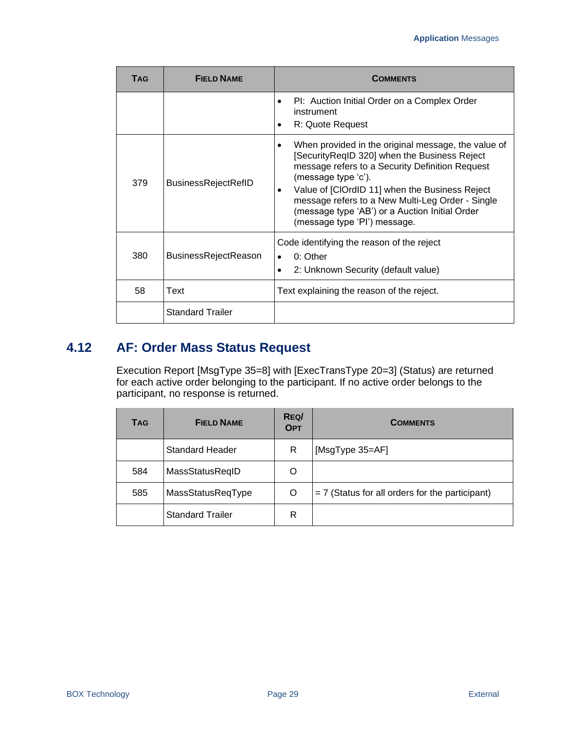| Tag | Field Name | Comments |
|---|---|---|
| | | • PI: Auction Initial Order on a Complex Order instrument<br>• R: Quote Request |
| 379 | BusinessRejectRefID | • When provided in the original message, the value of [SecurityReqID 320] when the Business Reject message refers to a Security Definition Request (message type 'c').<br>• Value of [ClOrdID 11] when the Business Reject message refers to a New Multi-Leg Order - Single (message type 'AB') or a Auction Initial Order (message type 'PI') message. |
| 380 | BusinessRejectReason | Code identifying the reason of the reject<br>• 0: Other<br>• 2: Unknown Security (default value) |
| 58 | Text | Text explaining the reason of the reject. |
| | Standard Trailer | |

## 4.12 AF: Order Mass Status Request

Execution Report [MsgType 35=8] with [ExecTransType 20=3] (Status) are returned for each active order belonging to the participant. If no active order belongs to the participant, no response is returned.

| Tag | Field Name | Req/ Opt | Comments |
|---|---|---|---|
| | Standard Header | R | [MsgType 35=AF] |
| 584 | MassStatusReqID | O | |
| 585 | MassStatusReqType | O | = 7 (Status for all orders for the participant) |
| | Standard Trailer | R | |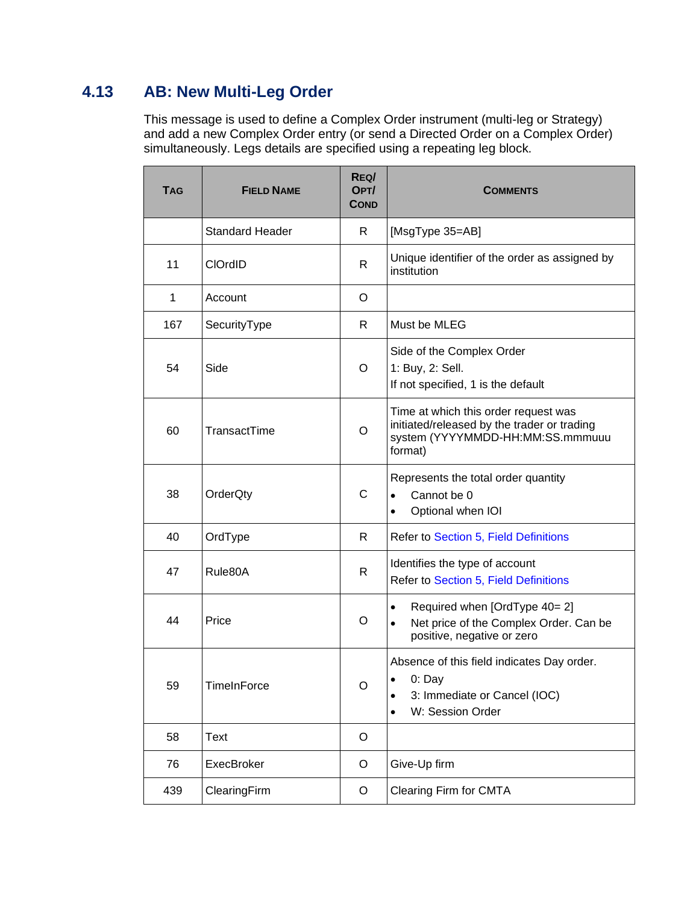## 4.13 AB: New Multi-Leg Order

This message is used to define a Complex Order instrument (multi-leg or Strategy) and add a new Complex Order entry (or send a Directed Order on a Complex Order) simultaneously. Legs details are specified using a repeating leg block.

| TAG | FIELD NAME | REQ/ OPT/ COND | COMMENTS |
|---|---|---|---|
| | Standard Header | R | [MsgType 35=AB] |
| 11 | ClOrdID | R | Unique identifier of the order as assigned by institution |
| 1 | Account | O | |
| 167 | SecurityType | R | Must be MLEG |
| 54 | Side | O | Side of the Complex Order<br>1: Buy, 2: Sell.<br>If not specified, 1 is the default |
| 60 | TransactTime | O | Time at which this order request was initiated/released by the trader or trading system (YYYYMMDD-HH:MM:SS.mmmuuu format) |
| 38 | OrderQty | C | Represents the total order quantity<br>• Cannot be 0<br>• Optional when IOI |
| 40 | OrdType | R | Refer to Section 5, Field Definitions |
| 47 | Rule80A | R | Identifies the type of account<br>Refer to Section 5, Field Definitions |
| 44 | Price | O | • Required when [OrdType 40= 2]<br>• Net price of the Complex Order. Can be positive, negative or zero |
| 59 | TimeInForce | O | Absence of this field indicates Day order.<br>• 0: Day<br>• 3: Immediate or Cancel (IOC)<br>• W: Session Order |
| 58 | Text | O | |
| 76 | ExecBroker | O | Give-Up firm |
| 439 | ClearingFirm | O | Clearing Firm for CMTA |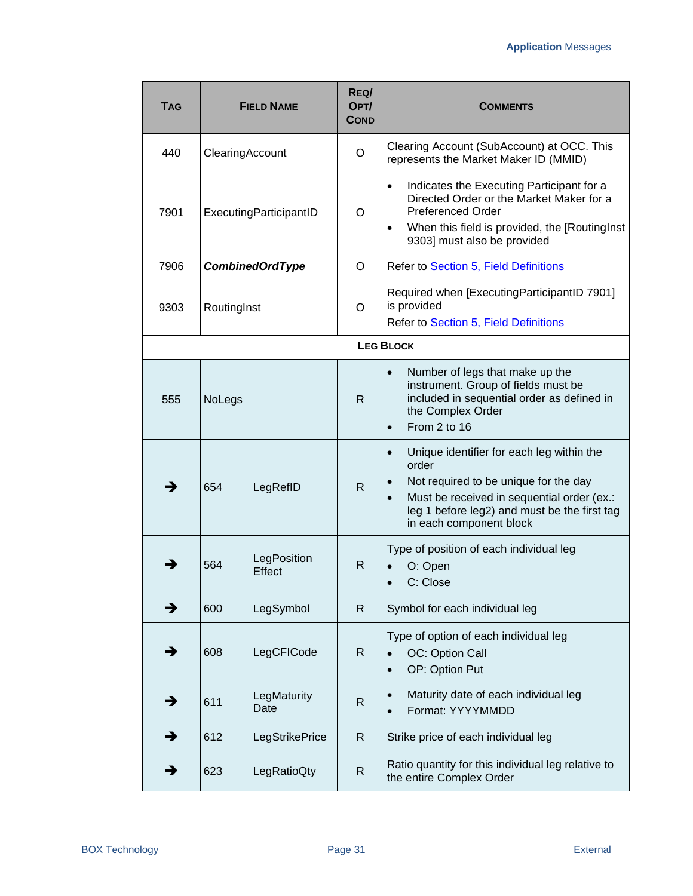| Tag | Field Name | | Req/ Opt/ Cond | Comments |
|---|---|---|---|---|
| 440 | ClearingAccount | | O | Clearing Account (SubAccount) at OCC. This represents the Market Maker ID (MMID) |
| 7901 | ExecutingParticipantID | | O | • Indicates the Executing Participant for a Directed Order or the Market Maker for a Preferenced Order<br>• When this field is provided, the [RoutingInst 9303] must also be provided |
| 7906 | ***CombinedOrdType*** | | O | Refer to Section 5, Field Definitions |
| 9303 | RoutingInst | | O | Required when [ExecutingParticipantID 7901] is provided<br>Refer to Section 5, Field Definitions |
| | | | **Leg Block** | |
| 555 | NoLegs | | R | • Number of legs that make up the instrument. Group of fields must be included in sequential order as defined in the Complex Order<br>• From 2 to 16 |
| → | 654 | LegRefID | R | • Unique identifier for each leg within the order<br>• Not required to be unique for the day<br>• Must be received in sequential order (ex.: leg 1 before leg2) and must be the first tag in each component block |
| → | 564 | LegPosition Effect | R | Type of position of each individual leg<br>• O: Open<br>• C: Close |
| → | 600 | LegSymbol | R | Symbol for each individual leg |
| → | 608 | LegCFICode | R | Type of option of each individual leg<br>• OC: Option Call<br>• OP: Option Put |
| → | 611 | LegMaturity Date | R | • Maturity date of each individual leg<br>• Format: YYYYMMDD |
| → | 612 | LegStrikePrice | R | Strike price of each individual leg |
| → | 623 | LegRatioQty | R | Ratio quantity for this individual leg relative to the entire Complex Order |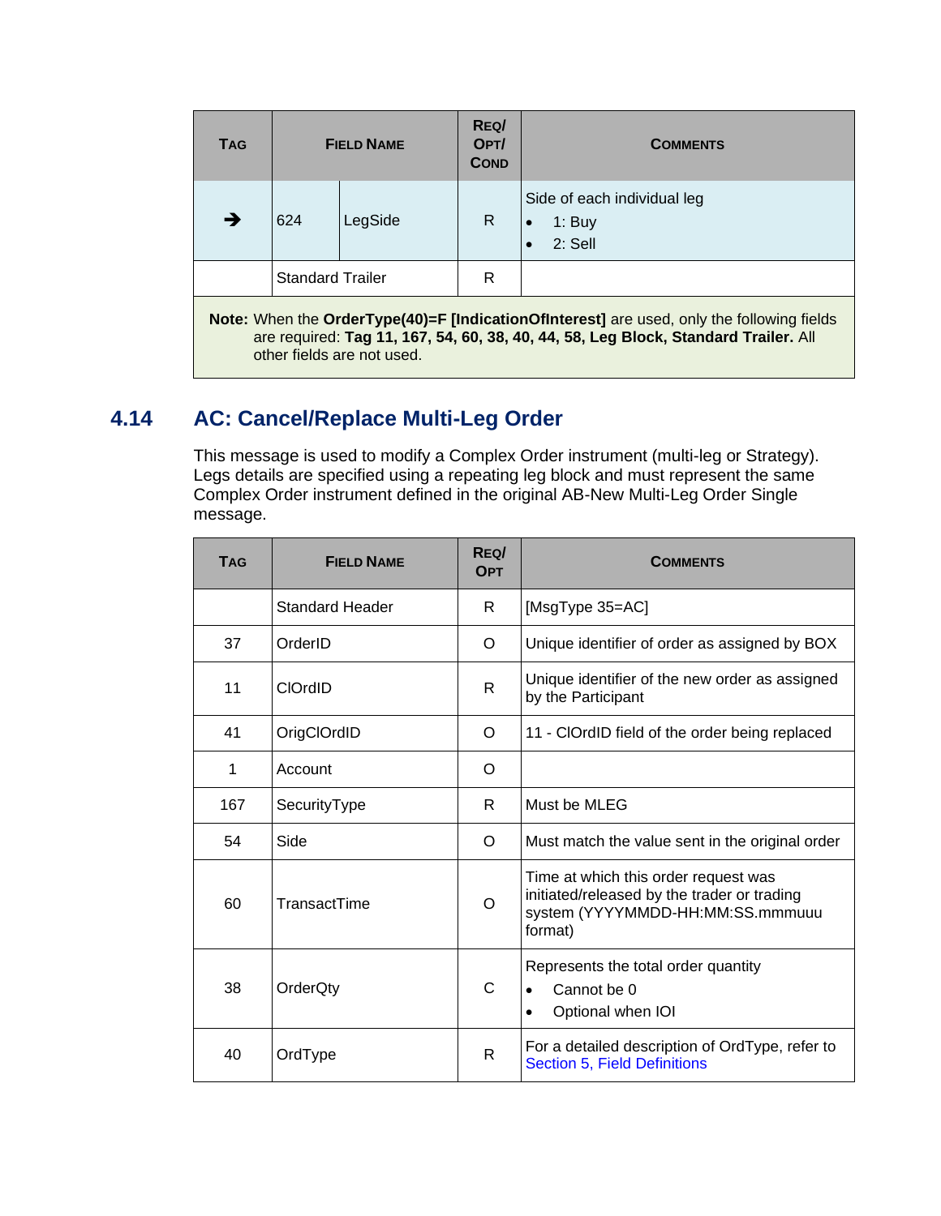| Tag | Field Name | | Req/ Opt/ Cond | Comments |
|---|---|---|---|---|
| ➔ | 624 | LegSide | R | Side of each individual leg<br>• 1: Buy<br>• 2: Sell |
| | Standard Trailer | | R | |

**Note:** When the **OrderType(40)=F [IndicationOfInterest]** are used, only the following fields are required: **Tag 11, 167, 54, 60, 38, 40, 44, 58, Leg Block, Standard Trailer.** All other fields are not used.

## 4.14 AC: Cancel/Replace Multi-Leg Order

This message is used to modify a Complex Order instrument (multi-leg or Strategy). Legs details are specified using a repeating leg block and must represent the same Complex Order instrument defined in the original AB-New Multi-Leg Order Single message.

| Tag | Field Name | Req/ Opt | Comments |
|---|---|---|---|
| | Standard Header | R | [MsgType 35=AC] |
| 37 | OrderID | O | Unique identifier of order as assigned by BOX |
| 11 | ClOrdID | R | Unique identifier of the new order as assigned by the Participant |
| 41 | OrigClOrdID | O | 11 - ClOrdID field of the order being replaced |
| 1 | Account | O | |
| 167 | SecurityType | R | Must be MLEG |
| 54 | Side | O | Must match the value sent in the original order |
| 60 | TransactTime | O | Time at which this order request was initiated/released by the trader or trading system (YYYYMMDD-HH:MM:SS.mmmuuu format) |
| 38 | OrderQty | C | Represents the total order quantity<br>• Cannot be 0<br>• Optional when IOI |
| 40 | OrdType | R | For a detailed description of OrdType, refer to Section 5, Field Definitions |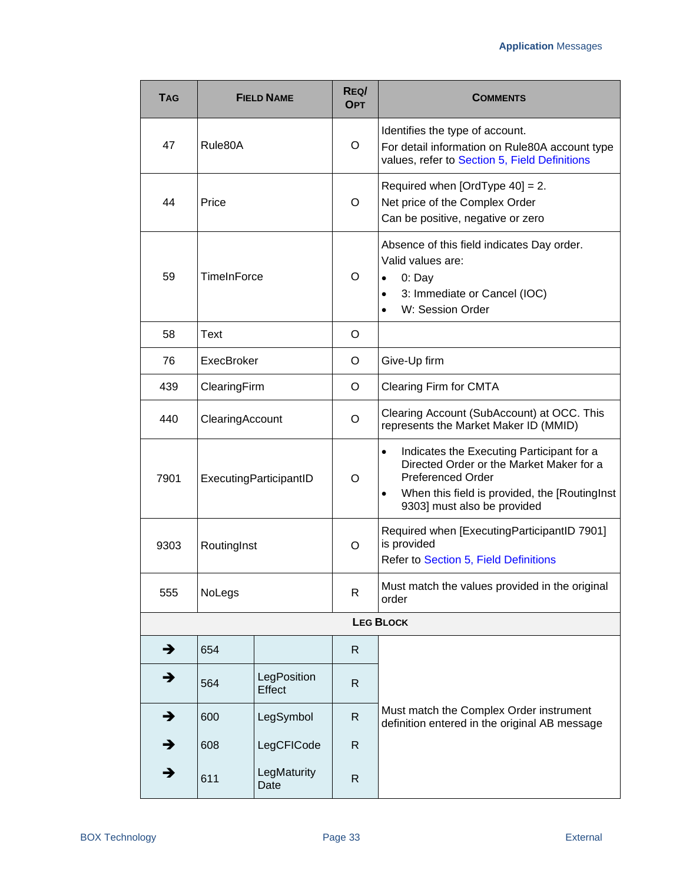| TAG | FIELD NAME | | REQ/ OPT | COMMENTS |
|---|---|---|---|---|
| 47 | Rule80A | | O | Identifies the type of account.<br>For detail information on Rule80A account type values, refer to Section 5, Field Definitions |
| 44 | Price | | O | Required when [OrdType 40] = 2.<br>Net price of the Complex Order<br>Can be positive, negative or zero |
| 59 | TimeInForce | | O | Absence of this field indicates Day order.<br>Valid values are:<br>• 0: Day<br>• 3: Immediate or Cancel (IOC)<br>• W: Session Order |
| 58 | Text | | O | |
| 76 | ExecBroker | | O | Give-Up firm |
| 439 | ClearingFirm | | O | Clearing Firm for CMTA |
| 440 | ClearingAccount | | O | Clearing Account (SubAccount) at OCC. This represents the Market Maker ID (MMID) |
| 7901 | ExecutingParticipantID | | O | • Indicates the Executing Participant for a Directed Order or the Market Maker for a Preferenced Order<br>• When this field is provided, the [RoutingInst 9303] must also be provided |
| 9303 | RoutingInst | | O | Required when [ExecutingParticipantID 7901] is provided<br>Refer to Section 5, Field Definitions |
| 555 | NoLegs | | R | Must match the values provided in the original order |
| **LEG BLOCK** | | | | |
| → | 654 | | R | Must match the Complex Order instrument definition entered in the original AB message |
| → | 564 | LegPosition Effect | R | |
| → | 600 | LegSymbol | R | |
| → | 608 | LegCFICode | R | |
| → | 611 | LegMaturity Date | R | |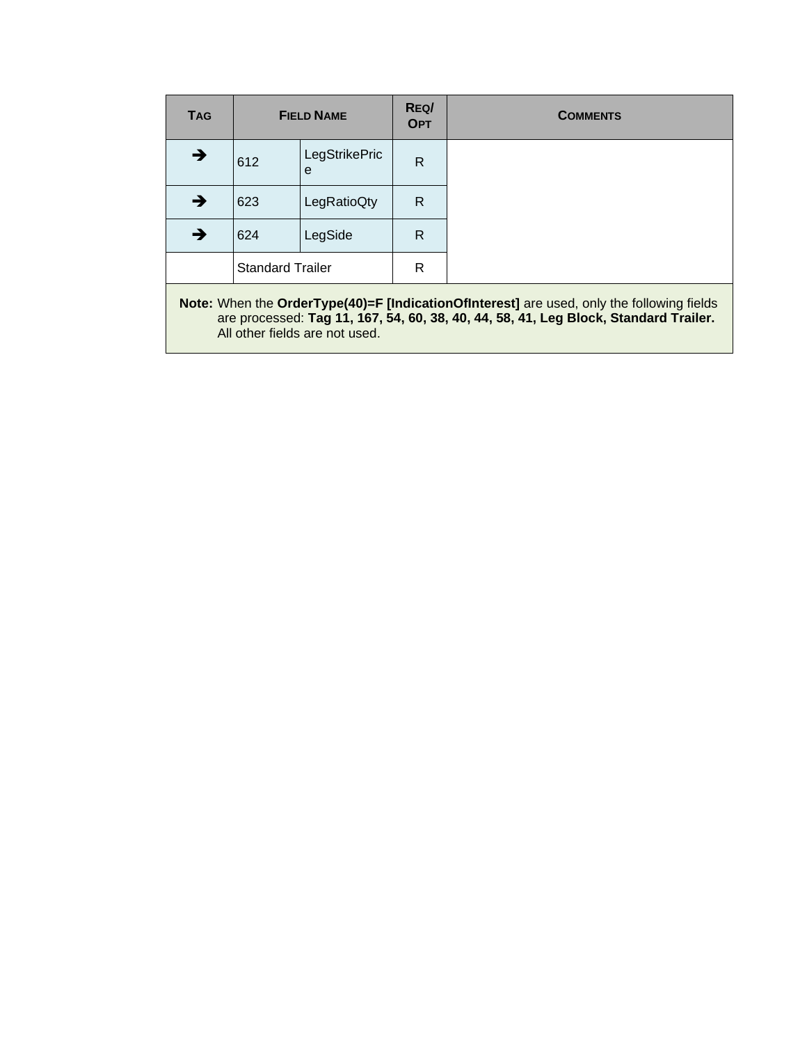| Tag | Field Name | | Req/ Opt | Comments |
|---|---|---|---|---|
| → | 612 | LegStrikePrice | R | |
| → | 623 | LegRatioQty | R | |
| → | 624 | LegSide | R | |
| | Standard Trailer | | R | |

**Note:** When the **OrderType(40)=F [IndicationOfInterest]** are used, only the following fields are processed: **Tag 11, 167, 54, 60, 38, 40, 44, 58, 41, Leg Block, Standard Trailer.** All other fields are not used.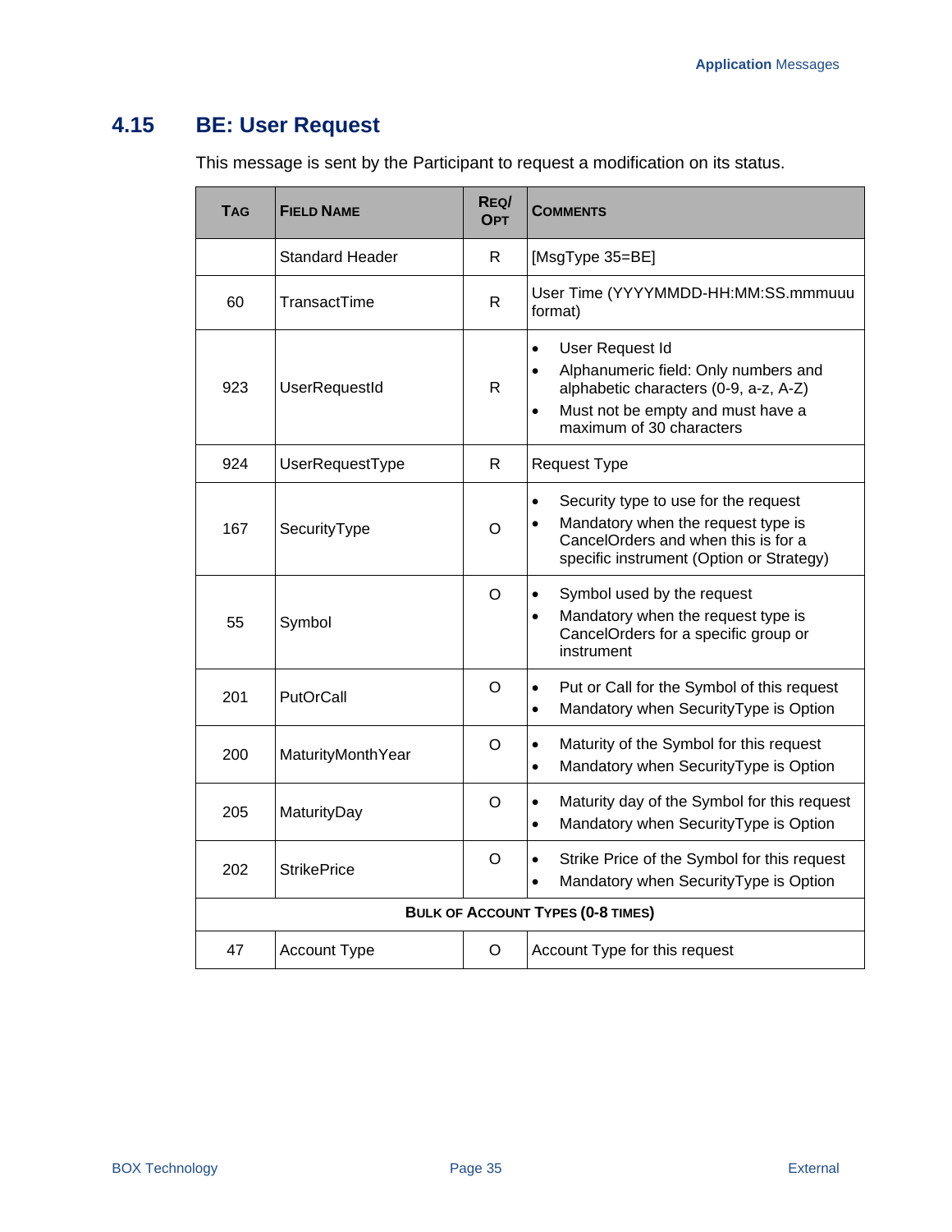## 4.15 BE: User Request

This message is sent by the Participant to request a modification on its status.

| TAG | FIELD NAME | REQ/ OPT | COMMENTS |
|---|---|---|---|
| | Standard Header | R | [MsgType 35=BE] |
| 60 | TransactTime | R | User Time (YYYYMMDD-HH:MM:SS.mmmuuu format) |
| 923 | UserRequestId | R | • User Request Id<br>• Alphanumeric field: Only numbers and alphabetic characters (0-9, a-z, A-Z)<br>• Must not be empty and must have a maximum of 30 characters |
| 924 | UserRequestType | R | Request Type |
| 167 | SecurityType | O | • Security type to use for the request<br>• Mandatory when the request type is CancelOrders and when this is for a specific instrument (Option or Strategy) |
| 55 | Symbol | O | • Symbol used by the request<br>• Mandatory when the request type is CancelOrders for a specific group or instrument |
| 201 | PutOrCall | O | • Put or Call for the Symbol of this request<br>• Mandatory when SecurityType is Option |
| 200 | MaturityMonthYear | O | • Maturity of the Symbol for this request<br>• Mandatory when SecurityType is Option |
| 205 | MaturityDay | O | • Maturity day of the Symbol for this request<br>• Mandatory when SecurityType is Option |
| 202 | StrikePrice | O | • Strike Price of the Symbol for this request<br>• Mandatory when SecurityType is Option |
| **BULK OF ACCOUNT TYPES (0-8 TIMES)** | | | |
| 47 | Account Type | O | Account Type for this request |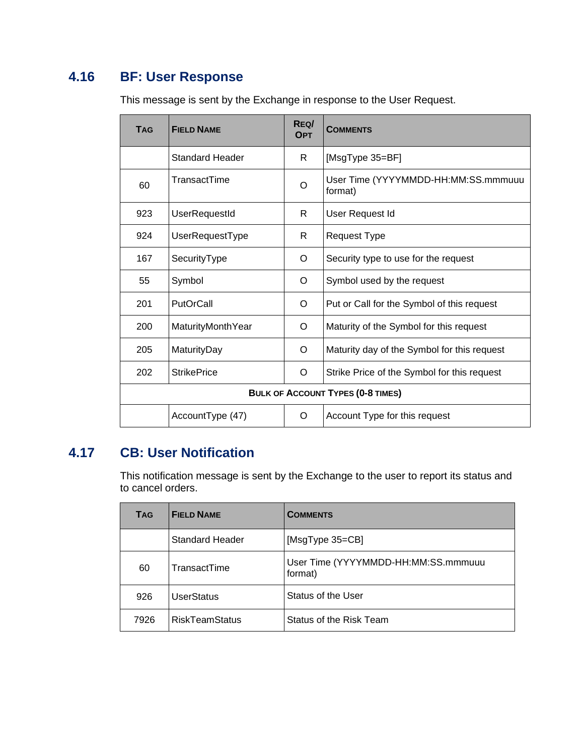## 4.16 BF: User Response

This message is sent by the Exchange in response to the User Request.

| TAG | FIELD NAME | REQ/ OPT | COMMENTS |
|---|---|---|---|
| | Standard Header | R | [MsgType 35=BF] |
| 60 | TransactTime | O | User Time (YYYYMMDD-HH:MM:SS.mmmuuu format) |
| 923 | UserRequestId | R | User Request Id |
| 924 | UserRequestType | R | Request Type |
| 167 | SecurityType | O | Security type to use for the request |
| 55 | Symbol | O | Symbol used by the request |
| 201 | PutOrCall | O | Put or Call for the Symbol of this request |
| 200 | MaturityMonthYear | O | Maturity of the Symbol for this request |
| 205 | MaturityDay | O | Maturity day of the Symbol for this request |
| 202 | StrikePrice | O | Strike Price of the Symbol for this request |
| **BULK OF ACCOUNT TYPES (0-8 TIMES)** | | | |
| | AccountType (47) | O | Account Type for this request |

## 4.17 CB: User Notification

This notification message is sent by the Exchange to the user to report its status and to cancel orders.

| TAG | FIELD NAME | COMMENTS |
|---|---|---|
| | Standard Header | [MsgType 35=CB] |
| 60 | TransactTime | User Time (YYYYMMDD-HH:MM:SS.mmmuuu format) |
| 926 | UserStatus | Status of the User |
| 7926 | RiskTeamStatus | Status of the Risk Team |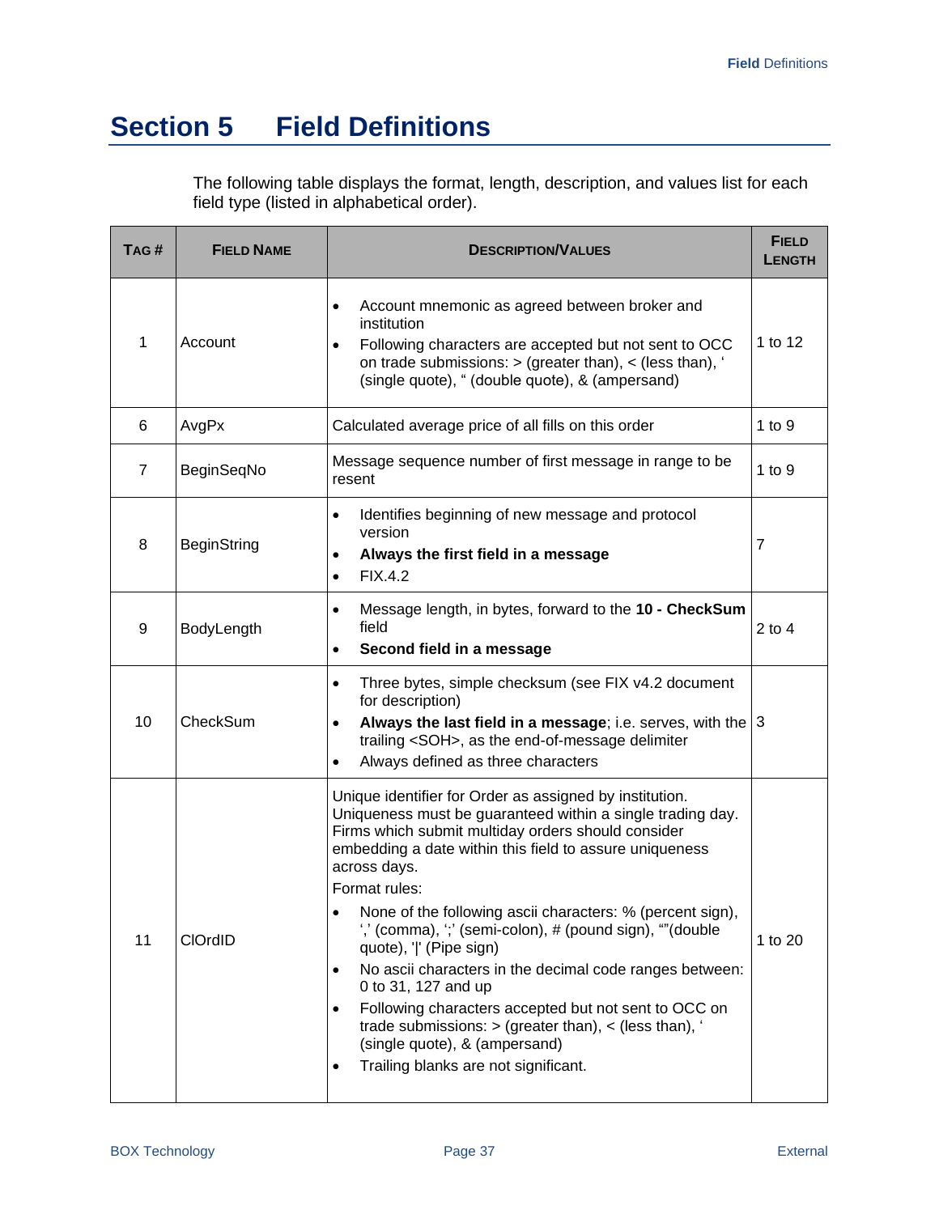# Section 5 Field Definitions

The following table displays the format, length, description, and values list for each field type (listed in alphabetical order).

| TAG # | FIELD NAME | DESCRIPTION/VALUES | FIELD LENGTH |
|---|---|---|---|
| 1 | Account | • Account mnemonic as agreed between broker and institution<br>• Following characters are accepted but not sent to OCC on trade submissions: > (greater than), < (less than), ' (single quote), " (double quote), & (ampersand) | 1 to 12 |
| 6 | AvgPx | Calculated average price of all fills on this order | 1 to 9 |
| 7 | BeginSeqNo | Message sequence number of first message in range to be resent | 1 to 9 |
| 8 | BeginString | • Identifies beginning of new message and protocol version<br>• **Always the first field in a message**<br>• FIX.4.2 | 7 |
| 9 | BodyLength | • Message length, in bytes, forward to the **10 - CheckSum** field<br>• **Second field in a message** | 2 to 4 |
| 10 | CheckSum | • Three bytes, simple checksum (see FIX v4.2 document for description)<br>• **Always the last field in a message**; i.e. serves, with the trailing <SOH>, as the end-of-message delimiter<br>• Always defined as three characters | 3 |
| 11 | ClOrdID | Unique identifier for Order as assigned by institution. Uniqueness must be guaranteed within a single trading day. Firms which submit multiday orders should consider embedding a date within this field to assure uniqueness across days.<br>Format rules:<br>• None of the following ascii characters: % (percent sign), ',' (comma), ';' (semi-colon), # (pound sign), """(double quote), '\|' (Pipe sign)<br>• No ascii characters in the decimal code ranges between: 0 to 31, 127 and up<br>• Following characters accepted but not sent to OCC on trade submissions: > (greater than), < (less than), ' (single quote), & (ampersand)<br>• Trailing blanks are not significant. | 1 to 20 |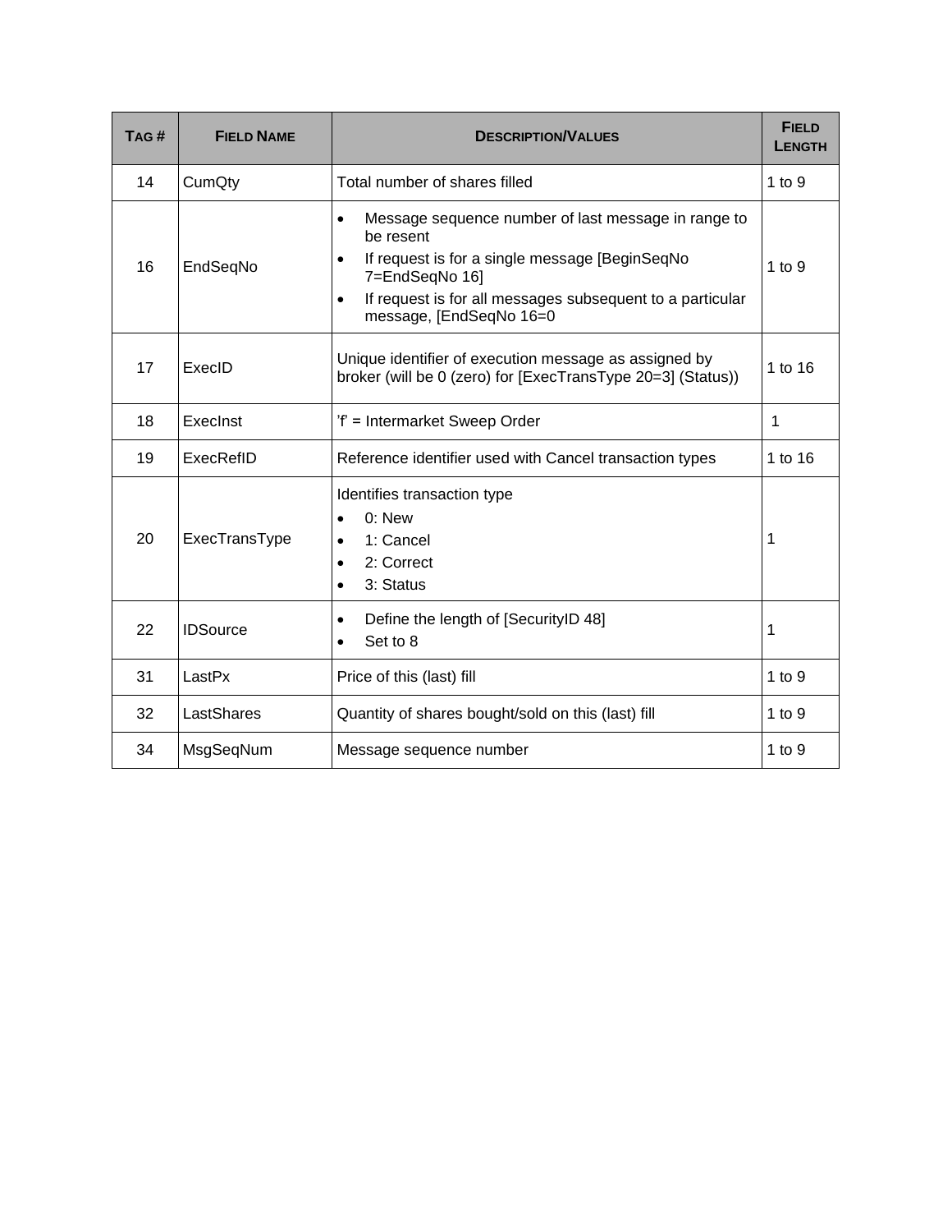| TAG # | FIELD NAME | DESCRIPTION/VALUES | FIELD LENGTH |
|---|---|---|---|
| 14 | CumQty | Total number of shares filled | 1 to 9 |
| 16 | EndSeqNo | • Message sequence number of last message in range to be resent<br>• If request is for a single message [BeginSeqNo 7=EndSeqNo 16]<br>• If request is for all messages subsequent to a particular message, [EndSeqNo 16=0 | 1 to 9 |
| 17 | ExecID | Unique identifier of execution message as assigned by broker (will be 0 (zero) for [ExecTransType 20=3] (Status)) | 1 to 16 |
| 18 | ExecInst | 'f' = Intermarket Sweep Order | 1 |
| 19 | ExecRefID | Reference identifier used with Cancel transaction types | 1 to 16 |
| 20 | ExecTransType | Identifies transaction type<br>• 0: New<br>• 1: Cancel<br>• 2: Correct<br>• 3: Status | 1 |
| 22 | IDSource | • Define the length of [SecurityID 48]<br>• Set to 8 | 1 |
| 31 | LastPx | Price of this (last) fill | 1 to 9 |
| 32 | LastShares | Quantity of shares bought/sold on this (last) fill | 1 to 9 |
| 34 | MsgSeqNum | Message sequence number | 1 to 9 |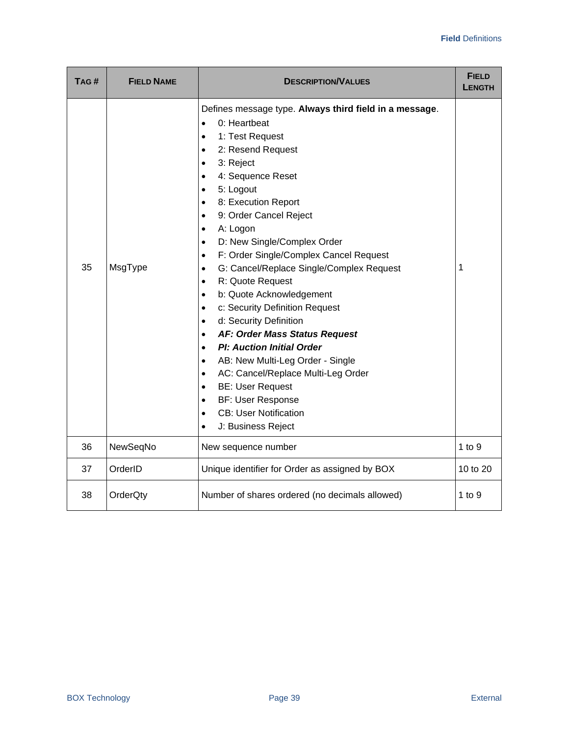| TAG # | FIELD NAME | DESCRIPTION/VALUES | FIELD LENGTH |
|---|---|---|---|
| 35 | MsgType | Defines message type. **Always third field in a message**.<br>• 0: Heartbeat<br>• 1: Test Request<br>• 2: Resend Request<br>• 3: Reject<br>• 4: Sequence Reset<br>• 5: Logout<br>• 8: Execution Report<br>• 9: Order Cancel Reject<br>• A: Logon<br>• D: New Single/Complex Order<br>• F: Order Single/Complex Cancel Request<br>• G: Cancel/Replace Single/Complex Request<br>• R: Quote Request<br>• b: Quote Acknowledgement<br>• c: Security Definition Request<br>• d: Security Definition<br>• ***AF: Order Mass Status Request***<br>• ***PI: Auction Initial Order***<br>• AB: New Multi-Leg Order - Single<br>• AC: Cancel/Replace Multi-Leg Order<br>• BE: User Request<br>• BF: User Response<br>• CB: User Notification<br>• J: Business Reject | 1 |
| 36 | NewSeqNo | New sequence number | 1 to 9 |
| 37 | OrderID | Unique identifier for Order as assigned by BOX | 10 to 20 |
| 38 | OrderQty | Number of shares ordered (no decimals allowed) | 1 to 9 |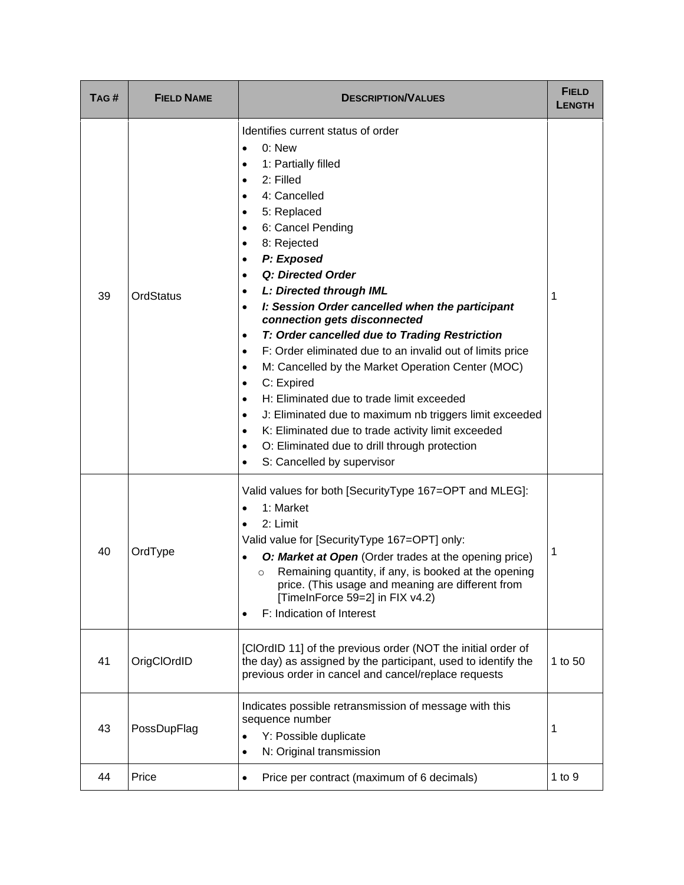| TAG # | FIELD NAME | DESCRIPTION/VALUES | FIELD LENGTH |
|---|---|---|---|
| 39 | OrdStatus | Identifies current status of order<br>• 0: New<br>• 1: Partially filled<br>• 2: Filled<br>• 4: Cancelled<br>• 5: Replaced<br>• 6: Cancel Pending<br>• 8: Rejected<br>• ***P: Exposed***<br>• ***Q: Directed Order***<br>• ***L: Directed through IML***<br>• ***I: Session Order cancelled when the participant connection gets disconnected***<br>• ***T: Order cancelled due to Trading Restriction***<br>• F: Order eliminated due to an invalid out of limits price<br>• M: Cancelled by the Market Operation Center (MOC)<br>• C: Expired<br>• H: Eliminated due to trade limit exceeded<br>• J: Eliminated due to maximum nb triggers limit exceeded<br>• K: Eliminated due to trade activity limit exceeded<br>• O: Eliminated due to drill through protection<br>• S: Cancelled by supervisor | 1 |
| 40 | OrdType | Valid values for both [SecurityType 167=OPT and MLEG]:<br>• 1: Market<br>• 2: Limit<br>Valid value for [SecurityType 167=OPT] only:<br>• ***O: Market at Open*** (Order trades at the opening price)<br>  ○ Remaining quantity, if any, is booked at the opening price. (This usage and meaning are different from [TimeInForce 59=2] in FIX v4.2)<br>• F: Indication of Interest | 1 |
| 41 | OrigClOrdID | [ClOrdID 11] of the previous order (NOT the initial order of the day) as assigned by the participant, used to identify the previous order in cancel and cancel/replace requests | 1 to 50 |
| 43 | PossDupFlag | Indicates possible retransmission of message with this sequence number<br>• Y: Possible duplicate<br>• N: Original transmission | 1 |
| 44 | Price | • Price per contract (maximum of 6 decimals) | 1 to 9 |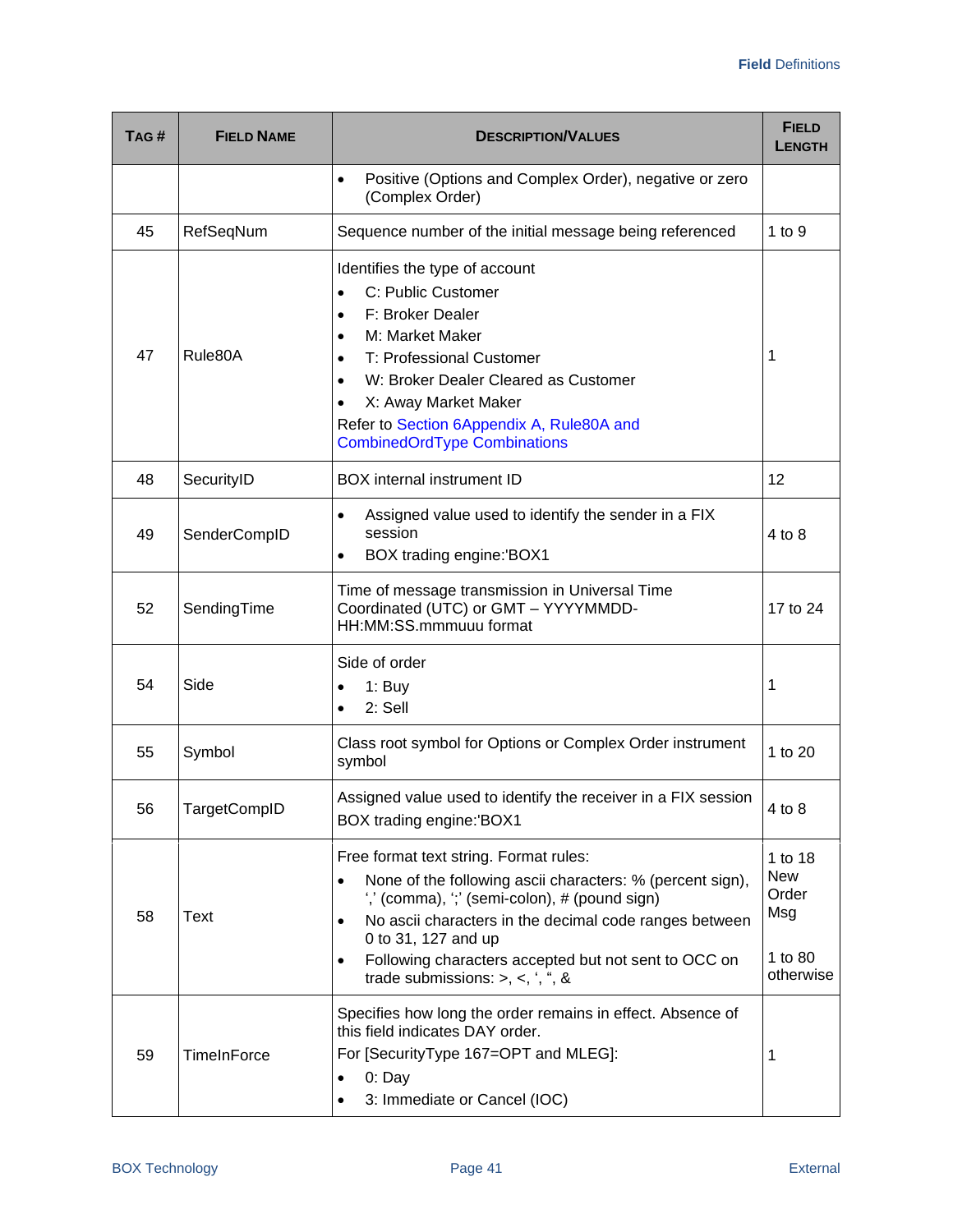| TAG # | FIELD NAME | DESCRIPTION/VALUES | FIELD LENGTH |
|---|---|---|---|
| | | • Positive (Options and Complex Order), negative or zero (Complex Order) | |
| 45 | RefSeqNum | Sequence number of the initial message being referenced | 1 to 9 |
| 47 | Rule80A | Identifies the type of account<br>• C: Public Customer<br>• F: Broker Dealer<br>• M: Market Maker<br>• T: Professional Customer<br>• W: Broker Dealer Cleared as Customer<br>• X: Away Market Maker<br>Refer to Section 6Appendix A, Rule80A and CombinedOrdType Combinations | 1 |
| 48 | SecurityID | BOX internal instrument ID | 12 |
| 49 | SenderCompID | • Assigned value used to identify the sender in a FIX session<br>• BOX trading engine:'BOX1 | 4 to 8 |
| 52 | SendingTime | Time of message transmission in Universal Time Coordinated (UTC) or GMT – YYYYMMDD-HH:MM:SS.mmmuuu format | 17 to 24 |
| 54 | Side | Side of order<br>• 1: Buy<br>• 2: Sell | 1 |
| 55 | Symbol | Class root symbol for Options or Complex Order instrument symbol | 1 to 20 |
| 56 | TargetCompID | Assigned value used to identify the receiver in a FIX session<br>BOX trading engine:'BOX1 | 4 to 8 |
| 58 | Text | Free format text string. Format rules:<br>• None of the following ascii characters: % (percent sign), ',' (comma), ';' (semi-colon), # (pound sign)<br>• No ascii characters in the decimal code ranges between 0 to 31, 127 and up<br>• Following characters accepted but not sent to OCC on trade submissions: >, <, ', ", & | 1 to 18 New Order Msg<br><br>1 to 80 otherwise |
| 59 | TimeInForce | Specifies how long the order remains in effect. Absence of this field indicates DAY order.<br>For [SecurityType 167=OPT and MLEG]:<br>• 0: Day<br>• 3: Immediate or Cancel (IOC) | 1 |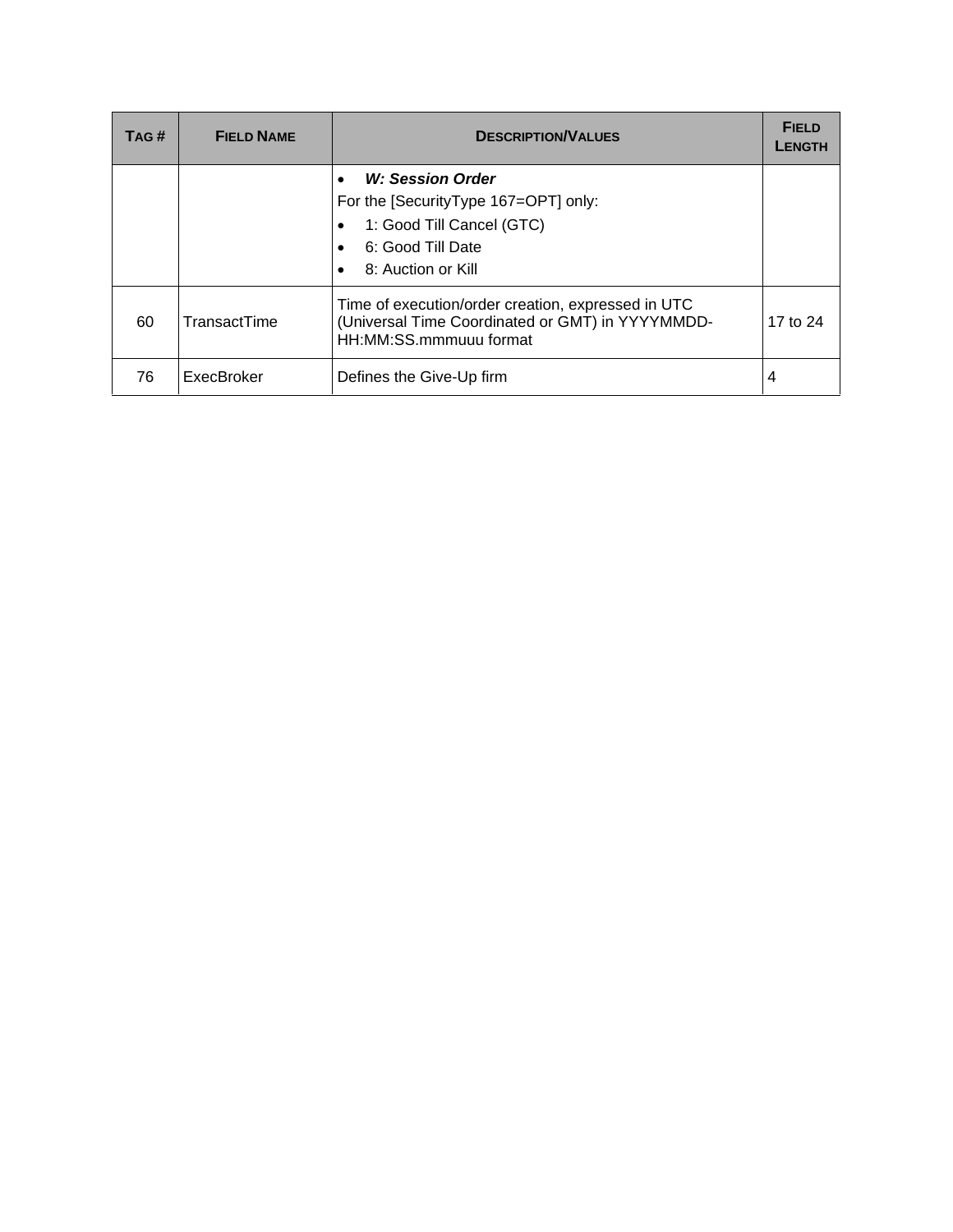| TAG # | FIELD NAME | DESCRIPTION/VALUES | FIELD LENGTH |
|---|---|---|---|
| | | • ***W: Session Order***<br>For the [SecurityType 167=OPT] only:<br>• 1: Good Till Cancel (GTC)<br>• 6: Good Till Date<br>• 8: Auction or Kill | |
| 60 | TransactTime | Time of execution/order creation, expressed in UTC (Universal Time Coordinated or GMT) in YYYYMMDD-HH:MM:SS.mmmuuu format | 17 to 24 |
| 76 | ExecBroker | Defines the Give-Up firm | 4 |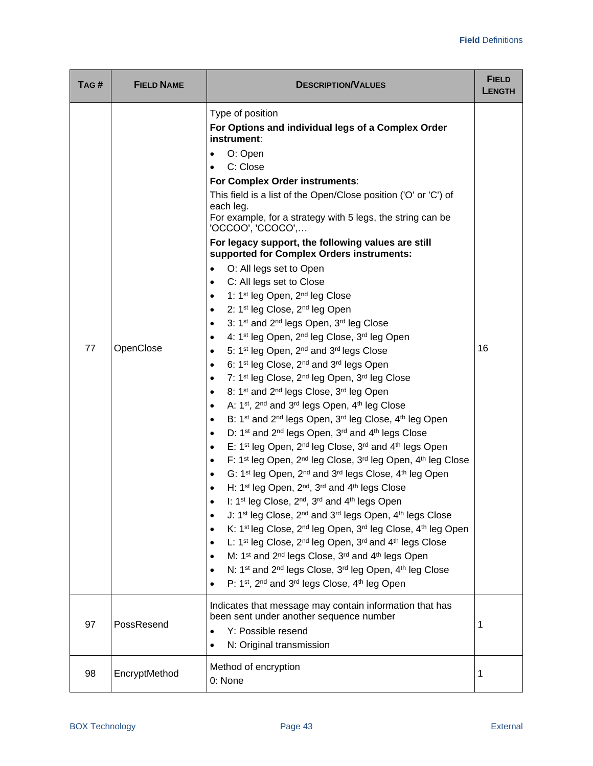| **TAG #** | **FIELD NAME** | **DESCRIPTION/VALUES** | **FIELD LENGTH** |
|---|---|---|---|
| 77 | OpenClose | Type of position<br>**For Options and individual legs of a Complex Order instrument**:<br>• O: Open<br>• C: Close<br>**For Complex Order instruments**:<br>This field is a list of the Open/Close position ('O' or 'C') of each leg.<br>For example, for a strategy with 5 legs, the string can be 'OCCOO', 'CCOCO',…<br>**For legacy support, the following values are still supported for Complex Orders instruments:**<br>• O: All legs set to Open<br>• C: All legs set to Close<br>• 1: 1st leg Open, 2nd leg Close<br>• 2: 1st leg Close, 2nd leg Open<br>• 3: 1st and 2nd legs Open, 3rd leg Close<br>• 4: 1st leg Open, 2nd leg Close, 3rd leg Open<br>• 5: 1st leg Open, 2nd and 3rd legs Close<br>• 6: 1st leg Close, 2nd and 3rd legs Open<br>• 7: 1st leg Close, 2nd leg Open, 3rd leg Close<br>• 8: 1st and 2nd legs Close, 3rd leg Open<br>• A: 1st, 2nd and 3rd legs Open, 4th leg Close<br>• B: 1st and 2nd legs Open, 3rd leg Close, 4th leg Open<br>• D: 1st and 2nd legs Open, 3rd and 4th legs Close<br>• E: 1st leg Open, 2nd leg Close, 3rd and 4th legs Open<br>• F: 1st leg Open, 2nd leg Close, 3rd leg Open, 4th leg Close<br>• G: 1st leg Open, 2nd and 3rd legs Close, 4th leg Open<br>• H: 1st leg Open, 2nd, 3rd and 4th legs Close<br>• I: 1st leg Close, 2nd, 3rd and 4th legs Open<br>• J: 1st leg Close, 2nd and 3rd legs Open, 4th legs Close<br>• K: 1st leg Close, 2nd leg Open, 3rd leg Close, 4th leg Open<br>• L: 1st leg Close, 2nd leg Open, 3rd and 4th legs Close<br>• M: 1st and 2nd legs Close, 3rd and 4th legs Open<br>• N: 1st and 2nd legs Close, 3rd leg Open, 4th leg Close<br>• P: 1st, 2nd and 3rd legs Close, 4th leg Open | 16 |
| 97 | PossResend | Indicates that message may contain information that has been sent under another sequence number<br>• Y: Possible resend<br>• N: Original transmission | 1 |
| 98 | EncryptMethod | Method of encryption<br>0: None | 1 |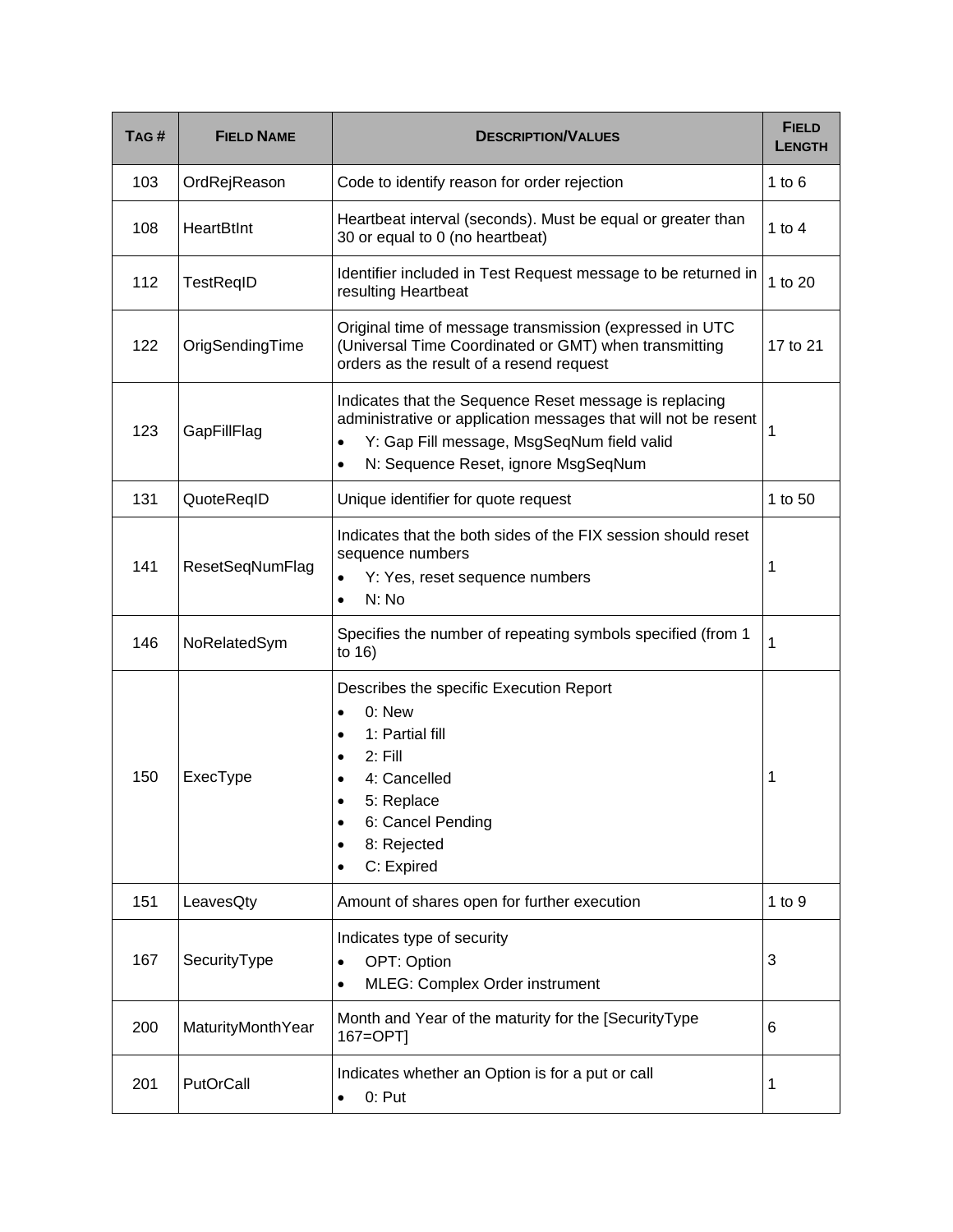| TAG # | FIELD NAME | DESCRIPTION/VALUES | FIELD LENGTH |
|---|---|---|---|
| 103 | OrdRejReason | Code to identify reason for order rejection | 1 to 6 |
| 108 | HeartBtInt | Heartbeat interval (seconds). Must be equal or greater than 30 or equal to 0 (no heartbeat) | 1 to 4 |
| 112 | TestReqID | Identifier included in Test Request message to be returned in resulting Heartbeat | 1 to 20 |
| 122 | OrigSendingTime | Original time of message transmission (expressed in UTC (Universal Time Coordinated or GMT) when transmitting orders as the result of a resend request | 17 to 21 |
| 123 | GapFillFlag | Indicates that the Sequence Reset message is replacing administrative or application messages that will not be resent<br>• Y: Gap Fill message, MsgSeqNum field valid<br>• N: Sequence Reset, ignore MsgSeqNum | 1 |
| 131 | QuoteReqID | Unique identifier for quote request | 1 to 50 |
| 141 | ResetSeqNumFlag | Indicates that the both sides of the FIX session should reset sequence numbers<br>• Y: Yes, reset sequence numbers<br>• N: No | 1 |
| 146 | NoRelatedSym | Specifies the number of repeating symbols specified (from 1 to 16) | 1 |
| 150 | ExecType | Describes the specific Execution Report<br>• 0: New<br>• 1: Partial fill<br>• 2: Fill<br>• 4: Cancelled<br>• 5: Replace<br>• 6: Cancel Pending<br>• 8: Rejected<br>• C: Expired | 1 |
| 151 | LeavesQty | Amount of shares open for further execution | 1 to 9 |
| 167 | SecurityType | Indicates type of security<br>• OPT: Option<br>• MLEG: Complex Order instrument | 3 |
| 200 | MaturityMonthYear | Month and Year of the maturity for the [SecurityType 167=OPT] | 6 |
| 201 | PutOrCall | Indicates whether an Option is for a put or call<br>• 0: Put | 1 |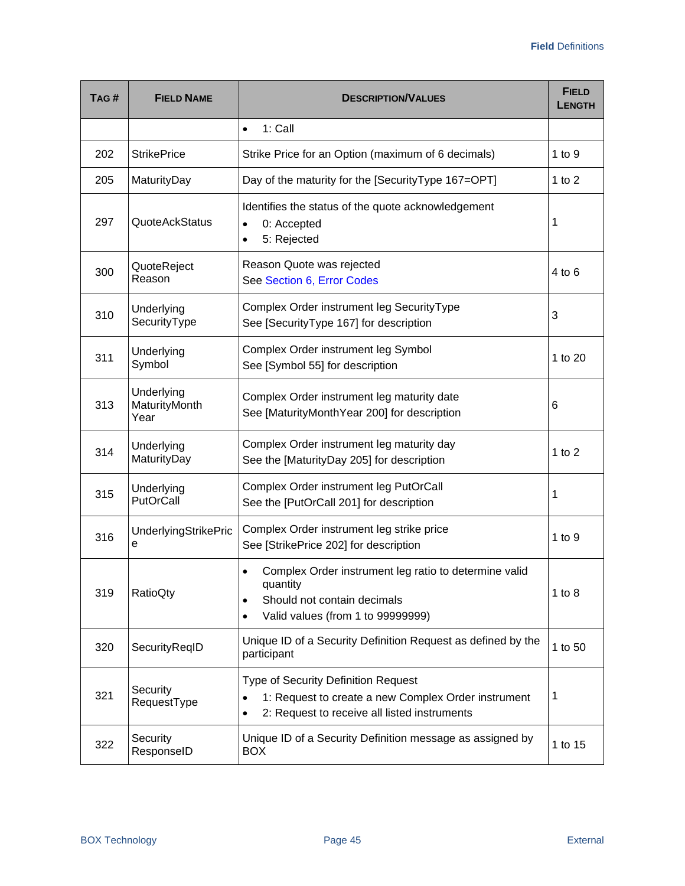| TAG # | FIELD NAME | DESCRIPTION/VALUES | FIELD LENGTH |
|---|---|---|---|
| | | • 1: Call | |
| 202 | StrikePrice | Strike Price for an Option (maximum of 6 decimals) | 1 to 9 |
| 205 | MaturityDay | Day of the maturity for the [SecurityType 167=OPT] | 1 to 2 |
| 297 | QuoteAckStatus | Identifies the status of the quote acknowledgement<br>• 0: Accepted<br>• 5: Rejected | 1 |
| 300 | QuoteReject Reason | Reason Quote was rejected<br>See Section 6, Error Codes | 4 to 6 |
| 310 | Underlying SecurityType | Complex Order instrument leg SecurityType<br>See [SecurityType 167] for description | 3 |
| 311 | Underlying Symbol | Complex Order instrument leg Symbol<br>See [Symbol 55] for description | 1 to 20 |
| 313 | Underlying MaturityMonth Year | Complex Order instrument leg maturity date<br>See [MaturityMonthYear 200] for description | 6 |
| 314 | Underlying MaturityDay | Complex Order instrument leg maturity day<br>See the [MaturityDay 205] for description | 1 to 2 |
| 315 | Underlying PutOrCall | Complex Order instrument leg PutOrCall<br>See the [PutOrCall 201] for description | 1 |
| 316 | UnderlyingStrikePrice | Complex Order instrument leg strike price<br>See [StrikePrice 202] for description | 1 to 9 |
| 319 | RatioQty | • Complex Order instrument leg ratio to determine valid quantity<br>• Should not contain decimals<br>• Valid values (from 1 to 99999999) | 1 to 8 |
| 320 | SecurityReqID | Unique ID of a Security Definition Request as defined by the participant | 1 to 50 |
| 321 | Security RequestType | Type of Security Definition Request<br>• 1: Request to create a new Complex Order instrument<br>• 2: Request to receive all listed instruments | 1 |
| 322 | Security ResponseID | Unique ID of a Security Definition message as assigned by BOX | 1 to 15 |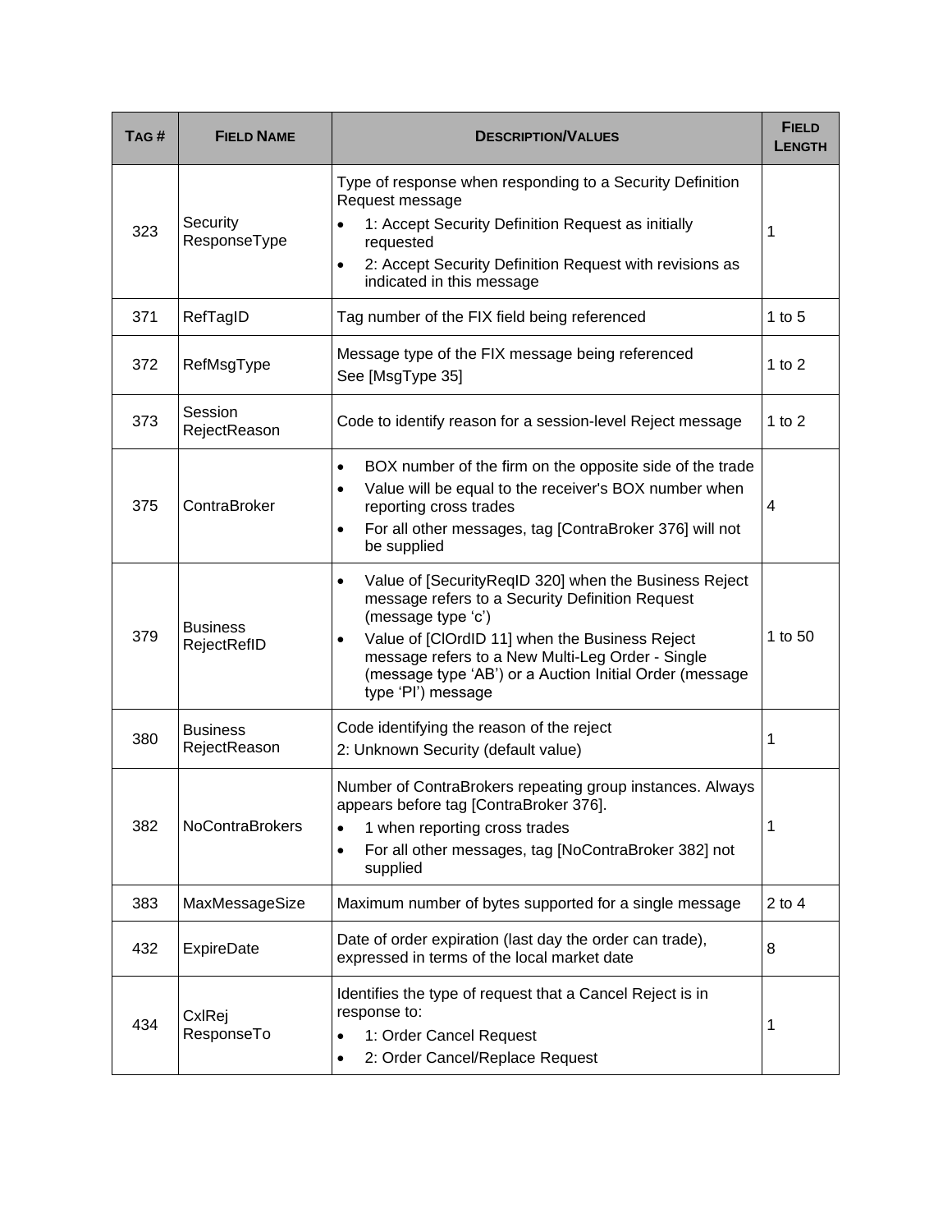| TAG # | FIELD NAME | DESCRIPTION/VALUES | FIELD LENGTH |
|---|---|---|---|
| 323 | Security ResponseType | Type of response when responding to a Security Definition Request message<br>• 1: Accept Security Definition Request as initially requested<br>• 2: Accept Security Definition Request with revisions as indicated in this message | 1 |
| 371 | RefTagID | Tag number of the FIX field being referenced | 1 to 5 |
| 372 | RefMsgType | Message type of the FIX message being referenced<br>See [MsgType 35] | 1 to 2 |
| 373 | Session RejectReason | Code to identify reason for a session-level Reject message | 1 to 2 |
| 375 | ContraBroker | • BOX number of the firm on the opposite side of the trade<br>• Value will be equal to the receiver's BOX number when reporting cross trades<br>• For all other messages, tag [ContraBroker 376] will not be supplied | 4 |
| 379 | Business RejectRefID | • Value of [SecurityReqID 320] when the Business Reject message refers to a Security Definition Request (message type 'c')<br>• Value of [ClOrdID 11] when the Business Reject message refers to a New Multi-Leg Order - Single (message type 'AB') or a Auction Initial Order (message type 'PI') message | 1 to 50 |
| 380 | Business RejectReason | Code identifying the reason of the reject<br>2: Unknown Security (default value) | 1 |
| 382 | NoContraBrokers | Number of ContraBrokers repeating group instances. Always appears before tag [ContraBroker 376].<br>• 1 when reporting cross trades<br>• For all other messages, tag [NoContraBroker 382] not supplied | 1 |
| 383 | MaxMessageSize | Maximum number of bytes supported for a single message | 2 to 4 |
| 432 | ExpireDate | Date of order expiration (last day the order can trade), expressed in terms of the local market date | 8 |
| 434 | CxlRej ResponseTo | Identifies the type of request that a Cancel Reject is in response to:<br>• 1: Order Cancel Request<br>• 2: Order Cancel/Replace Request | 1 |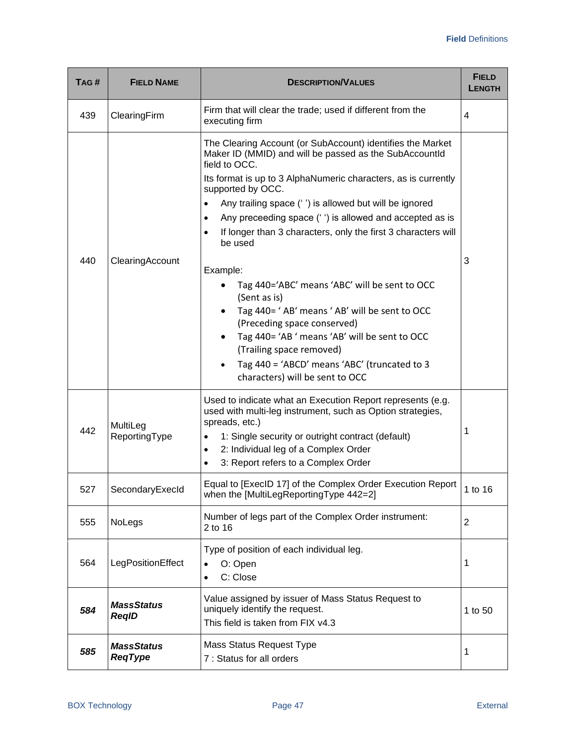| TAG # | FIELD NAME | DESCRIPTION/VALUES | FIELD LENGTH |
|---|---|---|---|
| 439 | ClearingFirm | Firm that will clear the trade; used if different from the executing firm | 4 |
| 440 | ClearingAccount | The Clearing Account (or SubAccount) identifies the Market Maker ID (MMID) and will be passed as the SubAccountId field to OCC.<br>Its format is up to 3 AlphaNumeric characters, as is currently supported by OCC.<br>• Any trailing space (‘ ’) is allowed but will be ignored<br>• Any preceeding space (‘ ’) is allowed and accepted as is<br>• If longer than 3 characters, only the first 3 characters will be used<br><br>Example:<br>• Tag 440=‘ABC’ means ‘ABC’ will be sent to OCC (Sent as is)<br>• Tag 440= ‘ AB‘ means ‘ AB’ will be sent to OCC (Preceding space conserved)<br>• Tag 440= ‘AB ‘ means ‘AB’ will be sent to OCC (Trailing space removed)<br>• Tag 440 = ‘ABCD’ means ‘ABC’ (truncated to 3 characters) will be sent to OCC | 3 |
| 442 | MultiLeg ReportingType | Used to indicate what an Execution Report represents (e.g. used with multi-leg instrument, such as Option strategies, spreads, etc.)<br>• 1: Single security or outright contract (default)<br>• 2: Individual leg of a Complex Order<br>• 3: Report refers to a Complex Order | 1 |
| 527 | SecondaryExecId | Equal to [ExecID 17] of the Complex Order Execution Report when the [MultiLegReportingType 442=2] | 1 to 16 |
| 555 | NoLegs | Number of legs part of the Complex Order instrument:<br>2 to 16 | 2 |
| 564 | LegPositionEffect | Type of position of each individual leg.<br>• O: Open<br>• C: Close | 1 |
| ***584*** | ***MassStatus ReqID*** | Value assigned by issuer of Mass Status Request to uniquely identify the request.<br>This field is taken from FIX v4.3 | 1 to 50 |
| ***585*** | ***MassStatus ReqType*** | Mass Status Request Type<br>7 : Status for all orders | 1 |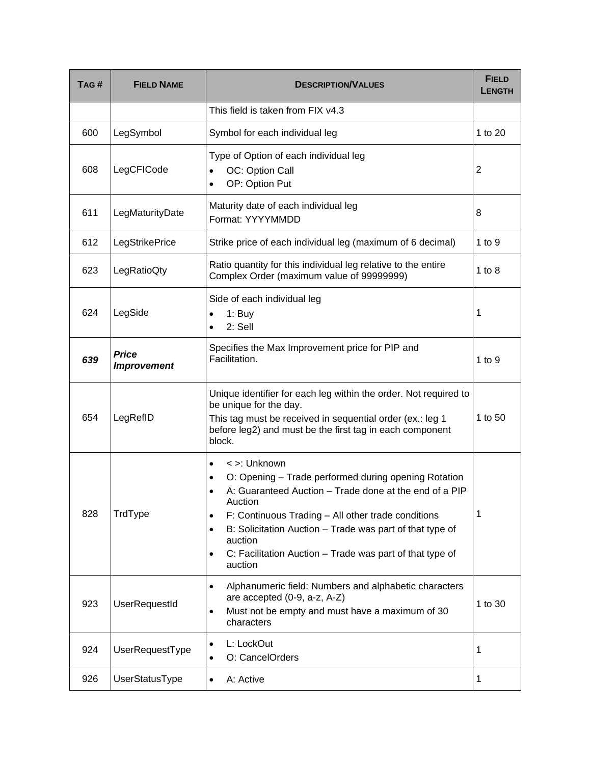| TAG # | FIELD NAME | DESCRIPTION/VALUES | FIELD LENGTH |
|---|---|---|---|
| | | This field is taken from FIX v4.3 | |
| 600 | LegSymbol | Symbol for each individual leg | 1 to 20 |
| 608 | LegCFICode | Type of Option of each individual leg<br>• OC: Option Call<br>• OP: Option Put | 2 |
| 611 | LegMaturityDate | Maturity date of each individual leg<br>Format: YYYYMMDD | 8 |
| 612 | LegStrikePrice | Strike price of each individual leg (maximum of 6 decimal) | 1 to 9 |
| 623 | LegRatioQty | Ratio quantity for this individual leg relative to the entire Complex Order (maximum value of 99999999) | 1 to 8 |
| 624 | LegSide | Side of each individual leg<br>• 1: Buy<br>• 2: Sell | 1 |
| ***639*** | ***Price Improvement*** | Specifies the Max Improvement price for PIP and Facilitation. | 1 to 9 |
| 654 | LegRefID | Unique identifier for each leg within the order. Not required to be unique for the day.<br>This tag must be received in sequential order (ex.: leg 1 before leg2) and must be the first tag in each component block. | 1 to 50 |
| 828 | TrdType | • < >: Unknown<br>• O: Opening – Trade performed during opening Rotation<br>• A: Guaranteed Auction – Trade done at the end of a PIP Auction<br>• F: Continuous Trading – All other trade conditions<br>• B: Solicitation Auction – Trade was part of that type of auction<br>• C: Facilitation Auction – Trade was part of that type of auction | 1 |
| 923 | UserRequestId | • Alphanumeric field: Numbers and alphabetic characters are accepted (0-9, a-z, A-Z)<br>• Must not be empty and must have a maximum of 30 characters | 1 to 30 |
| 924 | UserRequestType | • L: LockOut<br>• O: CancelOrders | 1 |
| 926 | UserStatusType | • A: Active | 1 |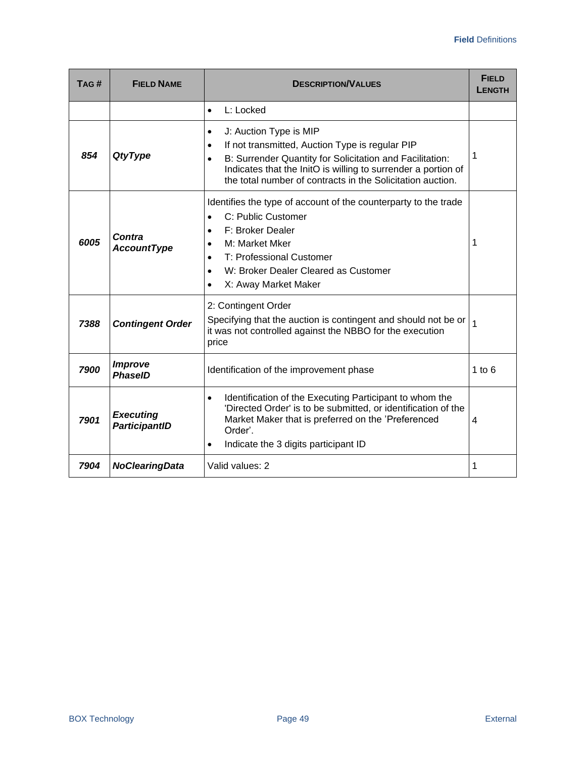| TAG # | FIELD NAME | DESCRIPTION/VALUES | FIELD LENGTH |
|---|---|---|---|
| | | • L: Locked | |
| ***854*** | ***QtyType*** | • J: Auction Type is MIP<br>• If not transmitted, Auction Type is regular PIP<br>• B: Surrender Quantity for Solicitation and Facilitation: Indicates that the InitO is willing to surrender a portion of the total number of contracts in the Solicitation auction. | 1 |
| ***6005*** | ***Contra AccountType*** | Identifies the type of account of the counterparty to the trade<br>• C: Public Customer<br>• F: Broker Dealer<br>• M: Market Mker<br>• T: Professional Customer<br>• W: Broker Dealer Cleared as Customer<br>• X: Away Market Maker | 1 |
| ***7388*** | ***Contingent Order*** | 2: Contingent Order<br>Specifying that the auction is contingent and should not be or it was not controlled against the NBBO for the execution price | 1 |
| ***7900*** | ***Improve PhaseID*** | Identification of the improvement phase | 1 to 6 |
| ***7901*** | ***Executing ParticipantID*** | • Identification of the Executing Participant to whom the 'Directed Order' is to be submitted, or identification of the Market Maker that is preferred on the 'Preferenced Order'.<br>• Indicate the 3 digits participant ID | 4 |
| ***7904*** | ***NoClearingData*** | Valid values: 2 | 1 |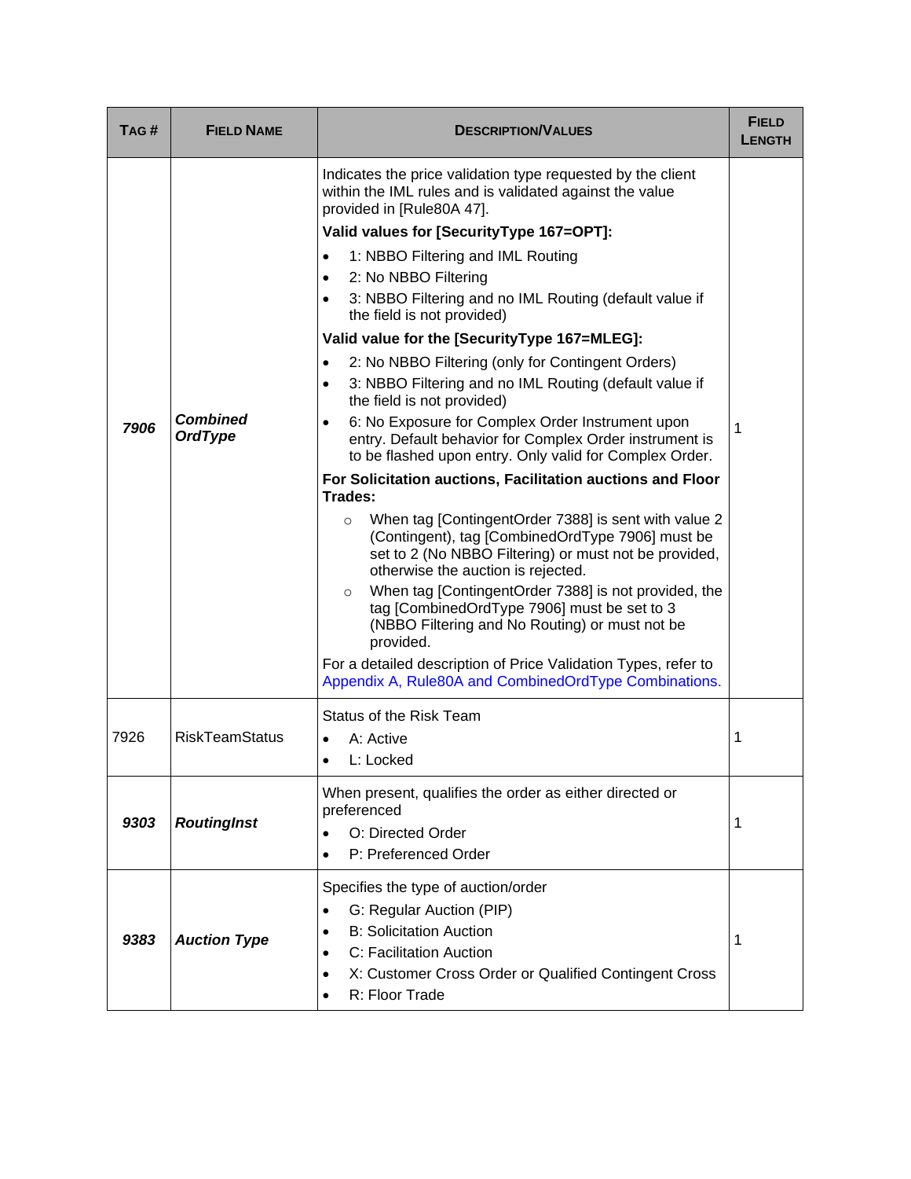| TAG # | FIELD NAME | DESCRIPTION/VALUES | FIELD LENGTH |
|---|---|---|---|
| ***7906*** | ***Combined OrdType*** | Indicates the price validation type requested by the client within the IML rules and is validated against the value provided in [Rule80A 47].<br>**Valid values for [SecurityType 167=OPT]:**<br>• 1: NBBO Filtering and IML Routing<br>• 2: No NBBO Filtering<br>• 3: NBBO Filtering and no IML Routing (default value if the field is not provided)<br>**Valid value for the [SecurityType 167=MLEG]:**<br>• 2: No NBBO Filtering (only for Contingent Orders)<br>• 3: NBBO Filtering and no IML Routing (default value if the field is not provided)<br>• 6: No Exposure for Complex Order Instrument upon entry. Default behavior for Complex Order instrument is to be flashed upon entry. Only valid for Complex Order.<br>**For Solicitation auctions, Facilitation auctions and Floor Trades:**<br>○ When tag [ContingentOrder 7388] is sent with value 2 (Contingent), tag [CombinedOrdType 7906] must be set to 2 (No NBBO Filtering) or must not be provided, otherwise the auction is rejected.<br>○ When tag [ContingentOrder 7388] is not provided, the tag [CombinedOrdType 7906] must be set to 3 (NBBO Filtering and No Routing) or must not be provided.<br>For a detailed description of Price Validation Types, refer to Appendix A, Rule80A and CombinedOrdType Combinations. | 1 |
| 7926 | RiskTeamStatus | Status of the Risk Team<br>• A: Active<br>• L: Locked | 1 |
| ***9303*** | ***RoutingInst*** | When present, qualifies the order as either directed or preferenced<br>• O: Directed Order<br>• P: Preferenced Order | 1 |
| ***9383*** | ***Auction Type*** | Specifies the type of auction/order<br>• G: Regular Auction (PIP)<br>• B: Solicitation Auction<br>• C: Facilitation Auction<br>• X: Customer Cross Order or Qualified Contingent Cross<br>• R: Floor Trade | 1 |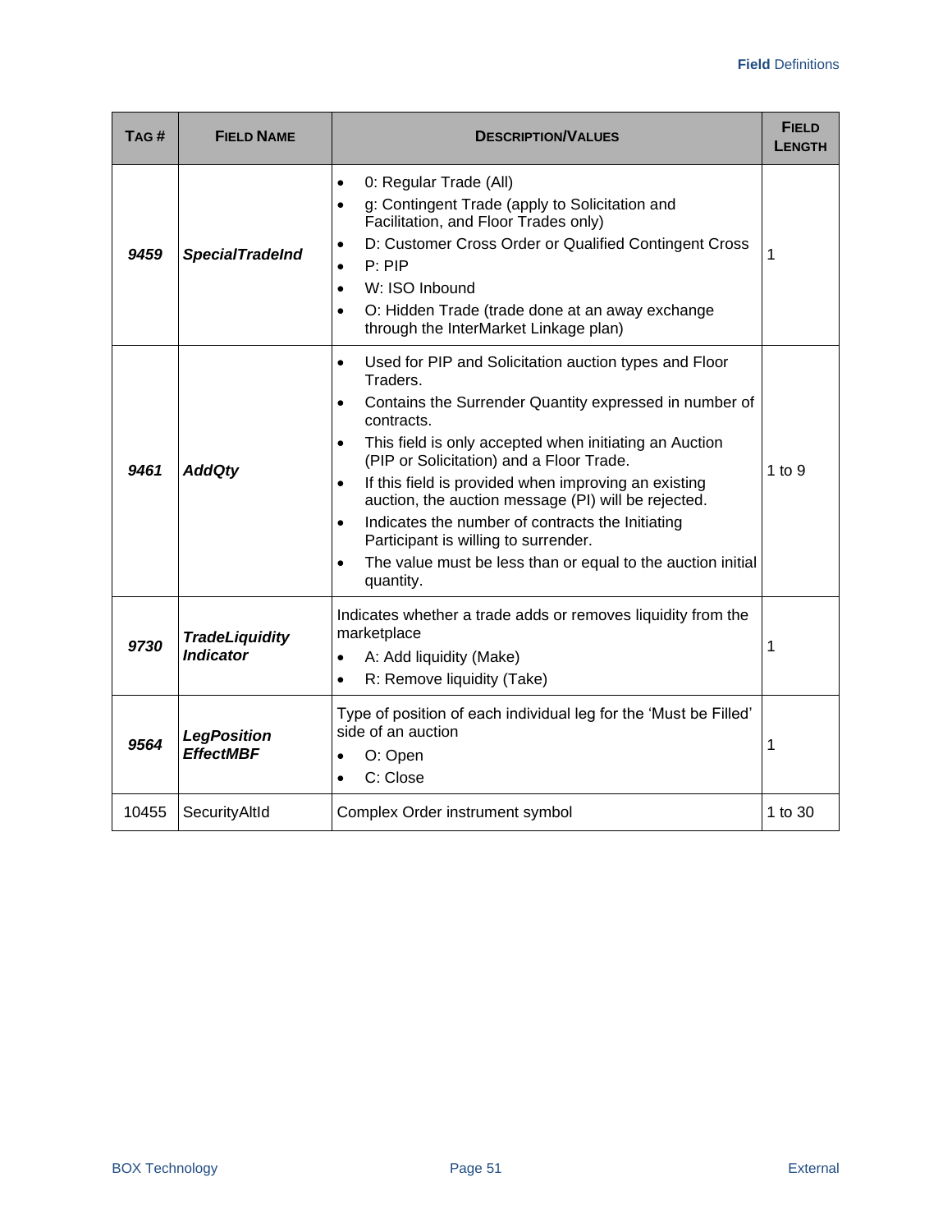| TAG # | FIELD NAME | DESCRIPTION/VALUES | FIELD LENGTH |
|---|---|---|---|
| ***9459*** | ***SpecialTradeInd*** | • 0: Regular Trade (All)<br>• g: Contingent Trade (apply to Solicitation and Facilitation, and Floor Trades only)<br>• D: Customer Cross Order or Qualified Contingent Cross<br>• P: PIP<br>• W: ISO Inbound<br>• O: Hidden Trade (trade done at an away exchange through the InterMarket Linkage plan) | 1 |
| ***9461*** | ***AddQty*** | • Used for PIP and Solicitation auction types and Floor Traders.<br>• Contains the Surrender Quantity expressed in number of contracts.<br>• This field is only accepted when initiating an Auction (PIP or Solicitation) and a Floor Trade.<br>• If this field is provided when improving an existing auction, the auction message (PI) will be rejected.<br>• Indicates the number of contracts the Initiating Participant is willing to surrender.<br>• The value must be less than or equal to the auction initial quantity. | 1 to 9 |
| ***9730*** | ***TradeLiquidity Indicator*** | Indicates whether a trade adds or removes liquidity from the marketplace<br>• A: Add liquidity (Make)<br>• R: Remove liquidity (Take) | 1 |
| ***9564*** | ***LegPosition EffectMBF*** | Type of position of each individual leg for the 'Must be Filled' side of an auction<br>• O: Open<br>• C: Close | 1 |
| 10455 | SecurityAltId | Complex Order instrument symbol | 1 to 30 |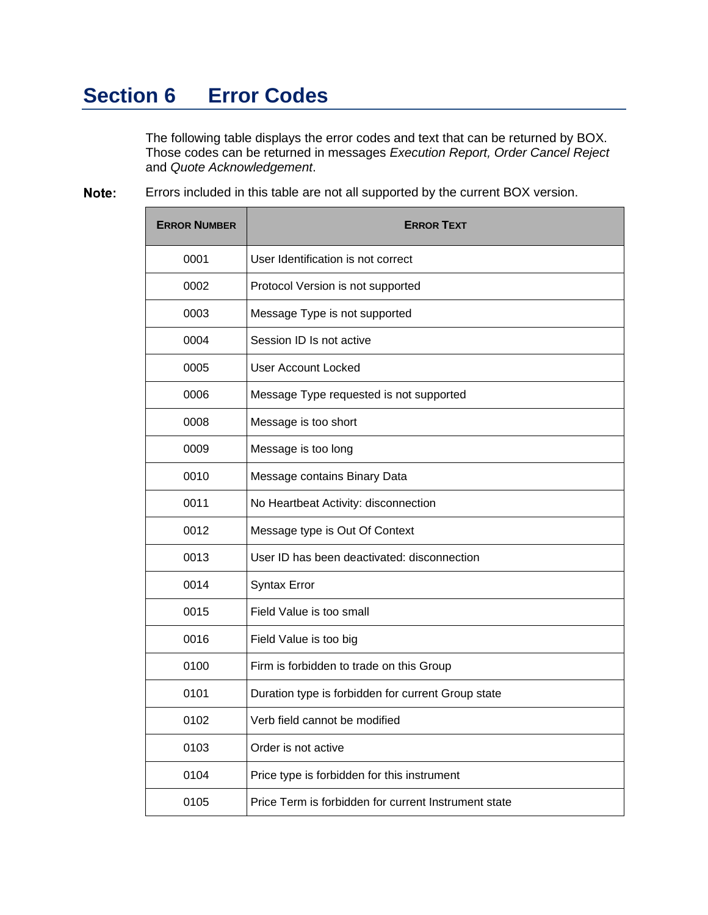# Section 6 Error Codes

The following table displays the error codes and text that can be returned by BOX. Those codes can be returned in messages *Execution Report, Order Cancel Reject* and *Quote Acknowledgement*.

**Note:** Errors included in this table are not all supported by the current BOX version.

| Error Number | Error Text |
|---|---|
| 0001 | User Identification is not correct |
| 0002 | Protocol Version is not supported |
| 0003 | Message Type is not supported |
| 0004 | Session ID Is not active |
| 0005 | User Account Locked |
| 0006 | Message Type requested is not supported |
| 0008 | Message is too short |
| 0009 | Message is too long |
| 0010 | Message contains Binary Data |
| 0011 | No Heartbeat Activity: disconnection |
| 0012 | Message type is Out Of Context |
| 0013 | User ID has been deactivated: disconnection |
| 0014 | Syntax Error |
| 0015 | Field Value is too small |
| 0016 | Field Value is too big |
| 0100 | Firm is forbidden to trade on this Group |
| 0101 | Duration type is forbidden for current Group state |
| 0102 | Verb field cannot be modified |
| 0103 | Order is not active |
| 0104 | Price type is forbidden for this instrument |
| 0105 | Price Term is forbidden for current Instrument state |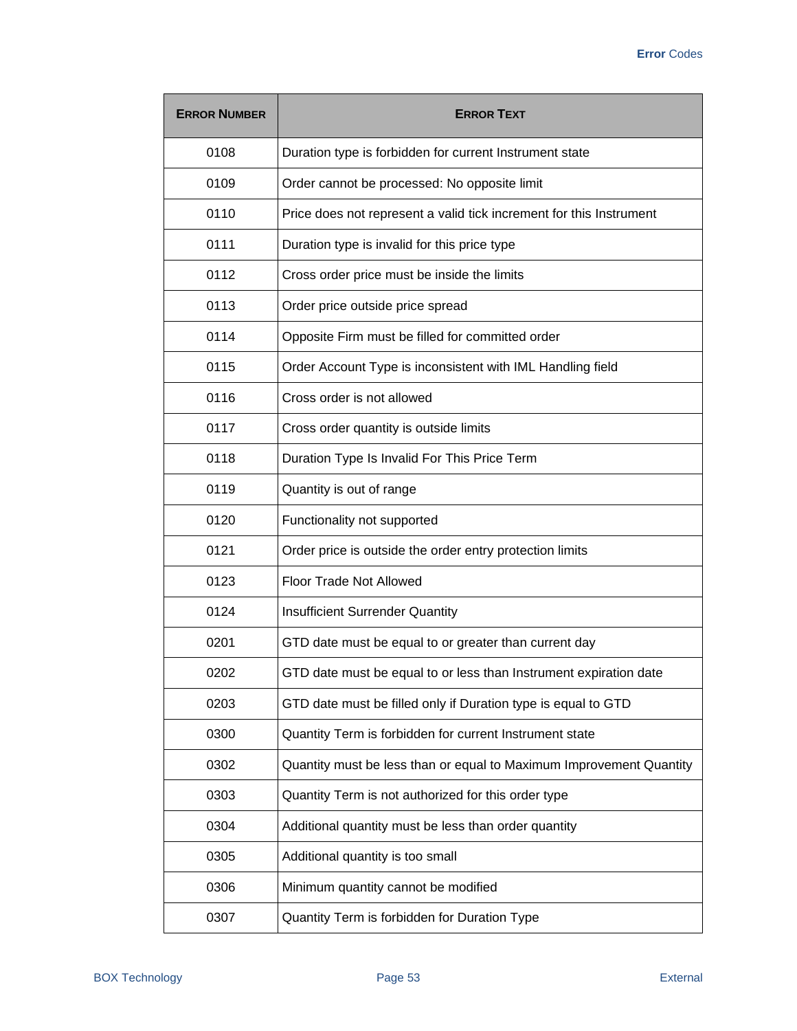| Error Number | Error Text |
|---|---|
| 0108 | Duration type is forbidden for current Instrument state |
| 0109 | Order cannot be processed: No opposite limit |
| 0110 | Price does not represent a valid tick increment for this Instrument |
| 0111 | Duration type is invalid for this price type |
| 0112 | Cross order price must be inside the limits |
| 0113 | Order price outside price spread |
| 0114 | Opposite Firm must be filled for committed order |
| 0115 | Order Account Type is inconsistent with IML Handling field |
| 0116 | Cross order is not allowed |
| 0117 | Cross order quantity is outside limits |
| 0118 | Duration Type Is Invalid For This Price Term |
| 0119 | Quantity is out of range |
| 0120 | Functionality not supported |
| 0121 | Order price is outside the order entry protection limits |
| 0123 | Floor Trade Not Allowed |
| 0124 | Insufficient Surrender Quantity |
| 0201 | GTD date must be equal to or greater than current day |
| 0202 | GTD date must be equal to or less than Instrument expiration date |
| 0203 | GTD date must be filled only if Duration type is equal to GTD |
| 0300 | Quantity Term is forbidden for current Instrument state |
| 0302 | Quantity must be less than or equal to Maximum Improvement Quantity |
| 0303 | Quantity Term is not authorized for this order type |
| 0304 | Additional quantity must be less than order quantity |
| 0305 | Additional quantity is too small |
| 0306 | Minimum quantity cannot be modified |
| 0307 | Quantity Term is forbidden for Duration Type |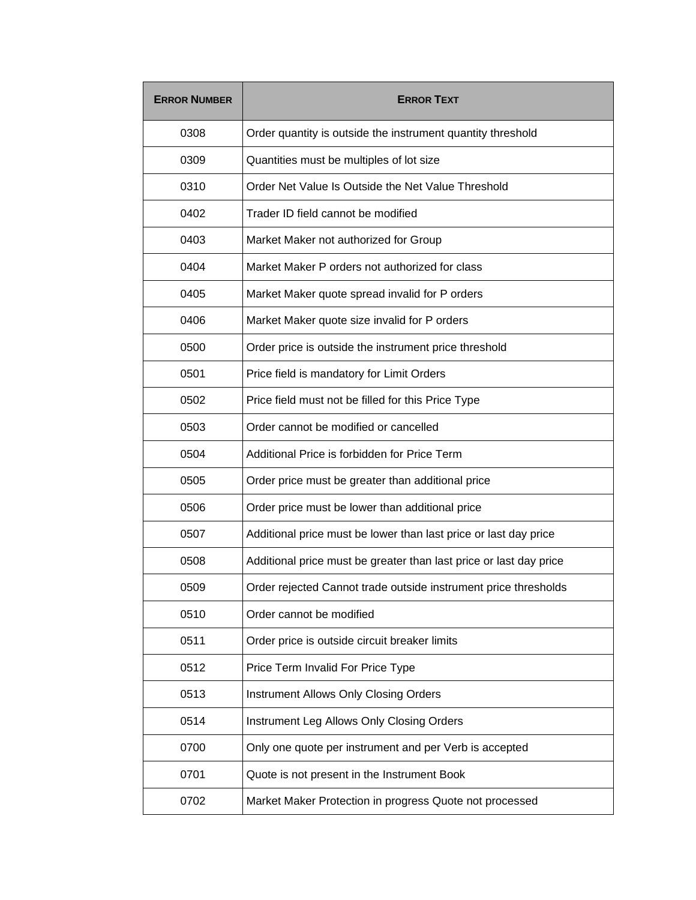| Error Number | Error Text |
|---|---|
| 0308 | Order quantity is outside the instrument quantity threshold |
| 0309 | Quantities must be multiples of lot size |
| 0310 | Order Net Value Is Outside the Net Value Threshold |
| 0402 | Trader ID field cannot be modified |
| 0403 | Market Maker not authorized for Group |
| 0404 | Market Maker P orders not authorized for class |
| 0405 | Market Maker quote spread invalid for P orders |
| 0406 | Market Maker quote size invalid for P orders |
| 0500 | Order price is outside the instrument price threshold |
| 0501 | Price field is mandatory for Limit Orders |
| 0502 | Price field must not be filled for this Price Type |
| 0503 | Order cannot be modified or cancelled |
| 0504 | Additional Price is forbidden for Price Term |
| 0505 | Order price must be greater than additional price |
| 0506 | Order price must be lower than additional price |
| 0507 | Additional price must be lower than last price or last day price |
| 0508 | Additional price must be greater than last price or last day price |
| 0509 | Order rejected Cannot trade outside instrument price thresholds |
| 0510 | Order cannot be modified |
| 0511 | Order price is outside circuit breaker limits |
| 0512 | Price Term Invalid For Price Type |
| 0513 | Instrument Allows Only Closing Orders |
| 0514 | Instrument Leg Allows Only Closing Orders |
| 0700 | Only one quote per instrument and per Verb is accepted |
| 0701 | Quote is not present in the Instrument Book |
| 0702 | Market Maker Protection in progress Quote not processed |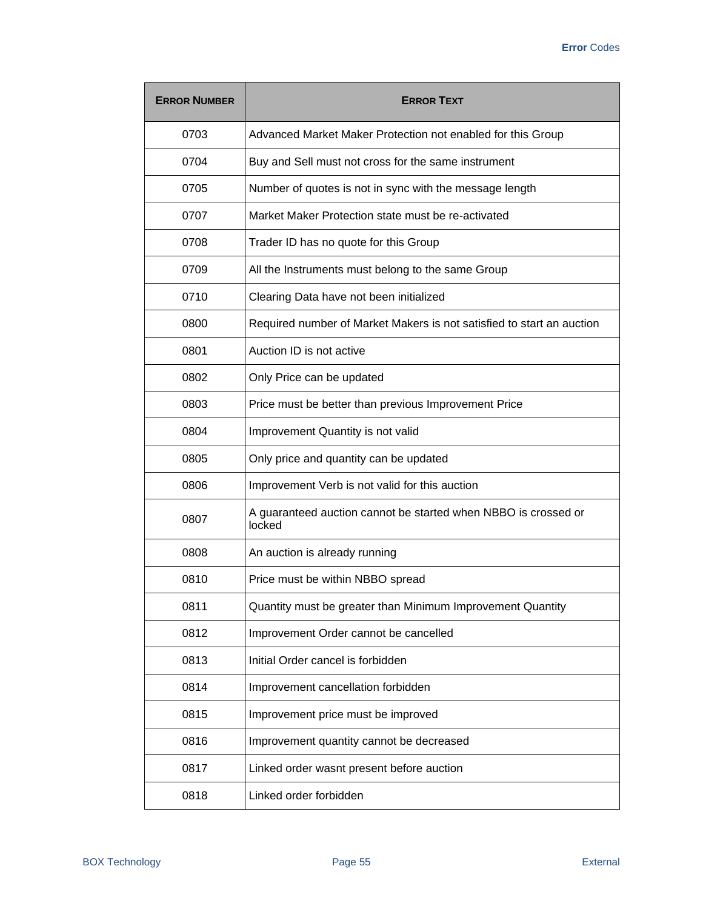| Error Number | Error Text |
|---|---|
| 0703 | Advanced Market Maker Protection not enabled for this Group |
| 0704 | Buy and Sell must not cross for the same instrument |
| 0705 | Number of quotes is not in sync with the message length |
| 0707 | Market Maker Protection state must be re-activated |
| 0708 | Trader ID has no quote for this Group |
| 0709 | All the Instruments must belong to the same Group |
| 0710 | Clearing Data have not been initialized |
| 0800 | Required number of Market Makers is not satisfied to start an auction |
| 0801 | Auction ID is not active |
| 0802 | Only Price can be updated |
| 0803 | Price must be better than previous Improvement Price |
| 0804 | Improvement Quantity is not valid |
| 0805 | Only price and quantity can be updated |
| 0806 | Improvement Verb is not valid for this auction |
| 0807 | A guaranteed auction cannot be started when NBBO is crossed or locked |
| 0808 | An auction is already running |
| 0810 | Price must be within NBBO spread |
| 0811 | Quantity must be greater than Minimum Improvement Quantity |
| 0812 | Improvement Order cannot be cancelled |
| 0813 | Initial Order cancel is forbidden |
| 0814 | Improvement cancellation forbidden |
| 0815 | Improvement price must be improved |
| 0816 | Improvement quantity cannot be decreased |
| 0817 | Linked order wasnt present before auction |
| 0818 | Linked order forbidden |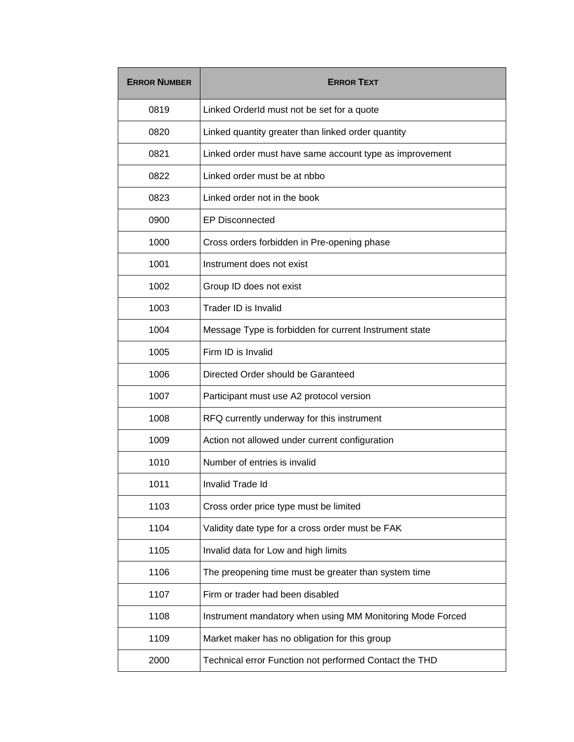| ERROR NUMBER | ERROR TEXT |
| --- | --- |
| 0819 | Linked OrderId must not be set for a quote |
| 0820 | Linked quantity greater than linked order quantity |
| 0821 | Linked order must have same account type as improvement |
| 0822 | Linked order must be at nbbo |
| 0823 | Linked order not in the book |
| 0900 | EP Disconnected |
| 1000 | Cross orders forbidden in Pre-opening phase |
| 1001 | Instrument does not exist |
| 1002 | Group ID does not exist |
| 1003 | Trader ID is Invalid |
| 1004 | Message Type is forbidden for current Instrument state |
| 1005 | Firm ID is Invalid |
| 1006 | Directed Order should be Garanteed |
| 1007 | Participant must use A2 protocol version |
| 1008 | RFQ currently underway for this instrument |
| 1009 | Action not allowed under current configuration |
| 1010 | Number of entries is invalid |
| 1011 | Invalid Trade Id |
| 1103 | Cross order price type must be limited |
| 1104 | Validity date type for a cross order must be FAK |
| 1105 | Invalid data for Low and high limits |
| 1106 | The preopening time must be greater than system time |
| 1107 | Firm or trader had been disabled |
| 1108 | Instrument mandatory when using MM Monitoring Mode Forced |
| 1109 | Market maker has no obligation for this group |
| 2000 | Technical error Function not performed Contact the THD |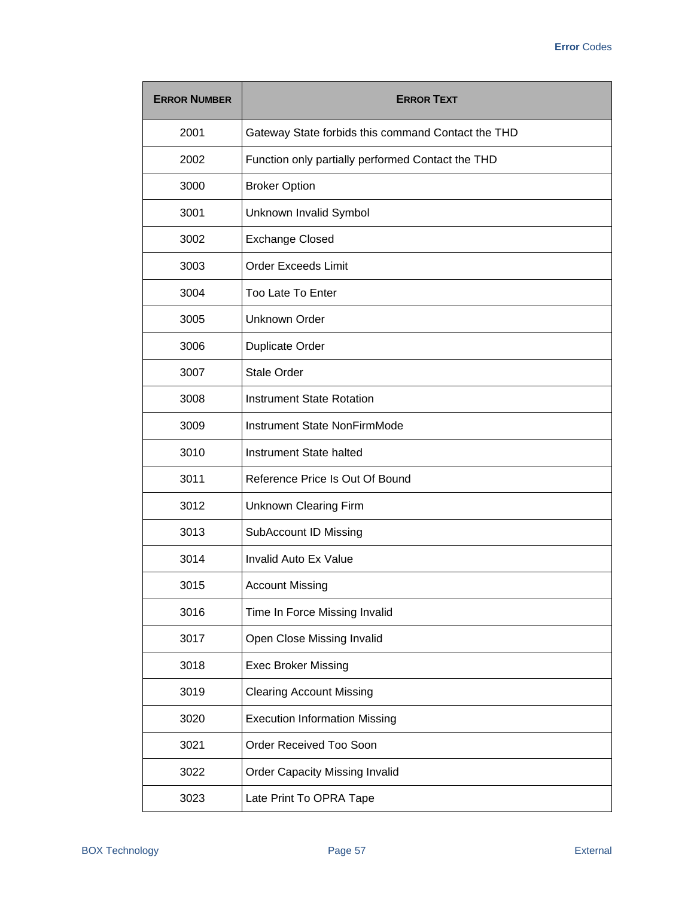| ERROR NUMBER | ERROR TEXT |
| --- | --- |
| 2001 | Gateway State forbids this command Contact the THD |
| 2002 | Function only partially performed Contact the THD |
| 3000 | Broker Option |
| 3001 | Unknown Invalid Symbol |
| 3002 | Exchange Closed |
| 3003 | Order Exceeds Limit |
| 3004 | Too Late To Enter |
| 3005 | Unknown Order |
| 3006 | Duplicate Order |
| 3007 | Stale Order |
| 3008 | Instrument State Rotation |
| 3009 | Instrument State NonFirmMode |
| 3010 | Instrument State halted |
| 3011 | Reference Price Is Out Of Bound |
| 3012 | Unknown Clearing Firm |
| 3013 | SubAccount ID Missing |
| 3014 | Invalid Auto Ex Value |
| 3015 | Account Missing |
| 3016 | Time In Force Missing Invalid |
| 3017 | Open Close Missing Invalid |
| 3018 | Exec Broker Missing |
| 3019 | Clearing Account Missing |
| 3020 | Execution Information Missing |
| 3021 | Order Received Too Soon |
| 3022 | Order Capacity Missing Invalid |
| 3023 | Late Print To OPRA Tape |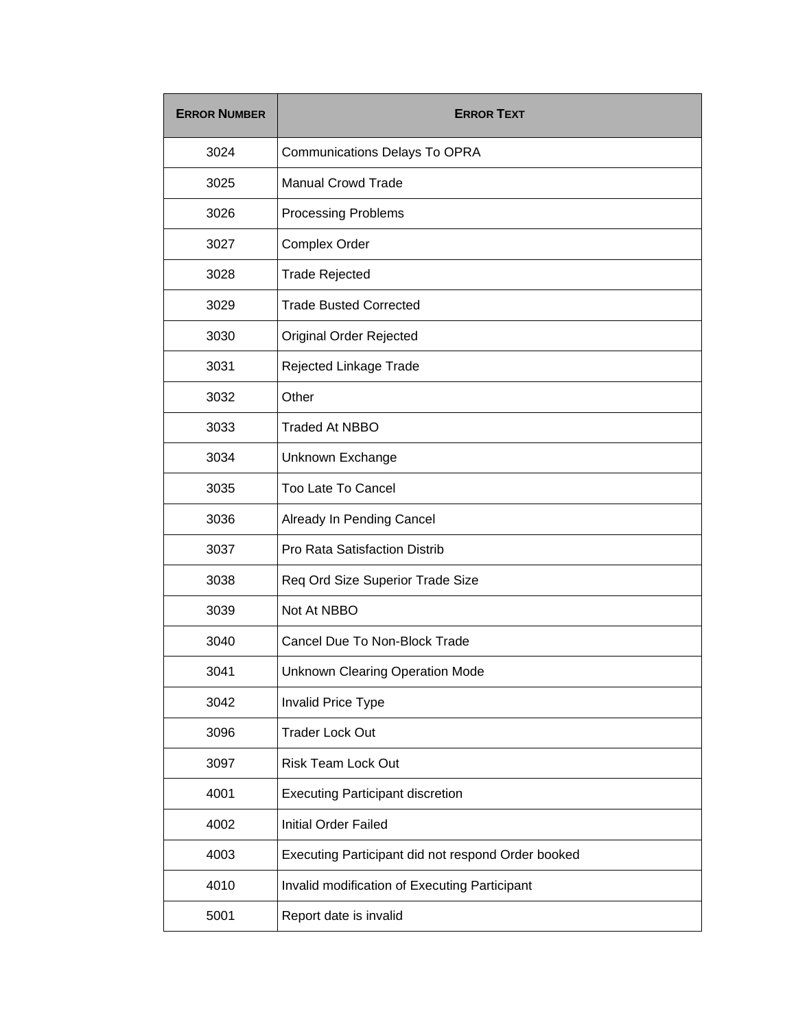| Error Number | Error Text |
| --- | --- |
| 3024 | Communications Delays To OPRA |
| 3025 | Manual Crowd Trade |
| 3026 | Processing Problems |
| 3027 | Complex Order |
| 3028 | Trade Rejected |
| 3029 | Trade Busted Corrected |
| 3030 | Original Order Rejected |
| 3031 | Rejected Linkage Trade |
| 3032 | Other |
| 3033 | Traded At NBBO |
| 3034 | Unknown Exchange |
| 3035 | Too Late To Cancel |
| 3036 | Already In Pending Cancel |
| 3037 | Pro Rata Satisfaction Distrib |
| 3038 | Req Ord Size Superior Trade Size |
| 3039 | Not At NBBO |
| 3040 | Cancel Due To Non-Block Trade |
| 3041 | Unknown Clearing Operation Mode |
| 3042 | Invalid Price Type |
| 3096 | Trader Lock Out |
| 3097 | Risk Team Lock Out |
| 4001 | Executing Participant discretion |
| 4002 | Initial Order Failed |
| 4003 | Executing Participant did not respond Order booked |
| 4010 | Invalid modification of Executing Participant |
| 5001 | Report date is invalid |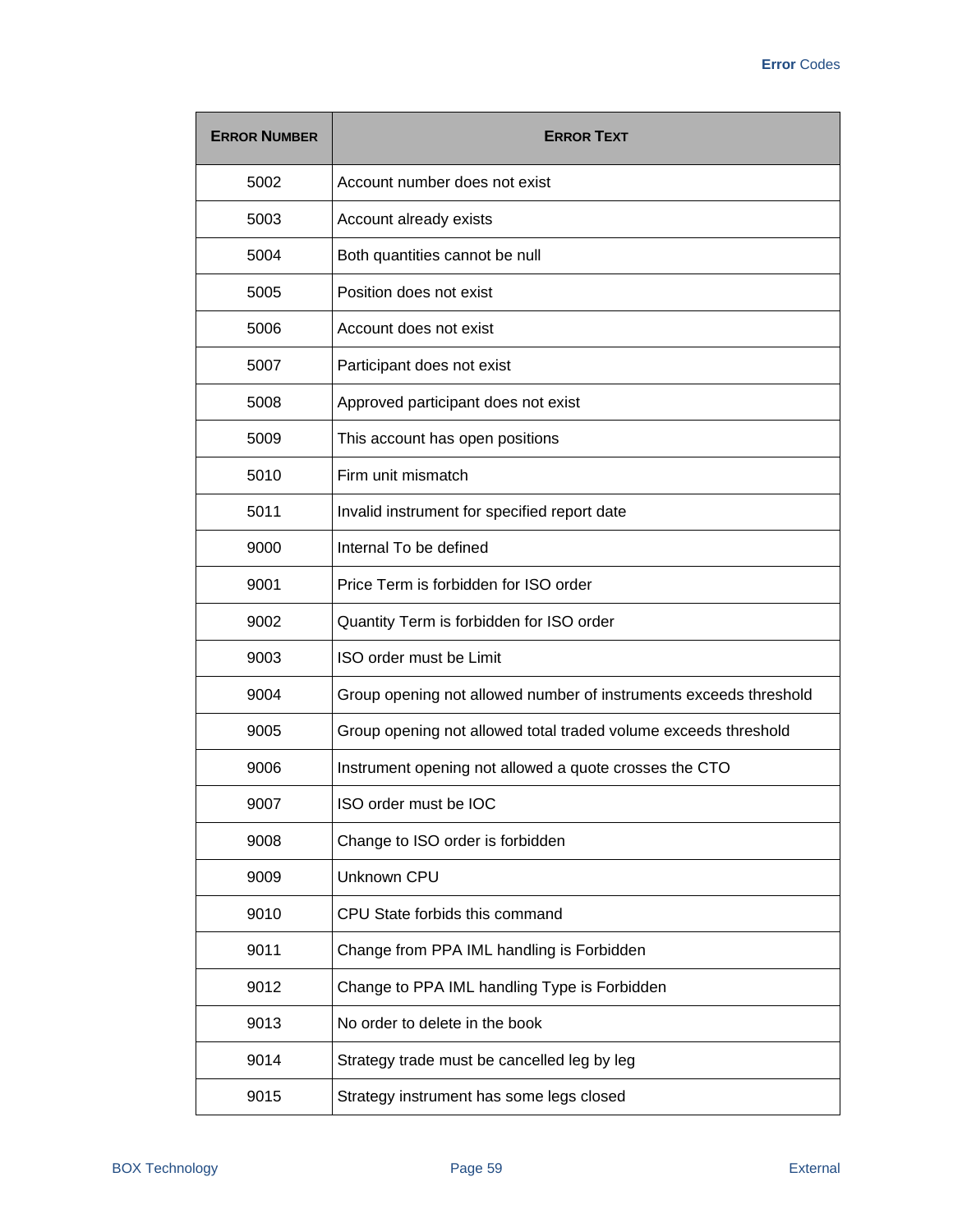| Error Number | Error Text |
| --- | --- |
| 5002 | Account number does not exist |
| 5003 | Account already exists |
| 5004 | Both quantities cannot be null |
| 5005 | Position does not exist |
| 5006 | Account does not exist |
| 5007 | Participant does not exist |
| 5008 | Approved participant does not exist |
| 5009 | This account has open positions |
| 5010 | Firm unit mismatch |
| 5011 | Invalid instrument for specified report date |
| 9000 | Internal To be defined |
| 9001 | Price Term is forbidden for ISO order |
| 9002 | Quantity Term is forbidden for ISO order |
| 9003 | ISO order must be Limit |
| 9004 | Group opening not allowed number of instruments exceeds threshold |
| 9005 | Group opening not allowed total traded volume exceeds threshold |
| 9006 | Instrument opening not allowed a quote crosses the CTO |
| 9007 | ISO order must be IOC |
| 9008 | Change to ISO order is forbidden |
| 9009 | Unknown CPU |
| 9010 | CPU State forbids this command |
| 9011 | Change from PPA IML handling is Forbidden |
| 9012 | Change to PPA IML handling Type is Forbidden |
| 9013 | No order to delete in the book |
| 9014 | Strategy trade must be cancelled leg by leg |
| 9015 | Strategy instrument has some legs closed |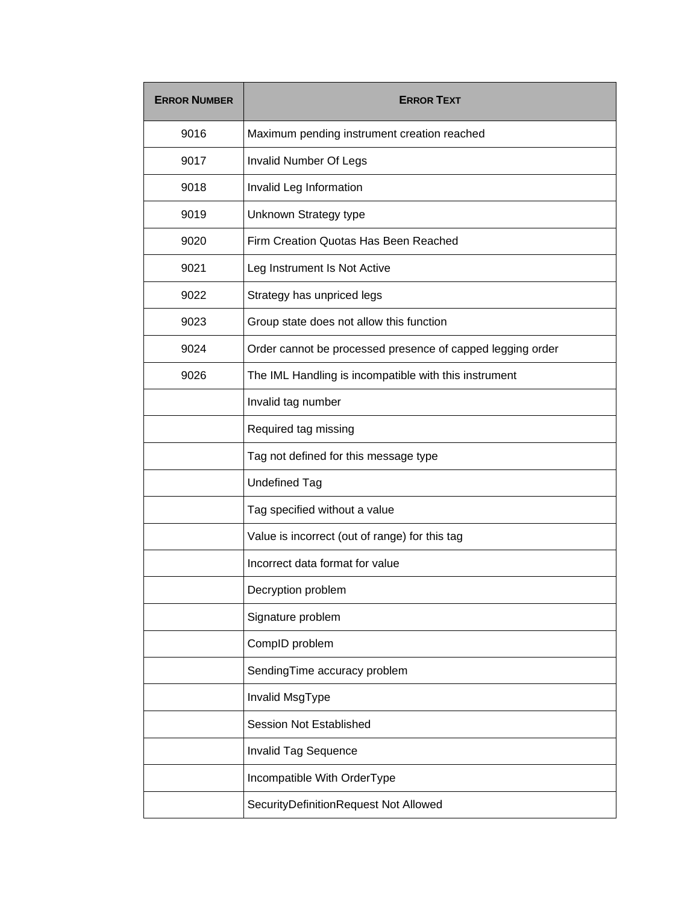| Error Number | Error Text |
|---|---|
| 9016 | Maximum pending instrument creation reached |
| 9017 | Invalid Number Of Legs |
| 9018 | Invalid Leg Information |
| 9019 | Unknown Strategy type |
| 9020 | Firm Creation Quotas Has Been Reached |
| 9021 | Leg Instrument Is Not Active |
| 9022 | Strategy has unpriced legs |
| 9023 | Group state does not allow this function |
| 9024 | Order cannot be processed presence of capped legging order |
| 9026 | The IML Handling is incompatible with this instrument |
| | Invalid tag number |
| | Required tag missing |
| | Tag not defined for this message type |
| | Undefined Tag |
| | Tag specified without a value |
| | Value is incorrect (out of range) for this tag |
| | Incorrect data format for value |
| | Decryption problem |
| | Signature problem |
| | CompID problem |
| | SendingTime accuracy problem |
| | Invalid MsgType |
| | Session Not Established |
| | Invalid Tag Sequence |
| | Incompatible With OrderType |
| | SecurityDefinitionRequest Not Allowed |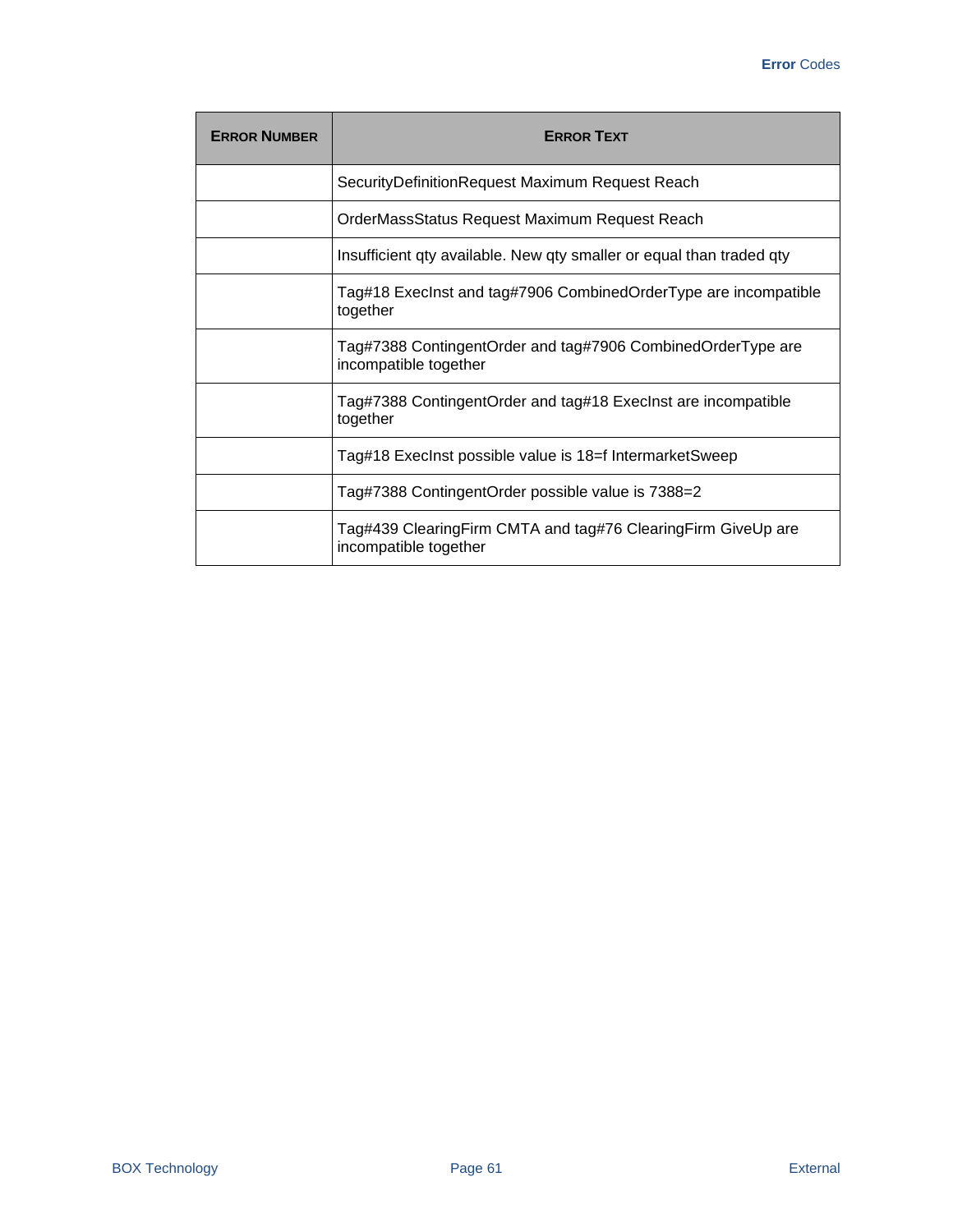| ERROR NUMBER | ERROR TEXT |
|---|---|
| | SecurityDefinitionRequest Maximum Request Reach |
| | OrderMassStatus Request Maximum Request Reach |
| | Insufficient qty available. New qty smaller or equal than traded qty |
| | Tag#18 ExecInst and tag#7906 CombinedOrderType are incompatible together |
| | Tag#7388 ContingentOrder and tag#7906 CombinedOrderType are incompatible together |
| | Tag#7388 ContingentOrder and tag#18 ExecInst are incompatible together |
| | Tag#18 ExecInst possible value is 18=f IntermarketSweep |
| | Tag#7388 ContingentOrder possible value is 7388=2 |
| | Tag#439 ClearingFirm CMTA and tag#76 ClearingFirm GiveUp are incompatible together |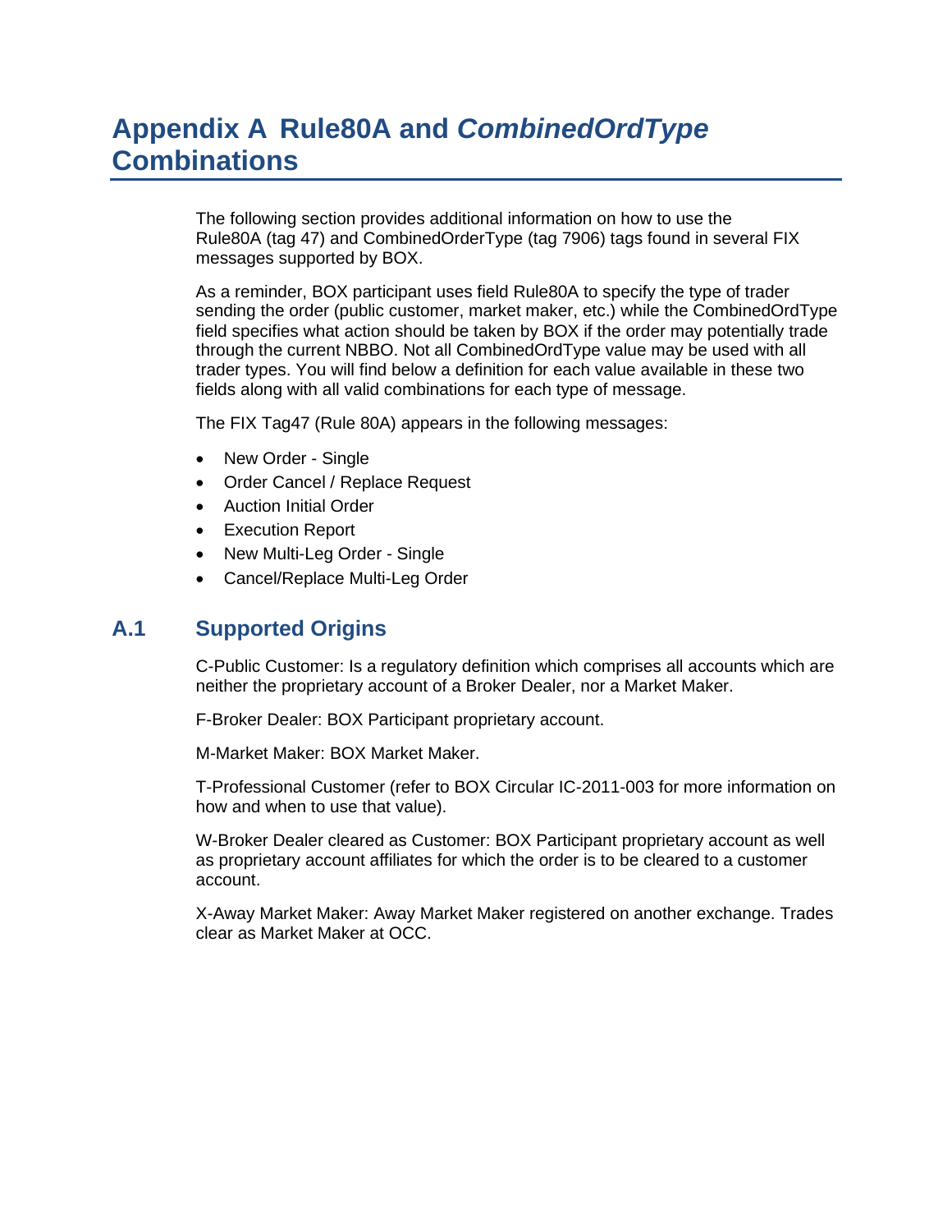# Appendix A Rule80A and *CombinedOrdType* Combinations

The following section provides additional information on how to use the Rule80A (tag 47) and CombinedOrderType (tag 7906) tags found in several FIX messages supported by BOX.

As a reminder, BOX participant uses field Rule80A to specify the type of trader sending the order (public customer, market maker, etc.) while the CombinedOrdType field specifies what action should be taken by BOX if the order may potentially trade through the current NBBO. Not all CombinedOrdType value may be used with all trader types. You will find below a definition for each value available in these two fields along with all valid combinations for each type of message.

The FIX Tag47 (Rule 80A) appears in the following messages:

- New Order - Single
- Order Cancel / Replace Request
- Auction Initial Order
- Execution Report
- New Multi-Leg Order - Single
- Cancel/Replace Multi-Leg Order

## A.1 Supported Origins

C-Public Customer: Is a regulatory definition which comprises all accounts which are neither the proprietary account of a Broker Dealer, nor a Market Maker.

F-Broker Dealer: BOX Participant proprietary account.

M-Market Maker: BOX Market Maker.

T-Professional Customer (refer to BOX Circular IC-2011-003 for more information on how and when to use that value).

W-Broker Dealer cleared as Customer: BOX Participant proprietary account as well as proprietary account affiliates for which the order is to be cleared to a customer account.

X-Away Market Maker: Away Market Maker registered on another exchange. Trades clear as Market Maker at OCC.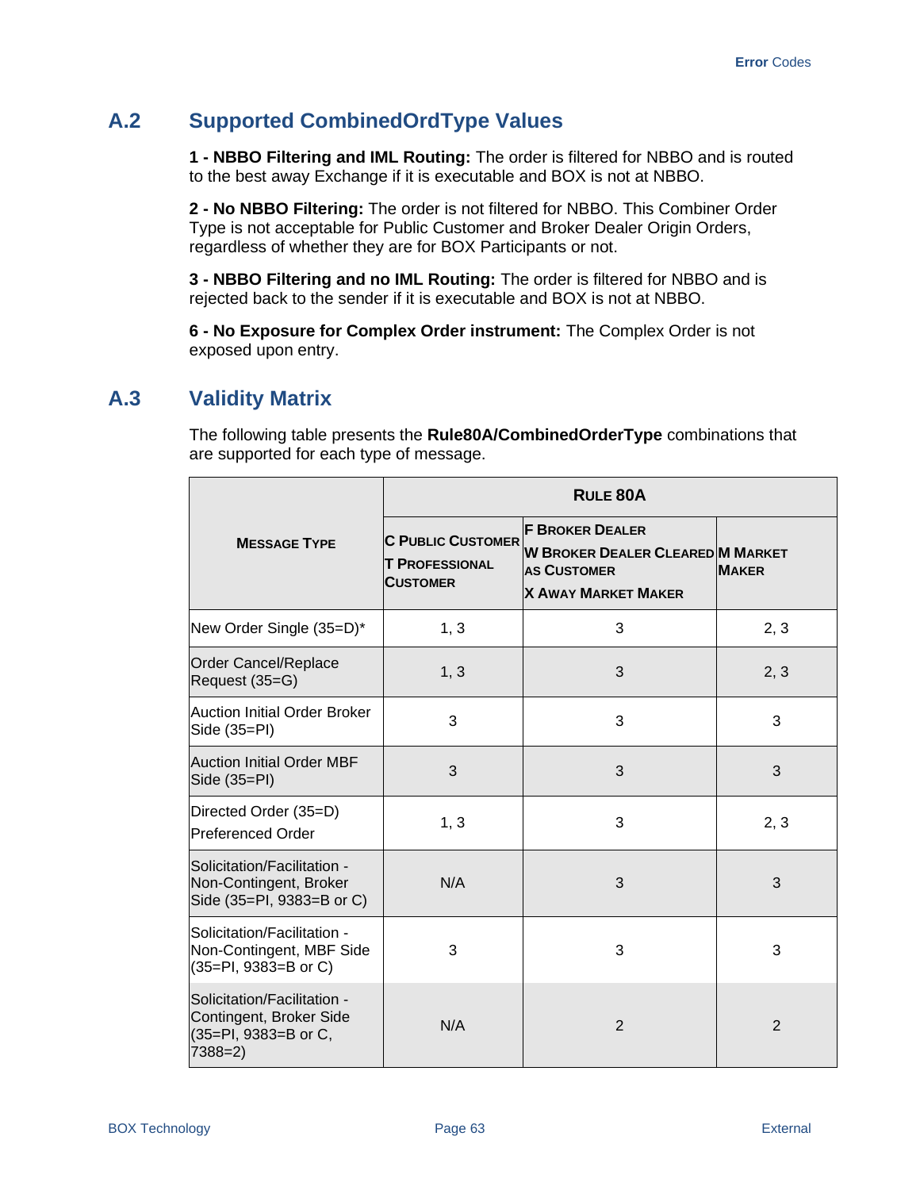## A.2 Supported CombinedOrdType Values

**1 - NBBO Filtering and IML Routing:** The order is filtered for NBBO and is routed to the best away Exchange if it is executable and BOX is not at NBBO.

**2 - No NBBO Filtering:** The order is not filtered for NBBO. This Combiner Order Type is not acceptable for Public Customer and Broker Dealer Origin Orders, regardless of whether they are for BOX Participants or not.

**3 - NBBO Filtering and no IML Routing:** The order is filtered for NBBO and is rejected back to the sender if it is executable and BOX is not at NBBO.

**6 - No Exposure for Complex Order instrument:** The Complex Order is not exposed upon entry.

## A.3 Validity Matrix

The following table presents the **Rule80A/CombinedOrderType** combinations that are supported for each type of message.

| MESSAGE TYPE | RULE 80A | | |
|---|---|---|---|
| | C PUBLIC CUSTOMER<br>T PROFESSIONAL CUSTOMER | F BROKER DEALER<br>W BROKER DEALER CLEARED AS CUSTOMER<br>X AWAY MARKET MAKER | M MARKET MAKER |
| New Order Single (35=D)* | 1, 3 | 3 | 2, 3 |
| Order Cancel/Replace Request (35=G) | 1, 3 | 3 | 2, 3 |
| Auction Initial Order Broker Side (35=PI) | 3 | 3 | 3 |
| Auction Initial Order MBF Side (35=PI) | 3 | 3 | 3 |
| Directed Order (35=D)<br>Preferenced Order | 1, 3 | 3 | 2, 3 |
| Solicitation/Facilitation - Non-Contingent, Broker Side (35=PI, 9383=B or C) | N/A | 3 | 3 |
| Solicitation/Facilitation - Non-Contingent, MBF Side (35=PI, 9383=B or C) | 3 | 3 | 3 |
| Solicitation/Facilitation - Contingent, Broker Side (35=PI, 9383=B or C, 7388=2) | N/A | 2 | 2 |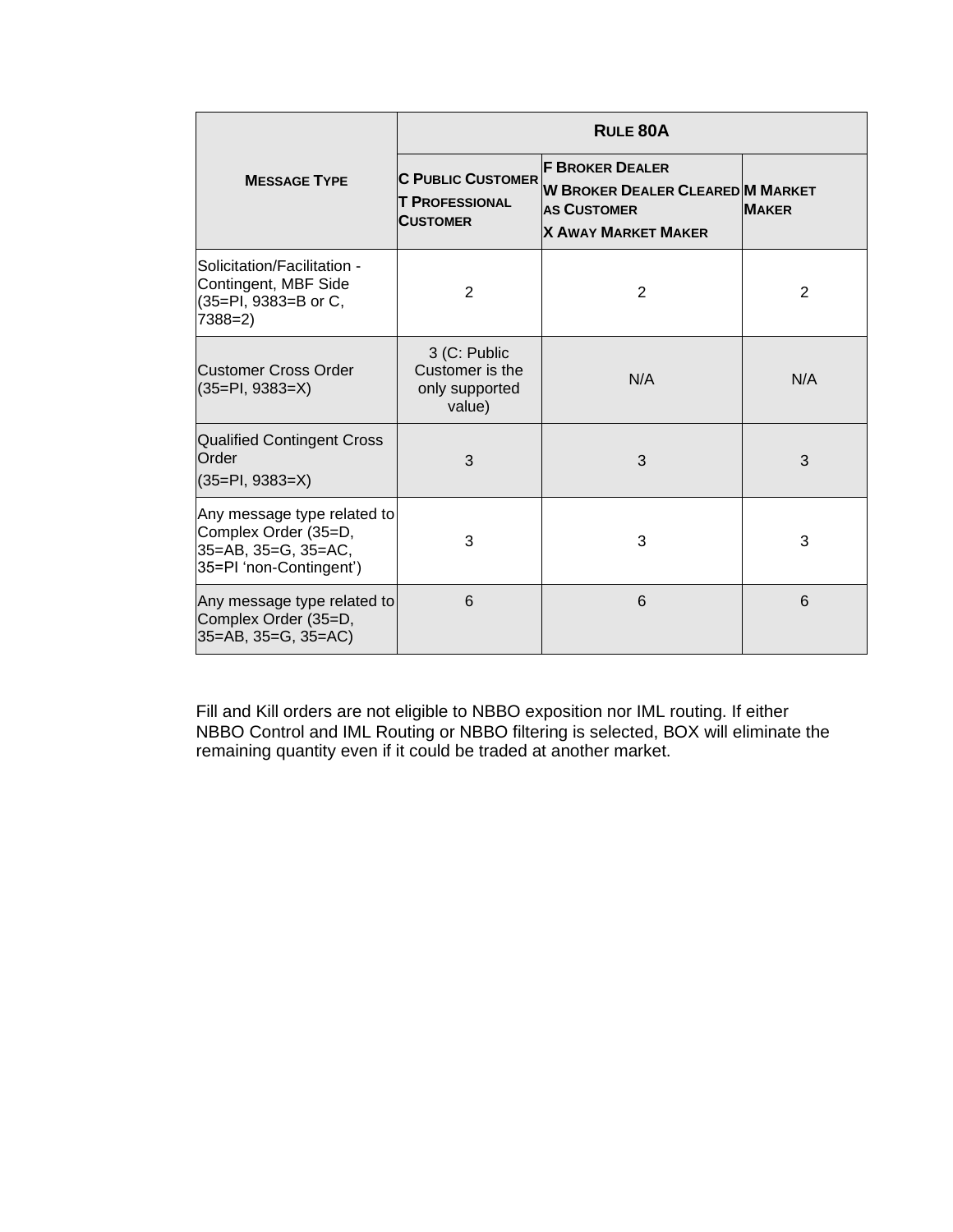| Message Type | Rule 80A | | |
|---|---|---|---|
| | C Public Customer<br>T Professional Customer | F Broker Dealer<br>W Broker Dealer Cleared as Customer<br>X Away Market Maker | M Market Maker |
| Solicitation/Facilitation - Contingent, MBF Side (35=PI, 9383=B or C, 7388=2) | 2 | 2 | 2 |
| Customer Cross Order (35=PI, 9383=X) | 3 (C: Public Customer is the only supported value) | N/A | N/A |
| Qualified Contingent Cross Order (35=PI, 9383=X) | 3 | 3 | 3 |
| Any message type related to Complex Order (35=D, 35=AB, 35=G, 35=AC, 35=PI 'non-Contingent') | 3 | 3 | 3 |
| Any message type related to Complex Order (35=D, 35=AB, 35=G, 35=AC) | 6 | 6 | 6 |

Fill and Kill orders are not eligible to NBBO exposition nor IML routing. If either NBBO Control and IML Routing or NBBO filtering is selected, BOX will eliminate the remaining quantity even if it could be traded at another market.